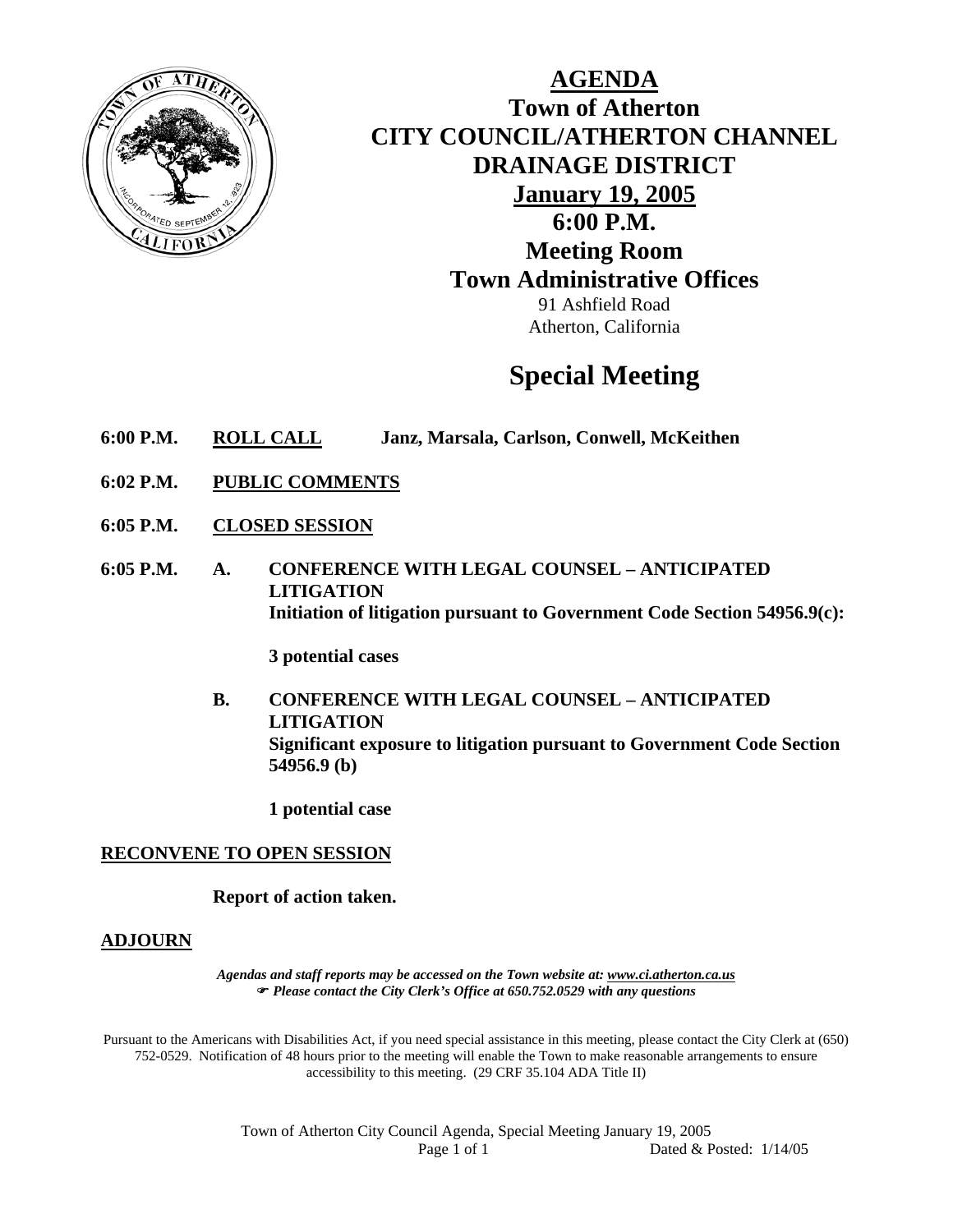# AGENDA

## Town of Atherton
## CITY COUNCIL/ATHERTON CHANNEL DRAINAGE DISTRICT

**January 19, 2005**
**6:00 P.M.**
**Meeting Room**
**Town Administrative Offices**

91 Ashfield Road
Atherton, California

# Special Meeting

**6:00 P.M.** **ROLL CALL** **Janz, Marsala, Carlson, Conwell, McKeithen**

**6:02 P.M.** **PUBLIC COMMENTS**

**6:05 P.M.** **CLOSED SESSION**

**6:05 P.M.** **A.** **CONFERENCE WITH LEGAL COUNSEL – ANTICIPATED LITIGATION**
**Initiation of litigation pursuant to Government Code Section 54956.9(c):**

**3 potential cases**

**B.** **CONFERENCE WITH LEGAL COUNSEL – ANTICIPATED LITIGATION**
**Significant exposure to litigation pursuant to Government Code Section 54956.9 (b)**

**1 potential case**

**RECONVENE TO OPEN SESSION**

**Report of action taken.**

**ADJOURN**

***Agendas and staff reports may be accessed on the Town website at: www.ci.atherton.ca.us***
***☞ Please contact the City Clerk's Office at 650.752.0529 with any questions***

Pursuant to the Americans with Disabilities Act, if you need special assistance in this meeting, please contact the City Clerk at (650) 752-0529. Notification of 48 hours prior to the meeting will enable the Town to make reasonable arrangements to ensure accessibility to this meeting. (29 CRF 35.104 ADA Title II)

Town of Atherton City Council Agenda, Special Meeting January 19, 2005
Dated & Posted: 1/14/05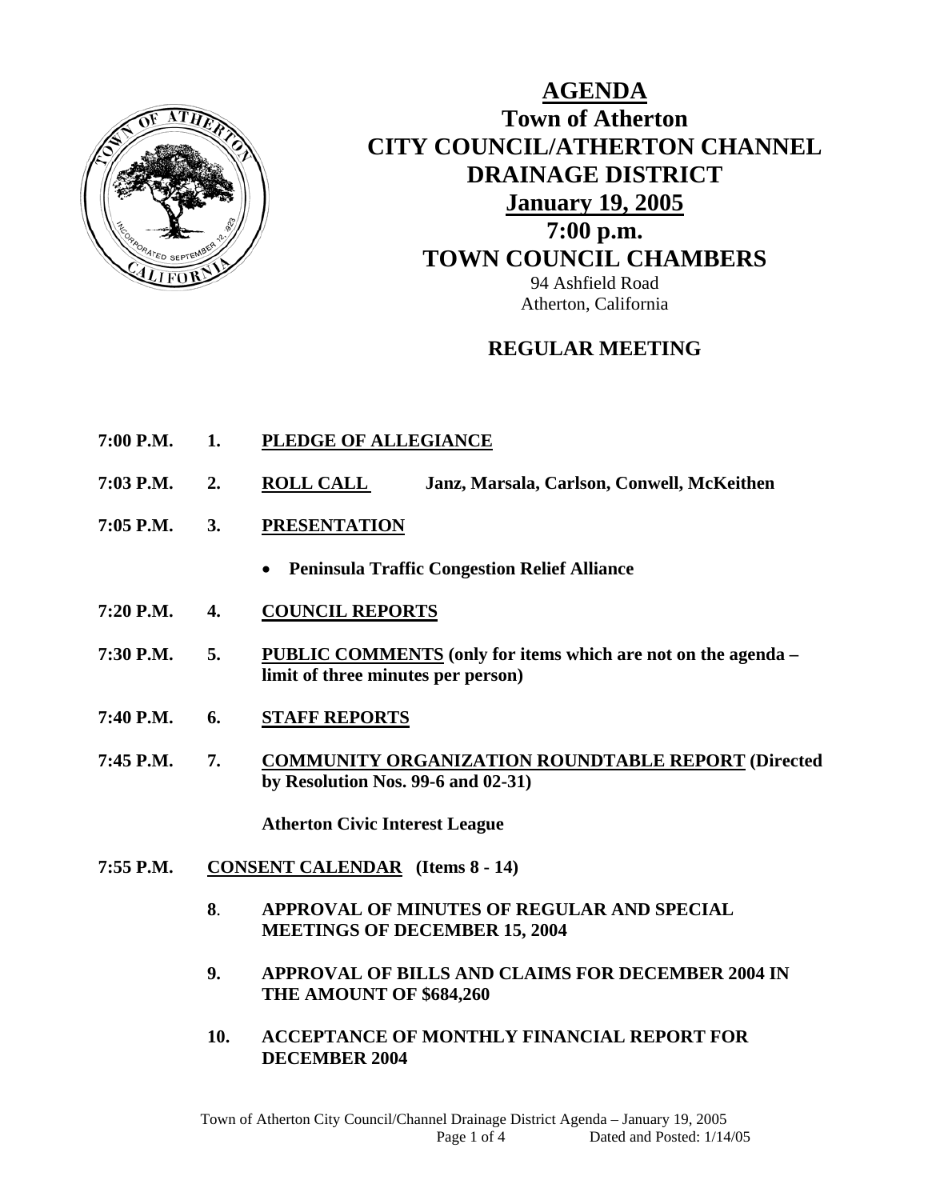# AGENDA

## Town of Atherton
## CITY COUNCIL/ATHERTON CHANNEL DRAINAGE DISTRICT
## January 19, 2005
## 7:00 p.m.
## TOWN COUNCIL CHAMBERS

94 Ashfield Road
Atherton, California

### REGULAR MEETING

**7:00 P.M. 1. PLEDGE OF ALLEGIANCE**

**7:03 P.M. 2. ROLL CALL** **Janz, Marsala, Carlson, Conwell, McKeithen**

**7:05 P.M. 3. PRESENTATION**

- **Peninsula Traffic Congestion Relief Alliance**

**7:20 P.M. 4. COUNCIL REPORTS**

**7:30 P.M. 5. PUBLIC COMMENTS (only for items which are not on the agenda – limit of three minutes per person)**

**7:40 P.M. 6. STAFF REPORTS**

**7:45 P.M. 7. COMMUNITY ORGANIZATION ROUNDTABLE REPORT (Directed by Resolution Nos. 99-6 and 02-31)**

**Atherton Civic Interest League**

**7:55 P.M. CONSENT CALENDAR (Items 8 - 14)**

**8. APPROVAL OF MINUTES OF REGULAR AND SPECIAL MEETINGS OF DECEMBER 15, 2004**

**9. APPROVAL OF BILLS AND CLAIMS FOR DECEMBER 2004 IN THE AMOUNT OF $684,260**

**10. ACCEPTANCE OF MONTHLY FINANCIAL REPORT FOR DECEMBER 2004**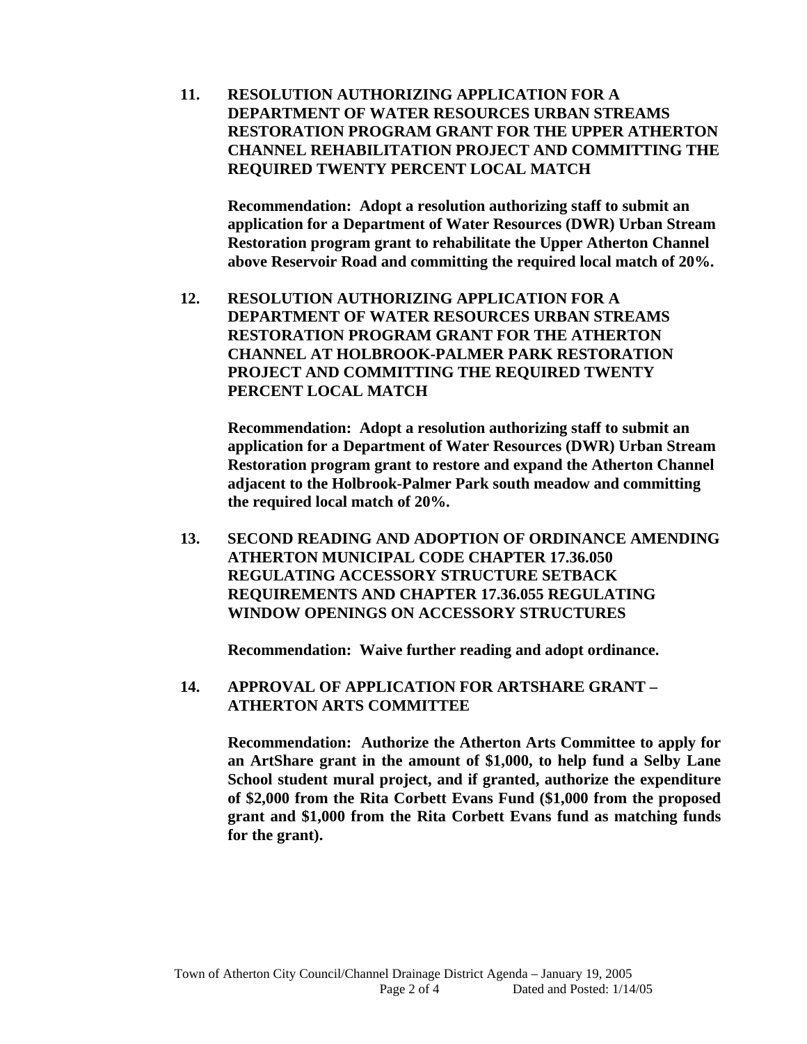**11. RESOLUTION AUTHORIZING APPLICATION FOR A DEPARTMENT OF WATER RESOURCES URBAN STREAMS RESTORATION PROGRAM GRANT FOR THE UPPER ATHERTON CHANNEL REHABILITATION PROJECT AND COMMITTING THE REQUIRED TWENTY PERCENT LOCAL MATCH**

**Recommendation: Adopt a resolution authorizing staff to submit an application for a Department of Water Resources (DWR) Urban Stream Restoration program grant to rehabilitate the Upper Atherton Channel above Reservoir Road and committing the required local match of 20%.**

**12. RESOLUTION AUTHORIZING APPLICATION FOR A DEPARTMENT OF WATER RESOURCES URBAN STREAMS RESTORATION PROGRAM GRANT FOR THE ATHERTON CHANNEL AT HOLBROOK-PALMER PARK RESTORATION PROJECT AND COMMITTING THE REQUIRED TWENTY PERCENT LOCAL MATCH**

**Recommendation: Adopt a resolution authorizing staff to submit an application for a Department of Water Resources (DWR) Urban Stream Restoration program grant to restore and expand the Atherton Channel adjacent to the Holbrook-Palmer Park south meadow and committing the required local match of 20%.**

**13. SECOND READING AND ADOPTION OF ORDINANCE AMENDING ATHERTON MUNICIPAL CODE CHAPTER 17.36.050 REGULATING ACCESSORY STRUCTURE SETBACK REQUIREMENTS AND CHAPTER 17.36.055 REGULATING WINDOW OPENINGS ON ACCESSORY STRUCTURES**

**Recommendation: Waive further reading and adopt ordinance.**

**14. APPROVAL OF APPLICATION FOR ARTSHARE GRANT – ATHERTON ARTS COMMITTEE**

**Recommendation: Authorize the Atherton Arts Committee to apply for an ArtShare grant in the amount of $1,000, to help fund a Selby Lane School student mural project, and if granted, authorize the expenditure of $2,000 from the Rita Corbett Evans Fund ($1,000 from the proposed grant and $1,000 from the Rita Corbett Evans fund as matching funds for the grant).**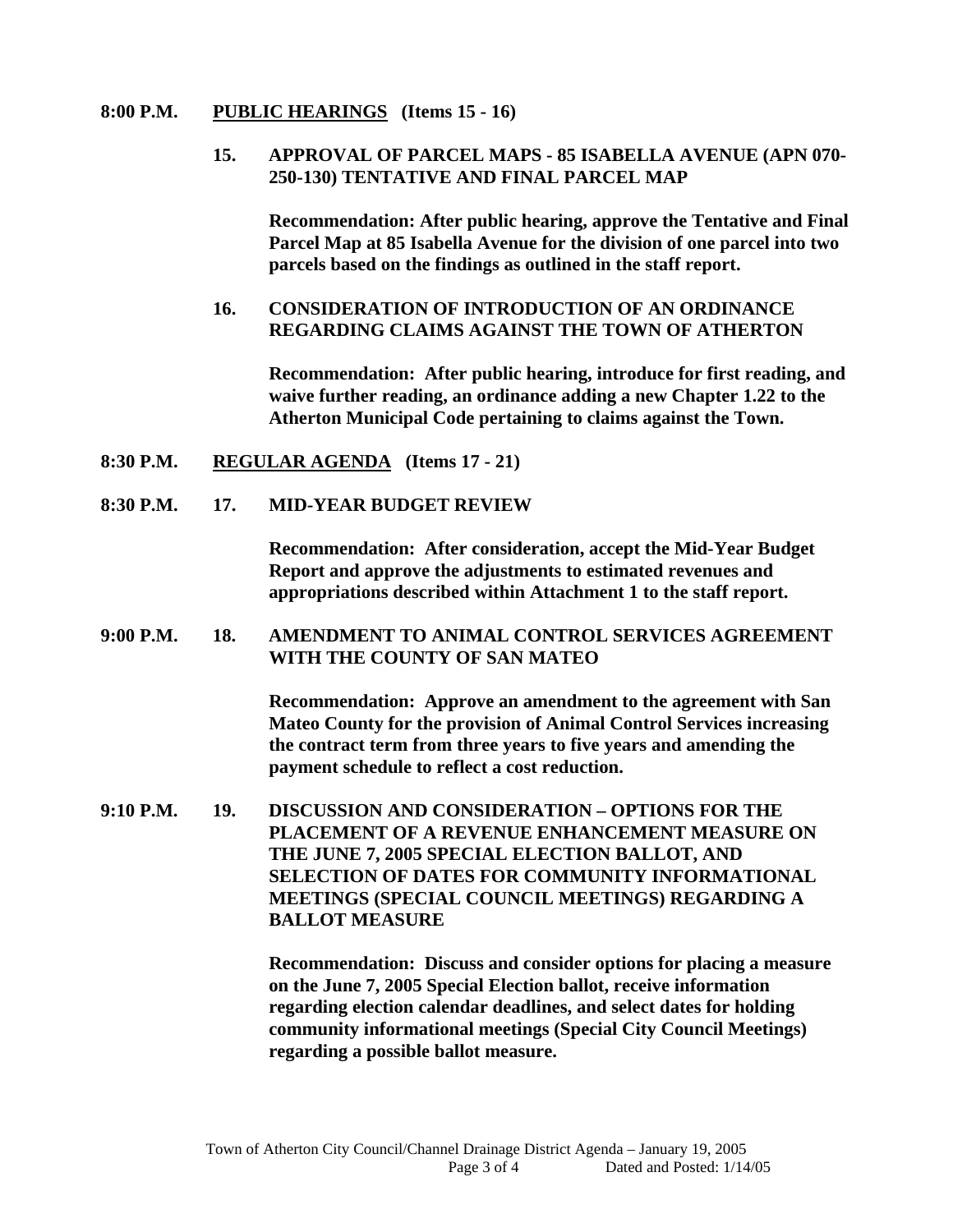**8:00 P.M. PUBLIC HEARINGS (Items 15 - 16)**

**15. APPROVAL OF PARCEL MAPS - 85 ISABELLA AVENUE (APN 070-250-130) TENTATIVE AND FINAL PARCEL MAP**

**Recommendation: After public hearing, approve the Tentative and Final Parcel Map at 85 Isabella Avenue for the division of one parcel into two parcels based on the findings as outlined in the staff report.**

**16. CONSIDERATION OF INTRODUCTION OF AN ORDINANCE REGARDING CLAIMS AGAINST THE TOWN OF ATHERTON**

**Recommendation: After public hearing, introduce for first reading, and waive further reading, an ordinance adding a new Chapter 1.22 to the Atherton Municipal Code pertaining to claims against the Town.**

**8:30 P.M. REGULAR AGENDA (Items 17 - 21)**

**8:30 P.M. 17. MID-YEAR BUDGET REVIEW**

**Recommendation: After consideration, accept the Mid-Year Budget Report and approve the adjustments to estimated revenues and appropriations described within Attachment 1 to the staff report.**

**9:00 P.M. 18. AMENDMENT TO ANIMAL CONTROL SERVICES AGREEMENT WITH THE COUNTY OF SAN MATEO**

**Recommendation: Approve an amendment to the agreement with San Mateo County for the provision of Animal Control Services increasing the contract term from three years to five years and amending the payment schedule to reflect a cost reduction.**

**9:10 P.M. 19. DISCUSSION AND CONSIDERATION – OPTIONS FOR THE PLACEMENT OF A REVENUE ENHANCEMENT MEASURE ON THE JUNE 7, 2005 SPECIAL ELECTION BALLOT, AND SELECTION OF DATES FOR COMMUNITY INFORMATIONAL MEETINGS (SPECIAL COUNCIL MEETINGS) REGARDING A BALLOT MEASURE**

**Recommendation: Discuss and consider options for placing a measure on the June 7, 2005 Special Election ballot, receive information regarding election calendar deadlines, and select dates for holding community informational meetings (Special City Council Meetings) regarding a possible ballot measure.**

Town of Atherton City Council/Channel Drainage District Agenda – January 19, 2005
Dated and Posted: 1/14/05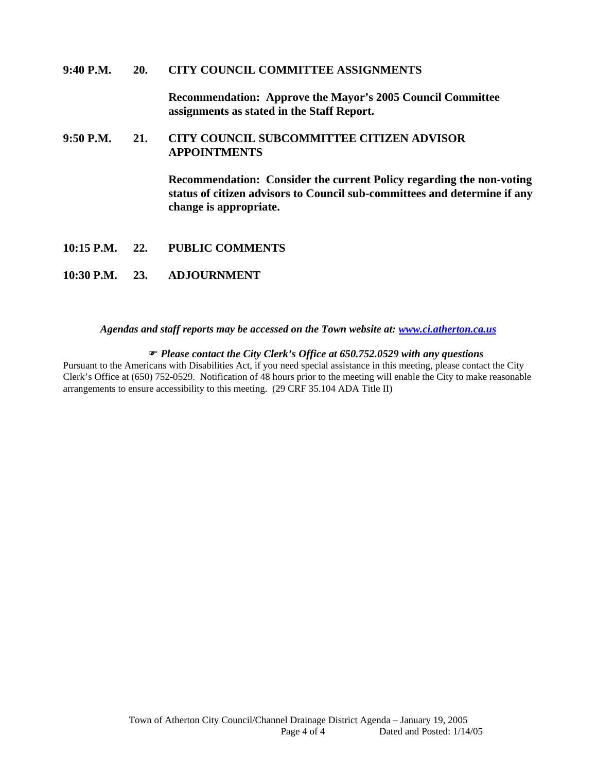**9:40 P.M.** **20.** **CITY COUNCIL COMMITTEE ASSIGNMENTS**

**Recommendation: Approve the Mayor's 2005 Council Committee assignments as stated in the Staff Report.**

**9:50 P.M.** **21.** **CITY COUNCIL SUBCOMMITTEE CITIZEN ADVISOR APPOINTMENTS**

**Recommendation: Consider the current Policy regarding the non-voting status of citizen advisors to Council sub-committees and determine if any change is appropriate.**

**10:15 P.M.** **22.** **PUBLIC COMMENTS**

**10:30 P.M.** **23.** **ADJOURNMENT**

***Agendas and staff reports may be accessed on the Town website at: [www.ci.atherton.ca.us](http://www.ci.atherton.ca.us)***

☞ ***Please contact the City Clerk's Office at 650.752.0529 with any questions***

Pursuant to the Americans with Disabilities Act, if you need special assistance in this meeting, please contact the City Clerk's Office at (650) 752-0529. Notification of 48 hours prior to the meeting will enable the City to make reasonable arrangements to ensure accessibility to this meeting. (29 CRF 35.104 ADA Title II)

Town of Atherton City Council/Channel Drainage District Agenda – January 19, 2005
Dated and Posted: 1/14/05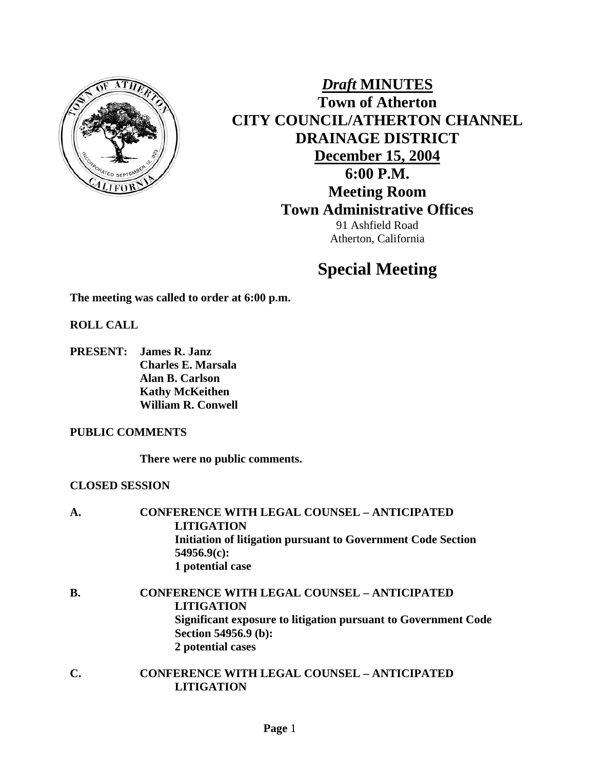# *Draft* MINUTES

## Town of Atherton
## CITY COUNCIL/ATHERTON CHANNEL DRAINAGE DISTRICT
## December 15, 2004
## 6:00 P.M.
## Meeting Room
## Town Administrative Offices

91 Ashfield Road
Atherton, California

# Special Meeting

**The meeting was called to order at 6:00 p.m.**

**ROLL CALL**

**PRESENT:** **James R. Janz**
**Charles E. Marsala**
**Alan B. Carlson**
**Kathy McKeithen**
**William R. Conwell**

**PUBLIC COMMENTS**

**There were no public comments.**

**CLOSED SESSION**

**A. CONFERENCE WITH LEGAL COUNSEL – ANTICIPATED LITIGATION**
**Initiation of litigation pursuant to Government Code Section 54956.9(c):**
**1 potential case**

**B. CONFERENCE WITH LEGAL COUNSEL – ANTICIPATED LITIGATION**
**Significant exposure to litigation pursuant to Government Code Section 54956.9 (b):**
**2 potential cases**

**C. CONFERENCE WITH LEGAL COUNSEL – ANTICIPATED LITIGATION**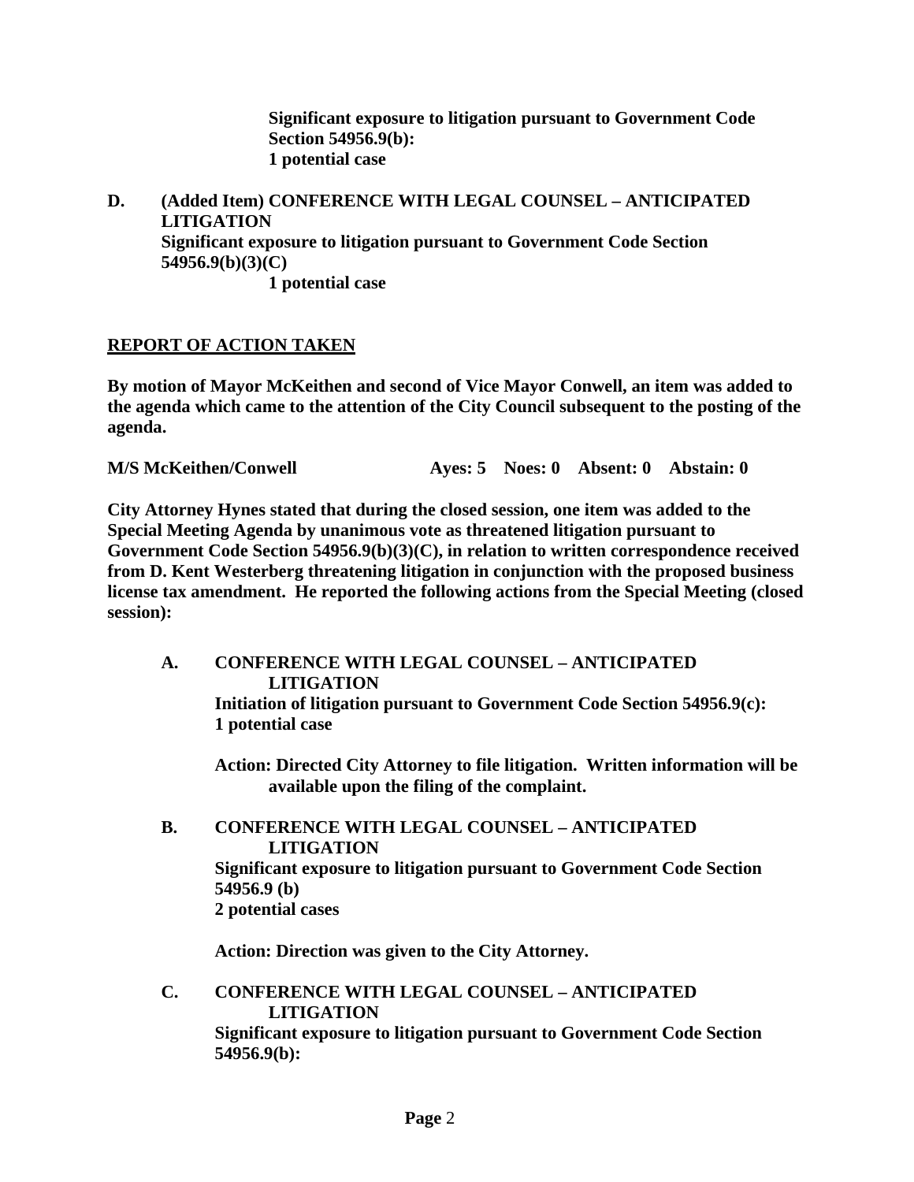**Significant exposure to litigation pursuant to Government Code Section 54956.9(b):**
**1 potential case**

**D. (Added Item) CONFERENCE WITH LEGAL COUNSEL – ANTICIPATED LITIGATION**
**Significant exposure to litigation pursuant to Government Code Section 54956.9(b)(3)(C)**
**1 potential case**

**REPORT OF ACTION TAKEN**

**By motion of Mayor McKeithen and second of Vice Mayor Conwell, an item was added to the agenda which came to the attention of the City Council subsequent to the posting of the agenda.**

**M/S McKeithen/Conwell Ayes: 5 Noes: 0 Absent: 0 Abstain: 0**

**City Attorney Hynes stated that during the closed session, one item was added to the Special Meeting Agenda by unanimous vote as threatened litigation pursuant to Government Code Section 54956.9(b)(3)(C), in relation to written correspondence received from D. Kent Westerberg threatening litigation in conjunction with the proposed business license tax amendment. He reported the following actions from the Special Meeting (closed session):**

**A. CONFERENCE WITH LEGAL COUNSEL – ANTICIPATED LITIGATION**
**Initiation of litigation pursuant to Government Code Section 54956.9(c):**
**1 potential case**

**Action: Directed City Attorney to file litigation. Written information will be available upon the filing of the complaint.**

**B. CONFERENCE WITH LEGAL COUNSEL – ANTICIPATED LITIGATION**
**Significant exposure to litigation pursuant to Government Code Section 54956.9 (b)**
**2 potential cases**

**Action: Direction was given to the City Attorney.**

**C. CONFERENCE WITH LEGAL COUNSEL – ANTICIPATED LITIGATION**
**Significant exposure to litigation pursuant to Government Code Section 54956.9(b):**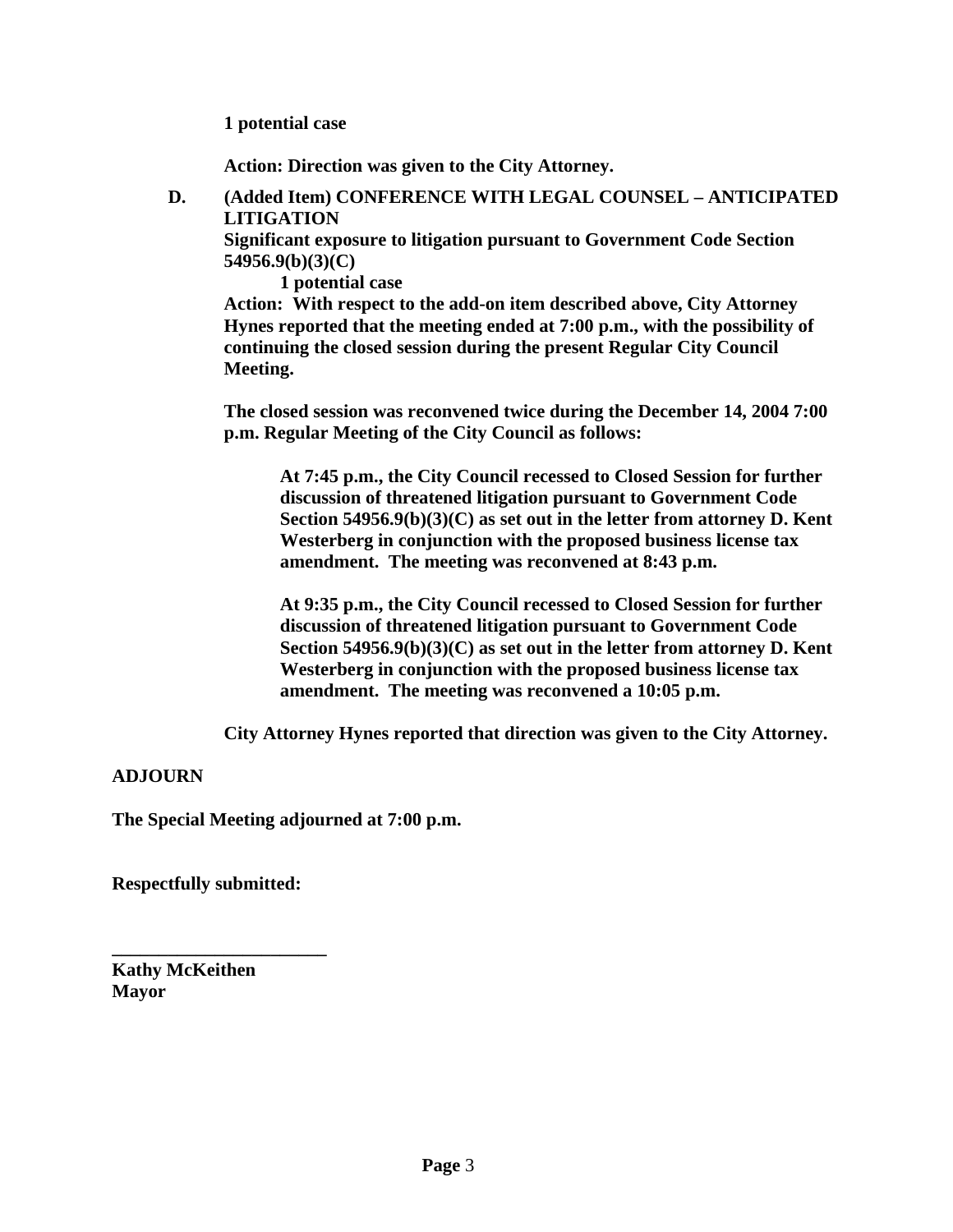**1 potential case**

**Action: Direction was given to the City Attorney.**

**D. (Added Item) CONFERENCE WITH LEGAL COUNSEL – ANTICIPATED LITIGATION**
**Significant exposure to litigation pursuant to Government Code Section 54956.9(b)(3)(C)**
**1 potential case**
**Action: With respect to the add-on item described above, City Attorney Hynes reported that the meeting ended at 7:00 p.m., with the possibility of continuing the closed session during the present Regular City Council Meeting.**

**The closed session was reconvened twice during the December 14, 2004 7:00 p.m. Regular Meeting of the City Council as follows:**

**At 7:45 p.m., the City Council recessed to Closed Session for further discussion of threatened litigation pursuant to Government Code Section 54956.9(b)(3)(C) as set out in the letter from attorney D. Kent Westerberg in conjunction with the proposed business license tax amendment. The meeting was reconvened at 8:43 p.m.**

**At 9:35 p.m., the City Council recessed to Closed Session for further discussion of threatened litigation pursuant to Government Code Section 54956.9(b)(3)(C) as set out in the letter from attorney D. Kent Westerberg in conjunction with the proposed business license tax amendment. The meeting was reconvened a 10:05 p.m.**

**City Attorney Hynes reported that direction was given to the City Attorney.**

**ADJOURN**

**The Special Meeting adjourned at 7:00 p.m.**

**Respectfully submitted:**

**________________________**
**Kathy McKeithen**
**Mayor**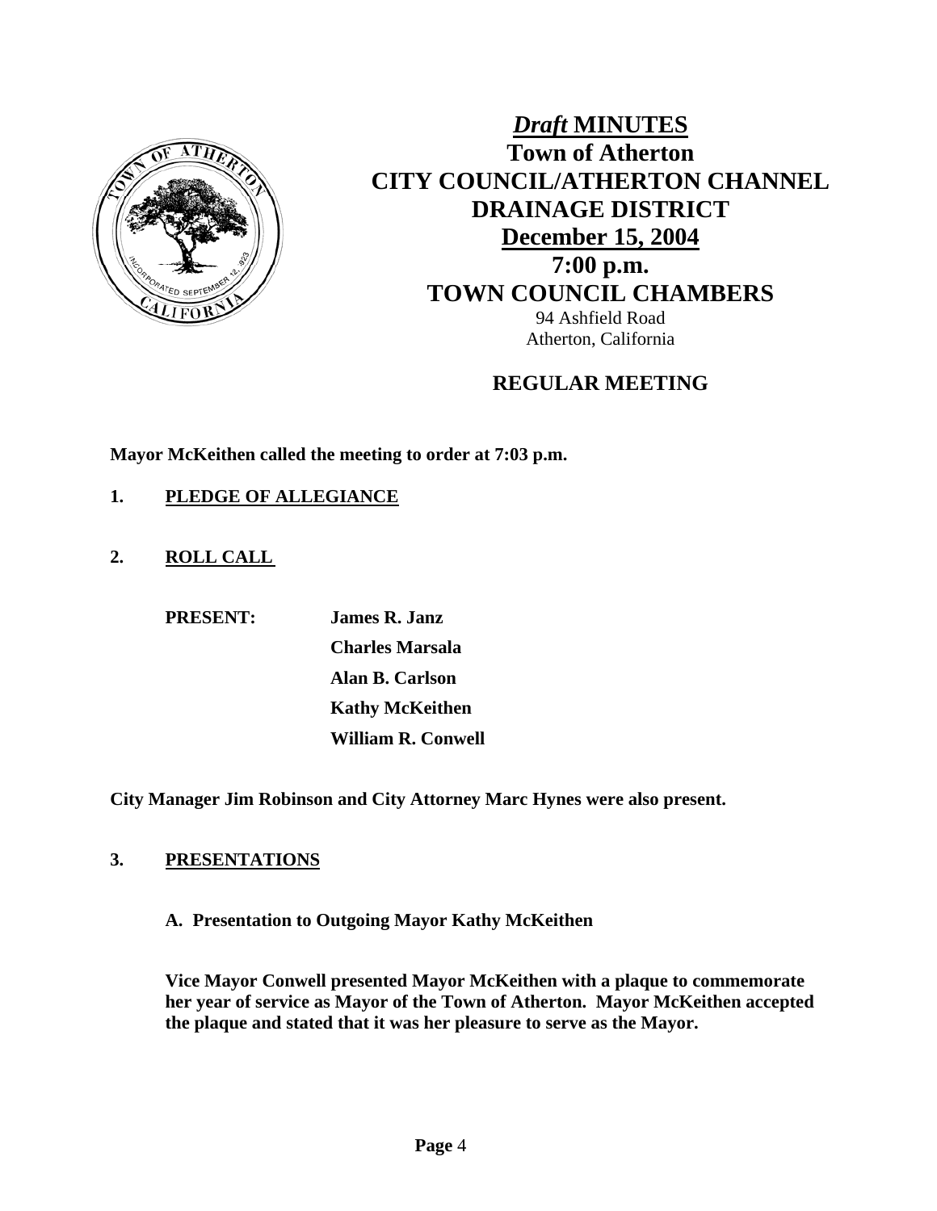# *Draft* MINUTES

## Town of Atherton

## CITY COUNCIL/ATHERTON CHANNEL DRAINAGE DISTRICT

## December 15, 2004

## 7:00 p.m.

## TOWN COUNCIL CHAMBERS

94 Ashfield Road
Atherton, California

## REGULAR MEETING

**Mayor McKeithen called the meeting to order at 7:03 p.m.**

**1. PLEDGE OF ALLEGIANCE**

**2. ROLL CALL**

**PRESENT:** **James R. Janz**
**Charles Marsala**
**Alan B. Carlson**
**Kathy McKeithen**
**William R. Conwell**

**City Manager Jim Robinson and City Attorney Marc Hynes were also present.**

**3. PRESENTATIONS**

**A. Presentation to Outgoing Mayor Kathy McKeithen**

**Vice Mayor Conwell presented Mayor McKeithen with a plaque to commemorate her year of service as Mayor of the Town of Atherton. Mayor McKeithen accepted the plaque and stated that it was her pleasure to serve as the Mayor.**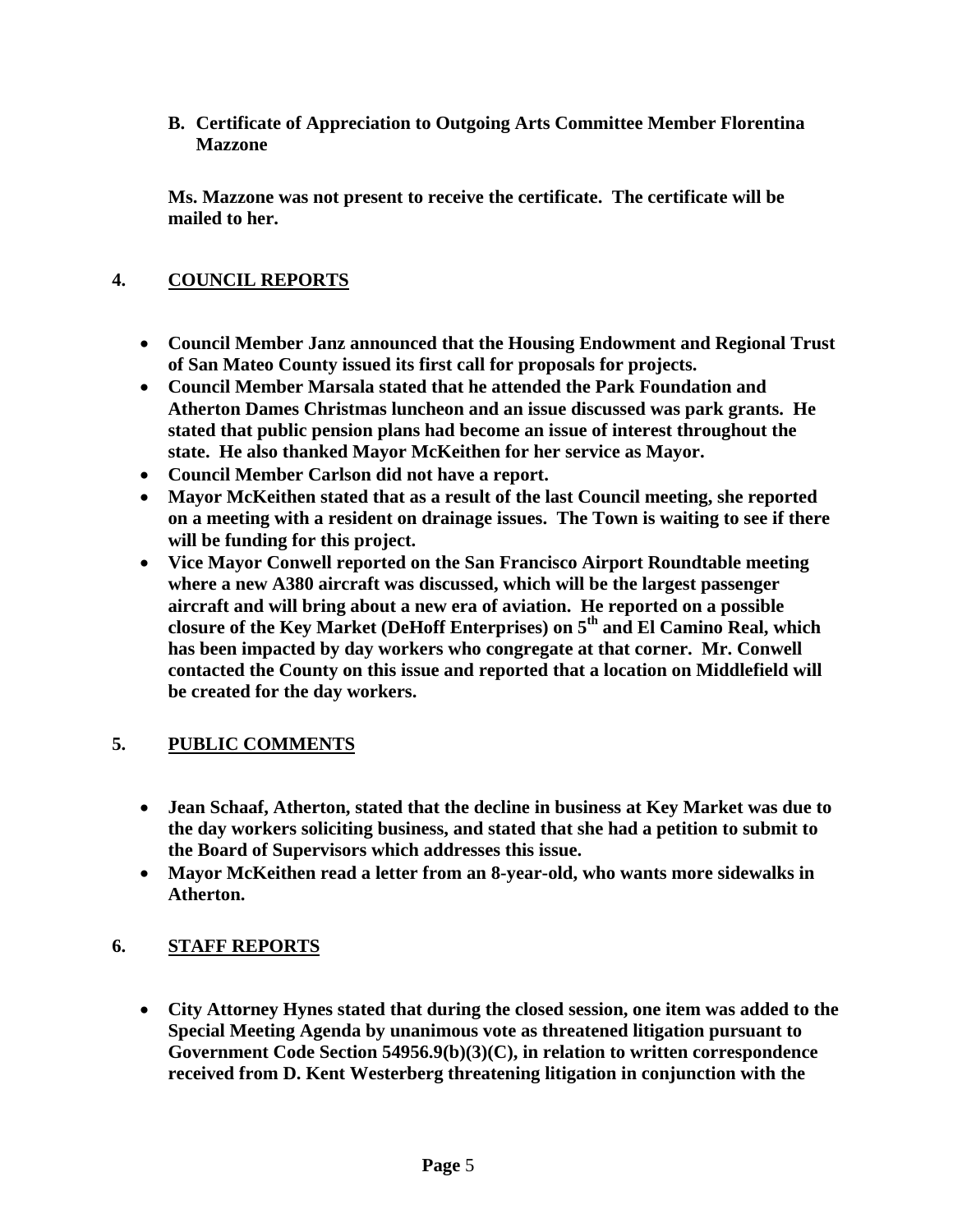**B. Certificate of Appreciation to Outgoing Arts Committee Member Florentina Mazzone**

**Ms. Mazzone was not present to receive the certificate. The certificate will be mailed to her.**

## 4. COUNCIL REPORTS

- **Council Member Janz announced that the Housing Endowment and Regional Trust of San Mateo County issued its first call for proposals for projects.**
- **Council Member Marsala stated that he attended the Park Foundation and Atherton Dames Christmas luncheon and an issue discussed was park grants. He stated that public pension plans had become an issue of interest throughout the state. He also thanked Mayor McKeithen for her service as Mayor.**
- **Council Member Carlson did not have a report.**
- **Mayor McKeithen stated that as a result of the last Council meeting, she reported on a meeting with a resident on drainage issues. The Town is waiting to see if there will be funding for this project.**
- **Vice Mayor Conwell reported on the San Francisco Airport Roundtable meeting where a new A380 aircraft was discussed, which will be the largest passenger aircraft and will bring about a new era of aviation. He reported on a possible closure of the Key Market (DeHoff Enterprises) on 5th and El Camino Real, which has been impacted by day workers who congregate at that corner. Mr. Conwell contacted the County on this issue and reported that a location on Middlefield will be created for the day workers.**

## 5. PUBLIC COMMENTS

- **Jean Schaaf, Atherton, stated that the decline in business at Key Market was due to the day workers soliciting business, and stated that she had a petition to submit to the Board of Supervisors which addresses this issue.**
- **Mayor McKeithen read a letter from an 8-year-old, who wants more sidewalks in Atherton.**

## 6. STAFF REPORTS

- **City Attorney Hynes stated that during the closed session, one item was added to the Special Meeting Agenda by unanimous vote as threatened litigation pursuant to Government Code Section 54956.9(b)(3)(C), in relation to written correspondence received from D. Kent Westerberg threatening litigation in conjunction with the**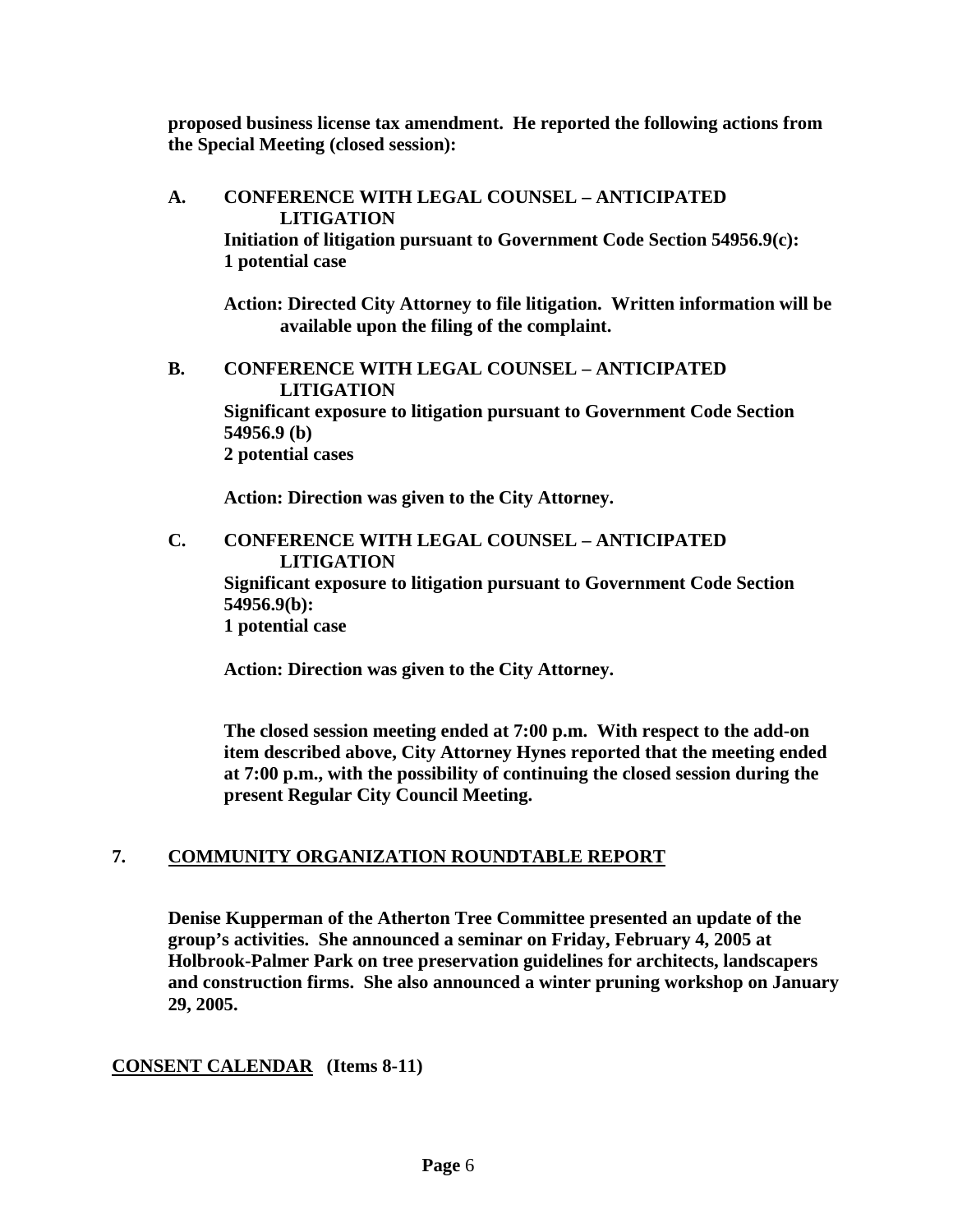**proposed business license tax amendment. He reported the following actions from the Special Meeting (closed session):**

**A. CONFERENCE WITH LEGAL COUNSEL – ANTICIPATED LITIGATION**
**Initiation of litigation pursuant to Government Code Section 54956.9(c): 1 potential case**

**Action: Directed City Attorney to file litigation. Written information will be available upon the filing of the complaint.**

**B. CONFERENCE WITH LEGAL COUNSEL – ANTICIPATED LITIGATION**
**Significant exposure to litigation pursuant to Government Code Section 54956.9 (b)**
**2 potential cases**

**Action: Direction was given to the City Attorney.**

**C. CONFERENCE WITH LEGAL COUNSEL – ANTICIPATED LITIGATION**
**Significant exposure to litigation pursuant to Government Code Section 54956.9(b):**
**1 potential case**

**Action: Direction was given to the City Attorney.**

**The closed session meeting ended at 7:00 p.m. With respect to the add-on item described above, City Attorney Hynes reported that the meeting ended at 7:00 p.m., with the possibility of continuing the closed session during the present Regular City Council Meeting.**

## 7. COMMUNITY ORGANIZATION ROUNDTABLE REPORT

**Denise Kupperman of the Atherton Tree Committee presented an update of the group's activities. She announced a seminar on Friday, February 4, 2005 at Holbrook-Palmer Park on tree preservation guidelines for architects, landscapers and construction firms. She also announced a winter pruning workshop on January 29, 2005.**

## CONSENT CALENDAR (Items 8-11)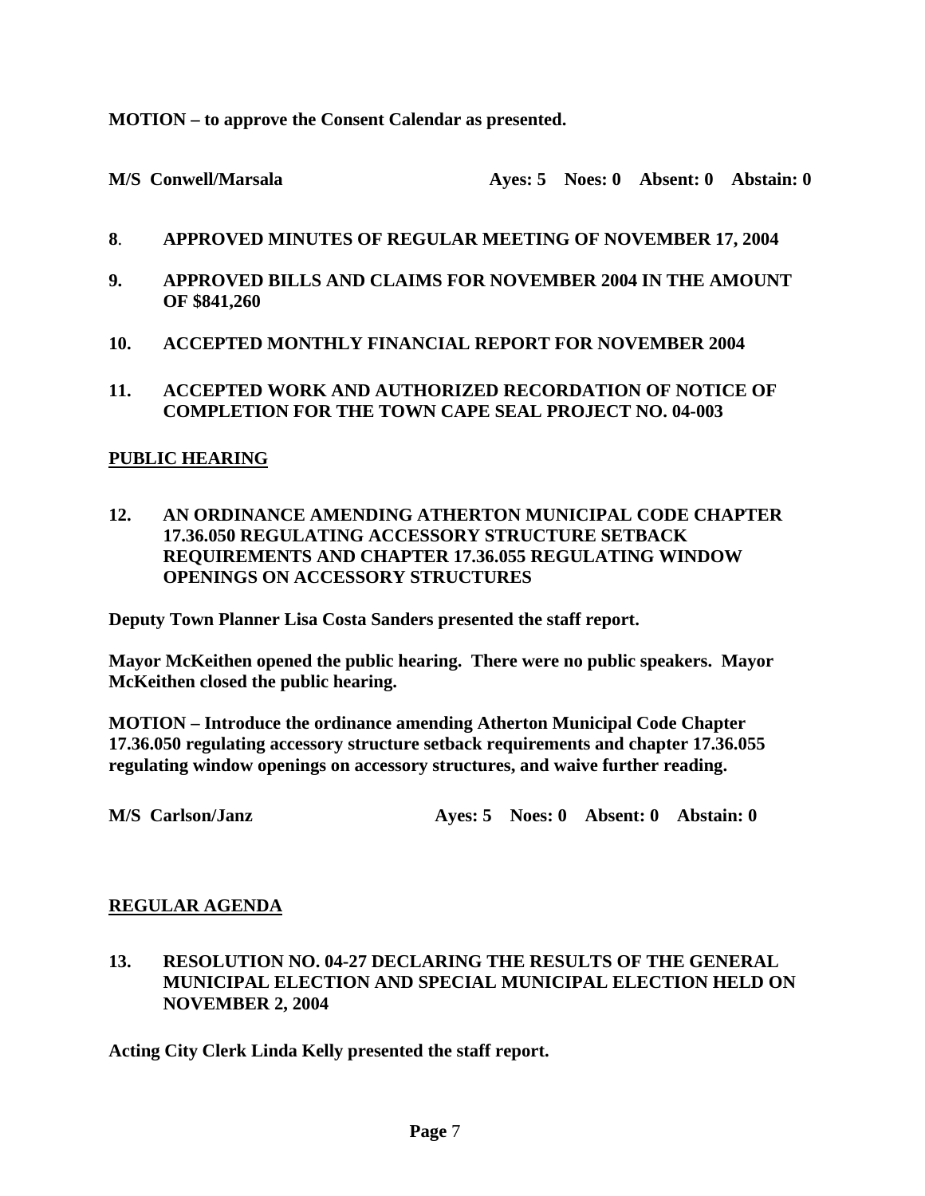**MOTION – to approve the Consent Calendar as presented.**

**M/S Conwell/Marsala Ayes: 5 Noes: 0 Absent: 0 Abstain: 0**

**8. APPROVED MINUTES OF REGULAR MEETING OF NOVEMBER 17, 2004**

**9. APPROVED BILLS AND CLAIMS FOR NOVEMBER 2004 IN THE AMOUNT OF $841,260**

**10. ACCEPTED MONTHLY FINANCIAL REPORT FOR NOVEMBER 2004**

**11. ACCEPTED WORK AND AUTHORIZED RECORDATION OF NOTICE OF COMPLETION FOR THE TOWN CAPE SEAL PROJECT NO. 04-003**

**PUBLIC HEARING**

**12. AN ORDINANCE AMENDING ATHERTON MUNICIPAL CODE CHAPTER 17.36.050 REGULATING ACCESSORY STRUCTURE SETBACK REQUIREMENTS AND CHAPTER 17.36.055 REGULATING WINDOW OPENINGS ON ACCESSORY STRUCTURES**

**Deputy Town Planner Lisa Costa Sanders presented the staff report.**

**Mayor McKeithen opened the public hearing. There were no public speakers. Mayor McKeithen closed the public hearing.**

**MOTION – Introduce the ordinance amending Atherton Municipal Code Chapter 17.36.050 regulating accessory structure setback requirements and chapter 17.36.055 regulating window openings on accessory structures, and waive further reading.**

**M/S Carlson/Janz Ayes: 5 Noes: 0 Absent: 0 Abstain: 0**

**REGULAR AGENDA**

**13. RESOLUTION NO. 04-27 DECLARING THE RESULTS OF THE GENERAL MUNICIPAL ELECTION AND SPECIAL MUNICIPAL ELECTION HELD ON NOVEMBER 2, 2004**

**Acting City Clerk Linda Kelly presented the staff report.**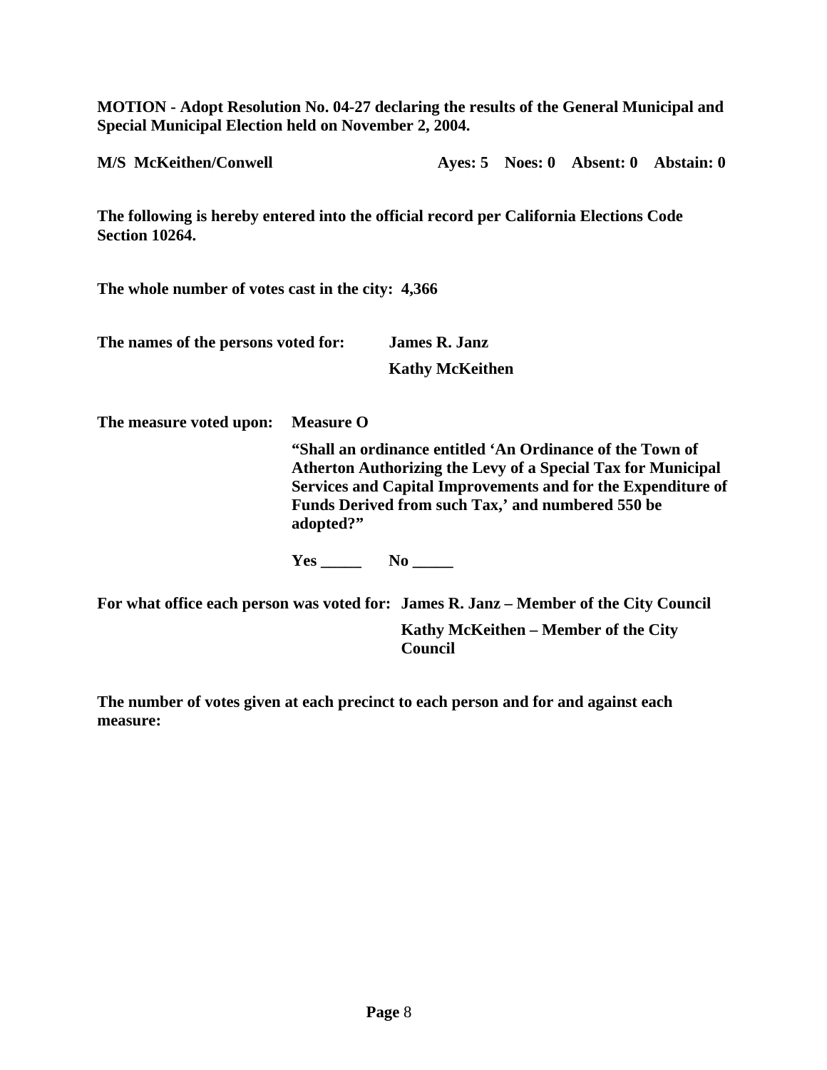**MOTION - Adopt Resolution No. 04-27 declaring the results of the General Municipal and Special Municipal Election held on November 2, 2004.**

**M/S McKeithen/Conwell** **Ayes: 5 Noes: 0 Absent: 0 Abstain: 0**

**The following is hereby entered into the official record per California Elections Code Section 10264.**

**The whole number of votes cast in the city: 4,366**

**The names of the persons voted for:** **James R. Janz**

**Kathy McKeithen**

**The measure voted upon:** **Measure O**

**"Shall an ordinance entitled 'An Ordinance of the Town of Atherton Authorizing the Levy of a Special Tax for Municipal Services and Capital Improvements and for the Expenditure of Funds Derived from such Tax,' and numbered 550 be adopted?"**

**Yes _____ No _____**

**For what office each person was voted for:** **James R. Janz – Member of the City Council**

**Kathy McKeithen – Member of the City Council**

**The number of votes given at each precinct to each person and for and against each measure:**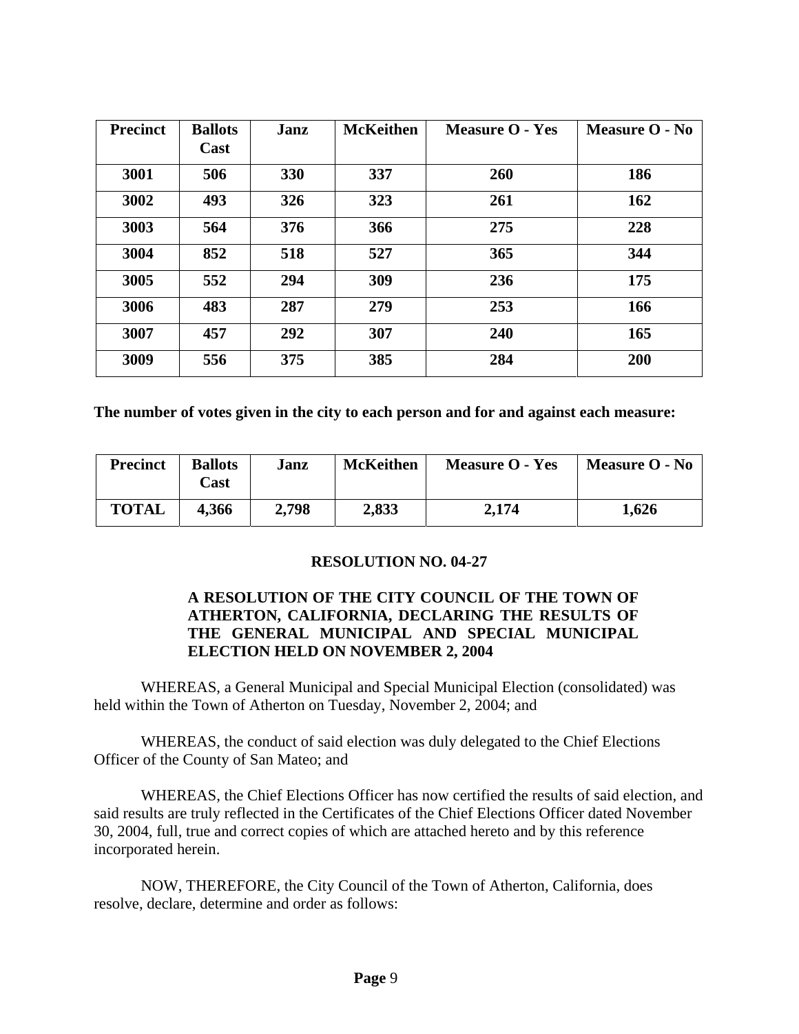| Precinct | Ballots Cast | Janz | McKeithen | Measure O - Yes | Measure O - No |
|---|---|---|---|---|---|
| 3001 | 506 | 330 | 337 | 260 | 186 |
| 3002 | 493 | 326 | 323 | 261 | 162 |
| 3003 | 564 | 376 | 366 | 275 | 228 |
| 3004 | 852 | 518 | 527 | 365 | 344 |
| 3005 | 552 | 294 | 309 | 236 | 175 |
| 3006 | 483 | 287 | 279 | 253 | 166 |
| 3007 | 457 | 292 | 307 | 240 | 165 |
| 3009 | 556 | 375 | 385 | 284 | 200 |

**The number of votes given in the city to each person and for and against each measure:**

| Precinct | Ballots Cast | Janz | McKeithen | Measure O - Yes | Measure O - No |
|---|---|---|---|---|---|
| TOTAL | 4,366 | 2,798 | 2,833 | 2,174 | 1,626 |

**RESOLUTION NO. 04-27**

**A RESOLUTION OF THE CITY COUNCIL OF THE TOWN OF ATHERTON, CALIFORNIA, DECLARING THE RESULTS OF THE GENERAL MUNICIPAL AND SPECIAL MUNICIPAL ELECTION HELD ON NOVEMBER 2, 2004**

WHEREAS, a General Municipal and Special Municipal Election (consolidated) was held within the Town of Atherton on Tuesday, November 2, 2004; and

WHEREAS, the conduct of said election was duly delegated to the Chief Elections Officer of the County of San Mateo; and

WHEREAS, the Chief Elections Officer has now certified the results of said election, and said results are truly reflected in the Certificates of the Chief Elections Officer dated November 30, 2004, full, true and correct copies of which are attached hereto and by this reference incorporated herein.

NOW, THEREFORE, the City Council of the Town of Atherton, California, does resolve, declare, determine and order as follows: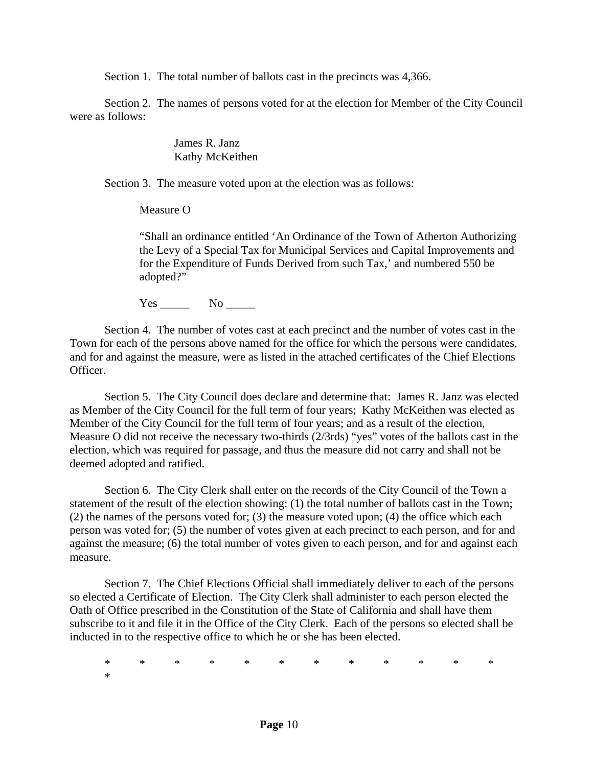Section 1. The total number of ballots cast in the precincts was 4,366.

Section 2. The names of persons voted for at the election for Member of the City Council were as follows:

James R. Janz
Kathy McKeithen

Section 3. The measure voted upon at the election was as follows:

Measure O

"Shall an ordinance entitled 'An Ordinance of the Town of Atherton Authorizing the Levy of a Special Tax for Municipal Services and Capital Improvements and for the Expenditure of Funds Derived from such Tax,' and numbered 550 be adopted?"

Yes _____ No _____

Section 4. The number of votes cast at each precinct and the number of votes cast in the Town for each of the persons above named for the office for which the persons were candidates, and for and against the measure, were as listed in the attached certificates of the Chief Elections Officer.

Section 5. The City Council does declare and determine that: James R. Janz was elected as Member of the City Council for the full term of four years; Kathy McKeithen was elected as Member of the City Council for the full term of four years; and as a result of the election, Measure O did not receive the necessary two-thirds (2/3rds) "yes" votes of the ballots cast in the election, which was required for passage, and thus the measure did not carry and shall not be deemed adopted and ratified.

Section 6. The City Clerk shall enter on the records of the City Council of the Town a statement of the result of the election showing: (1) the total number of ballots cast in the Town; (2) the names of the persons voted for; (3) the measure voted upon; (4) the office which each person was voted for; (5) the number of votes given at each precinct to each person, and for and against the measure; (6) the total number of votes given to each person, and for and against each measure.

Section 7. The Chief Elections Official shall immediately deliver to each of the persons so elected a Certificate of Election. The City Clerk shall administer to each person elected the Oath of Office prescribed in the Constitution of the State of California and shall have them subscribe to it and file it in the Office of the City Clerk. Each of the persons so elected shall be inducted in to the respective office to which he or she has been elected.

\* \* \* \* \* \* \* \* \* \* \* \* \*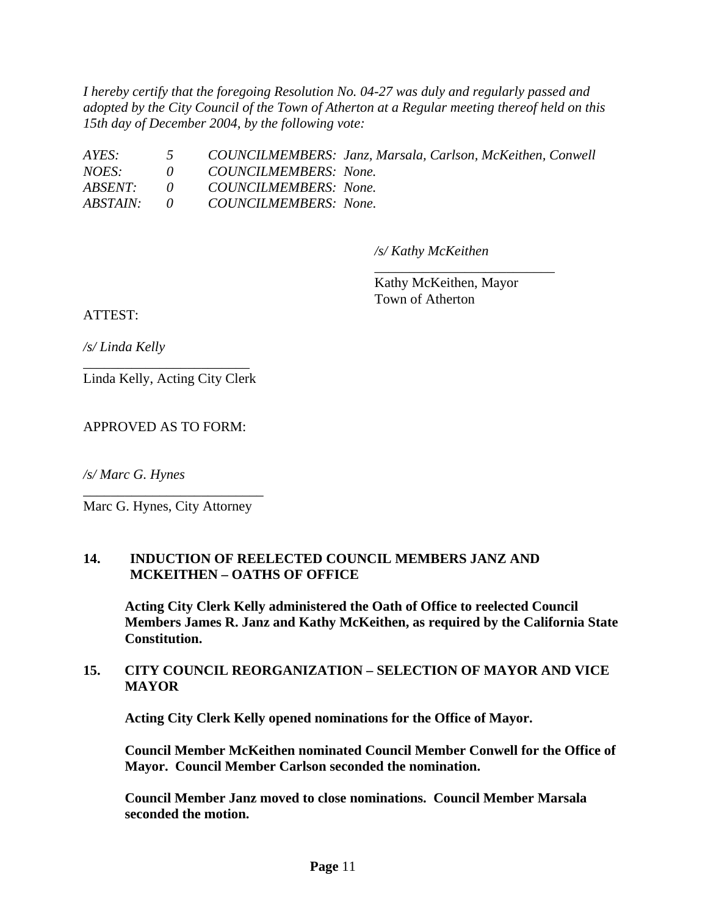*I hereby certify that the foregoing Resolution No. 04-27 was duly and regularly passed and adopted by the City Council of the Town of Atherton at a Regular meeting thereof held on this 15th day of December 2004, by the following vote:*

| | | |
|---|---|---|
| *AYES:* | *5* | *COUNCILMEMBERS: Janz, Marsala, Carlson, McKeithen, Conwell* |
| *NOES:* | *0* | *COUNCILMEMBERS: None.* |
| *ABSENT:* | *0* | *COUNCILMEMBERS: None.* |
| *ABSTAIN:* | *0* | *COUNCILMEMBERS: None.* |

*/s/ Kathy McKeithen*

Kathy McKeithen, Mayor
Town of Atherton

ATTEST:

*/s/ Linda Kelly*

Linda Kelly, Acting City Clerk

APPROVED AS TO FORM:

*/s/ Marc G. Hynes*

Marc G. Hynes, City Attorney

**14. INDUCTION OF REELECTED COUNCIL MEMBERS JANZ AND MCKEITHEN – OATHS OF OFFICE**

**Acting City Clerk Kelly administered the Oath of Office to reelected Council Members James R. Janz and Kathy McKeithen, as required by the California State Constitution.**

**15. CITY COUNCIL REORGANIZATION – SELECTION OF MAYOR AND VICE MAYOR**

**Acting City Clerk Kelly opened nominations for the Office of Mayor.**

**Council Member McKeithen nominated Council Member Conwell for the Office of Mayor. Council Member Carlson seconded the nomination.**

**Council Member Janz moved to close nominations. Council Member Marsala seconded the motion.**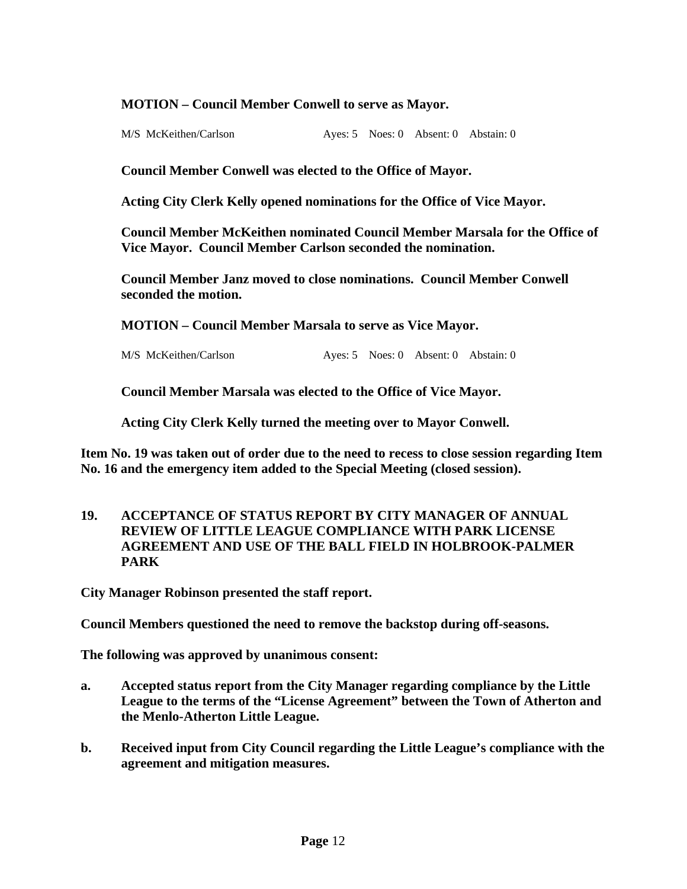**MOTION – Council Member Conwell to serve as Mayor.**

M/S McKeithen/Carlson Ayes: 5 Noes: 0 Absent: 0 Abstain: 0

**Council Member Conwell was elected to the Office of Mayor.**

**Acting City Clerk Kelly opened nominations for the Office of Vice Mayor.**

**Council Member McKeithen nominated Council Member Marsala for the Office of Vice Mayor. Council Member Carlson seconded the nomination.**

**Council Member Janz moved to close nominations. Council Member Conwell seconded the motion.**

**MOTION – Council Member Marsala to serve as Vice Mayor.**

M/S McKeithen/Carlson Ayes: 5 Noes: 0 Absent: 0 Abstain: 0

**Council Member Marsala was elected to the Office of Vice Mayor.**

**Acting City Clerk Kelly turned the meeting over to Mayor Conwell.**

**Item No. 19 was taken out of order due to the need to recess to close session regarding Item No. 16 and the emergency item added to the Special Meeting (closed session).**

**19. ACCEPTANCE OF STATUS REPORT BY CITY MANAGER OF ANNUAL REVIEW OF LITTLE LEAGUE COMPLIANCE WITH PARK LICENSE AGREEMENT AND USE OF THE BALL FIELD IN HOLBROOK-PALMER PARK**

**City Manager Robinson presented the staff report.**

**Council Members questioned the need to remove the backstop during off-seasons.**

**The following was approved by unanimous consent:**

**a. Accepted status report from the City Manager regarding compliance by the Little League to the terms of the "License Agreement" between the Town of Atherton and the Menlo-Atherton Little League.**

**b. Received input from City Council regarding the Little League's compliance with the agreement and mitigation measures.**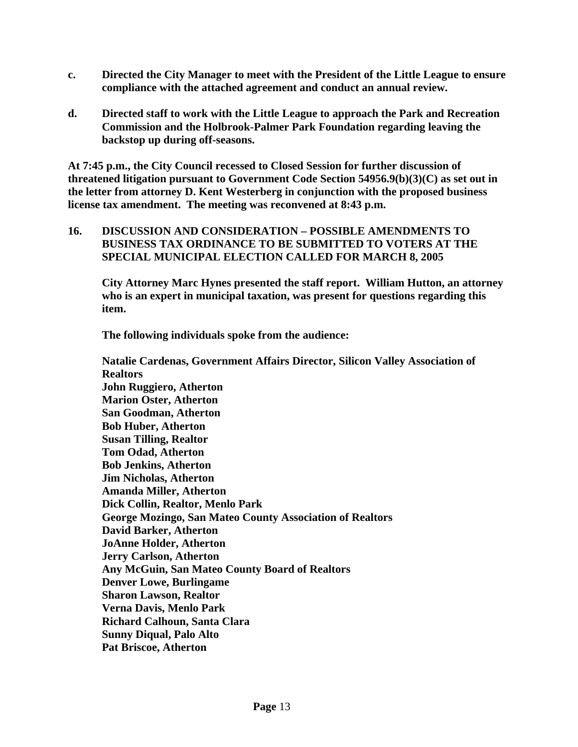**c. Directed the City Manager to meet with the President of the Little League to ensure compliance with the attached agreement and conduct an annual review.**

**d. Directed staff to work with the Little League to approach the Park and Recreation Commission and the Holbrook-Palmer Park Foundation regarding leaving the backstop up during off-seasons.**

**At 7:45 p.m., the City Council recessed to Closed Session for further discussion of threatened litigation pursuant to Government Code Section 54956.9(b)(3)(C) as set out in the letter from attorney D. Kent Westerberg in conjunction with the proposed business license tax amendment. The meeting was reconvened at 8:43 p.m.**

**16. DISCUSSION AND CONSIDERATION – POSSIBLE AMENDMENTS TO BUSINESS TAX ORDINANCE TO BE SUBMITTED TO VOTERS AT THE SPECIAL MUNICIPAL ELECTION CALLED FOR MARCH 8, 2005**

**City Attorney Marc Hynes presented the staff report. William Hutton, an attorney who is an expert in municipal taxation, was present for questions regarding this item.**

**The following individuals spoke from the audience:**

**Natalie Cardenas, Government Affairs Director, Silicon Valley Association of Realtors**
**John Ruggiero, Atherton**
**Marion Oster, Atherton**
**San Goodman, Atherton**
**Bob Huber, Atherton**
**Susan Tilling, Realtor**
**Tom Odad, Atherton**
**Bob Jenkins, Atherton**
**Jim Nicholas, Atherton**
**Amanda Miller, Atherton**
**Dick Collin, Realtor, Menlo Park**
**George Mozingo, San Mateo County Association of Realtors**
**David Barker, Atherton**
**JoAnne Holder, Atherton**
**Jerry Carlson, Atherton**
**Any McGuin, San Mateo County Board of Realtors**
**Denver Lowe, Burlingame**
**Sharon Lawson, Realtor**
**Verna Davis, Menlo Park**
**Richard Calhoun, Santa Clara**
**Sunny Diqual, Palo Alto**
**Pat Briscoe, Atherton**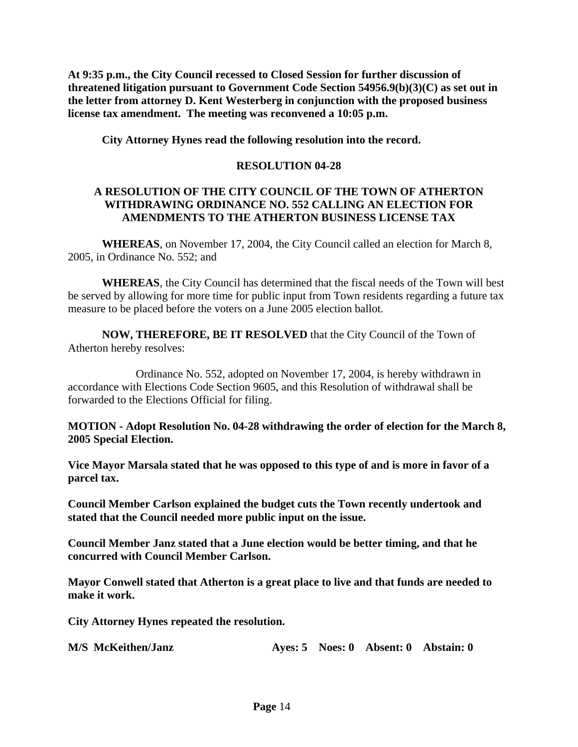**At 9:35 p.m., the City Council recessed to Closed Session for further discussion of threatened litigation pursuant to Government Code Section 54956.9(b)(3)(C) as set out in the letter from attorney D. Kent Westerberg in conjunction with the proposed business license tax amendment. The meeting was reconvened a 10:05 p.m.**

**City Attorney Hynes read the following resolution into the record.**

**RESOLUTION 04-28**

**A RESOLUTION OF THE CITY COUNCIL OF THE TOWN OF ATHERTON WITHDRAWING ORDINANCE NO. 552 CALLING AN ELECTION FOR AMENDMENTS TO THE ATHERTON BUSINESS LICENSE TAX**

**WHEREAS**, on November 17, 2004, the City Council called an election for March 8, 2005, in Ordinance No. 552; and

**WHEREAS**, the City Council has determined that the fiscal needs of the Town will best be served by allowing for more time for public input from Town residents regarding a future tax measure to be placed before the voters on a June 2005 election ballot.

**NOW, THEREFORE, BE IT RESOLVED** that the City Council of the Town of Atherton hereby resolves:

Ordinance No. 552, adopted on November 17, 2004, is hereby withdrawn in accordance with Elections Code Section 9605, and this Resolution of withdrawal shall be forwarded to the Elections Official for filing.

**MOTION - Adopt Resolution No. 04-28 withdrawing the order of election for the March 8, 2005 Special Election.**

**Vice Mayor Marsala stated that he was opposed to this type of and is more in favor of a parcel tax.**

**Council Member Carlson explained the budget cuts the Town recently undertook and stated that the Council needed more public input on the issue.**

**Council Member Janz stated that a June election would be better timing, and that he concurred with Council Member Carlson.**

**Mayor Conwell stated that Atherton is a great place to live and that funds are needed to make it work.**

**City Attorney Hynes repeated the resolution.**

**M/S McKeithen/Janz Ayes: 5 Noes: 0 Absent: 0 Abstain: 0**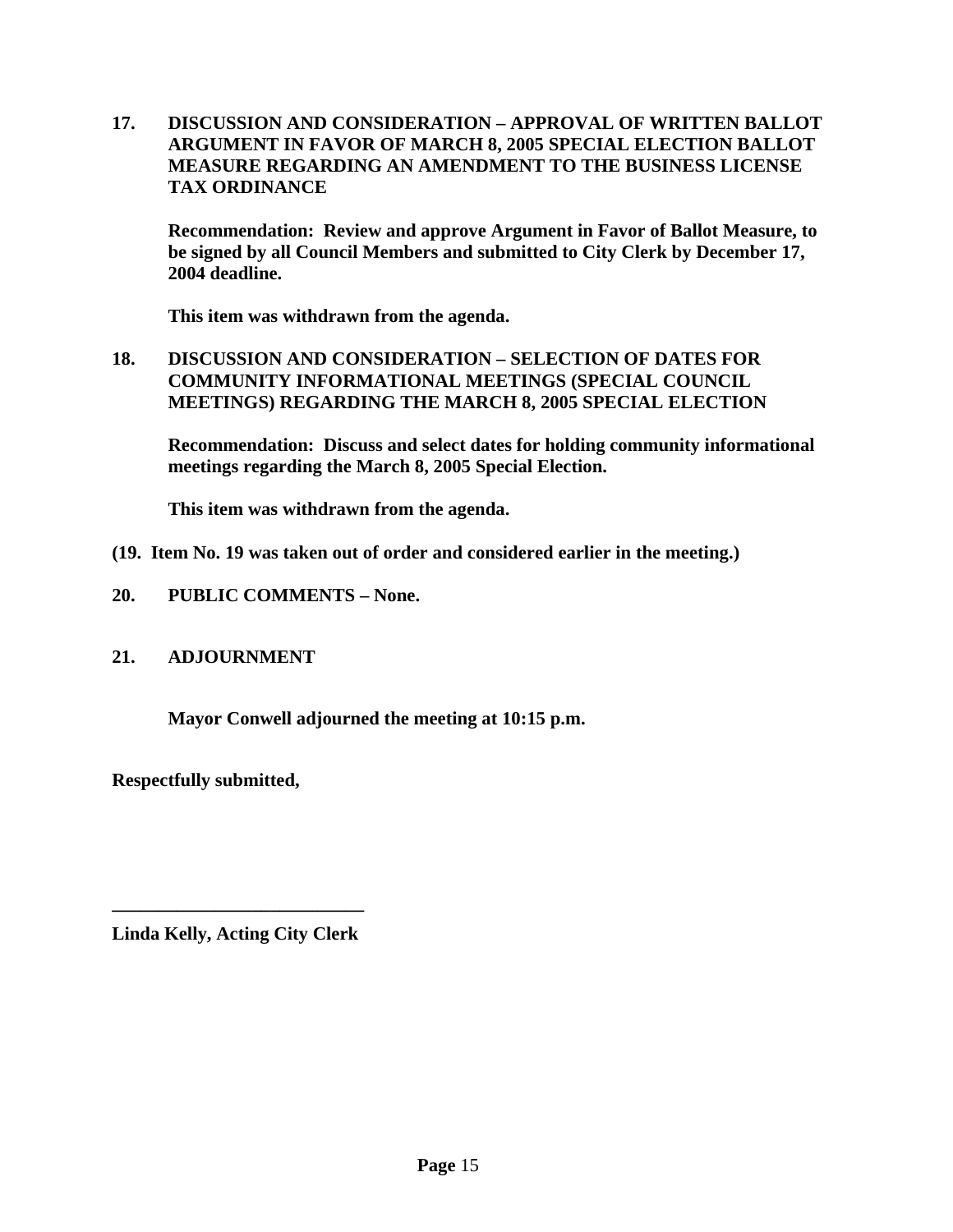**17. DISCUSSION AND CONSIDERATION – APPROVAL OF WRITTEN BALLOT ARGUMENT IN FAVOR OF MARCH 8, 2005 SPECIAL ELECTION BALLOT MEASURE REGARDING AN AMENDMENT TO THE BUSINESS LICENSE TAX ORDINANCE**

**Recommendation: Review and approve Argument in Favor of Ballot Measure, to be signed by all Council Members and submitted to City Clerk by December 17, 2004 deadline.**

**This item was withdrawn from the agenda.**

**18. DISCUSSION AND CONSIDERATION – SELECTION OF DATES FOR COMMUNITY INFORMATIONAL MEETINGS (SPECIAL COUNCIL MEETINGS) REGARDING THE MARCH 8, 2005 SPECIAL ELECTION**

**Recommendation: Discuss and select dates for holding community informational meetings regarding the March 8, 2005 Special Election.**

**This item was withdrawn from the agenda.**

**(19. Item No. 19 was taken out of order and considered earlier in the meeting.)**

**20. PUBLIC COMMENTS – None.**

**21. ADJOURNMENT**

**Mayor Conwell adjourned the meeting at 10:15 p.m.**

**Respectfully submitted,**

**___________________________**

**Linda Kelly, Acting City Clerk**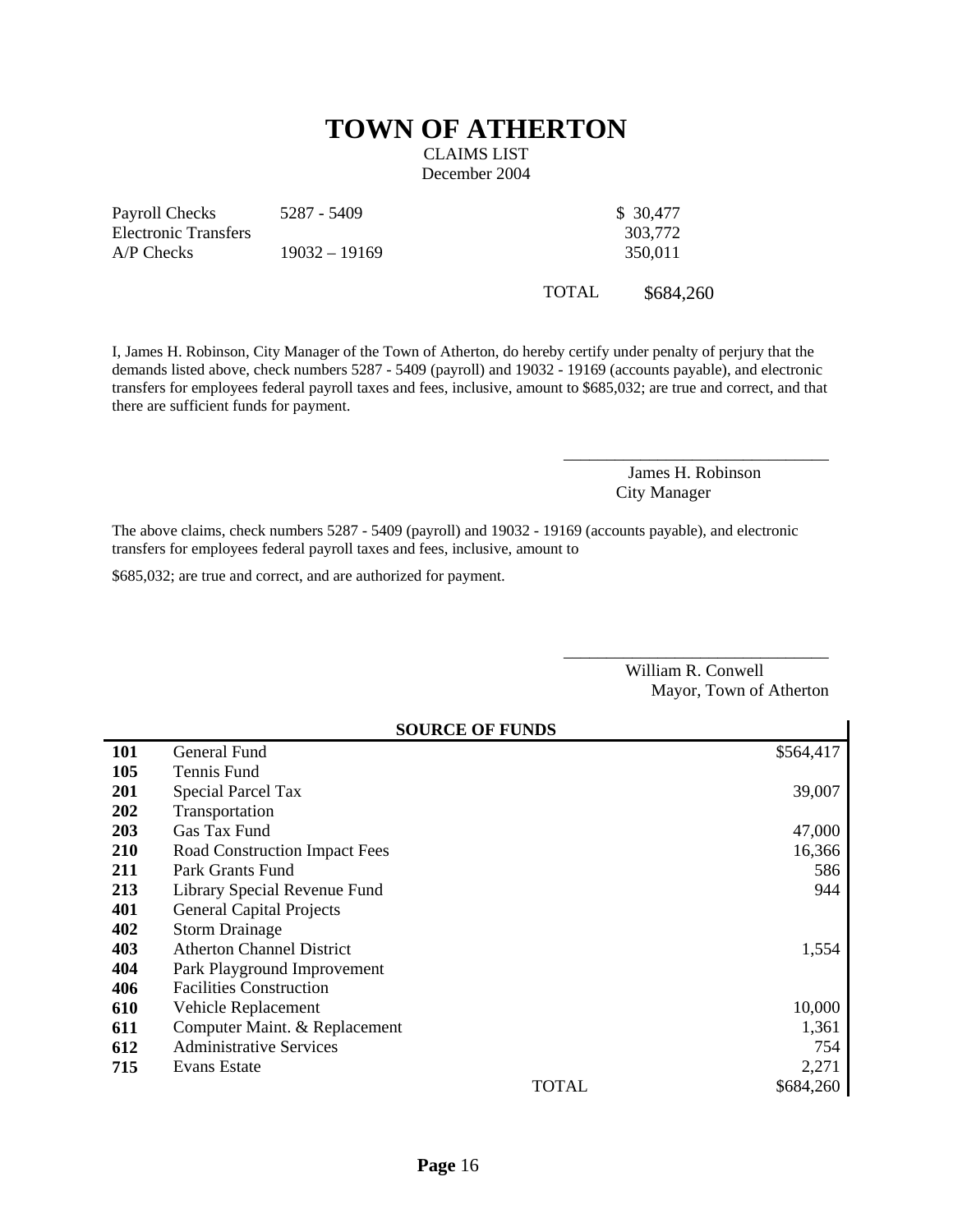# TOWN OF ATHERTON

CLAIMS LIST
December 2004

| | | |
|---|---|---|
| Payroll Checks | 5287 - 5409 | $ 30,477 |
| Electronic Transfers | | 303,772 |
| A/P Checks | 19032 – 19169 | 350,011 |
| | TOTAL | $684,260 |

I, James H. Robinson, City Manager of the Town of Atherton, do hereby certify under penalty of perjury that the demands listed above, check numbers 5287 - 5409 (payroll) and 19032 - 19169 (accounts payable), and electronic transfers for employees federal payroll taxes and fees, inclusive, amount to $685,032; are true and correct, and that there are sufficient funds for payment.

\_\_\_\_\_\_\_\_\_\_\_\_\_\_\_\_\_\_\_\_\_\_\_\_\_\_\_\_\_\_
James H. Robinson
City Manager

The above claims, check numbers 5287 - 5409 (payroll) and 19032 - 19169 (accounts payable), and electronic transfers for employees federal payroll taxes and fees, inclusive, amount to

$685,032; are true and correct, and are authorized for payment.

\_\_\_\_\_\_\_\_\_\_\_\_\_\_\_\_\_\_\_\_\_\_\_\_\_\_\_\_\_\_
William R. Conwell
Mayor, Town of Atherton

| SOURCE OF FUNDS | | |
|---|---|---|
| **101** | General Fund | $564,417 |
| **105** | Tennis Fund | |
| **201** | Special Parcel Tax | 39,007 |
| **202** | Transportation | |
| **203** | Gas Tax Fund | 47,000 |
| **210** | Road Construction Impact Fees | 16,366 |
| **211** | Park Grants Fund | 586 |
| **213** | Library Special Revenue Fund | 944 |
| **401** | General Capital Projects | |
| **402** | Storm Drainage | |
| **403** | Atherton Channel District | 1,554 |
| **404** | Park Playground Improvement | |
| **406** | Facilities Construction | |
| **610** | Vehicle Replacement | 10,000 |
| **611** | Computer Maint. & Replacement | 1,361 |
| **612** | Administrative Services | 754 |
| **715** | Evans Estate | 2,271 |
| | TOTAL | $684,260 |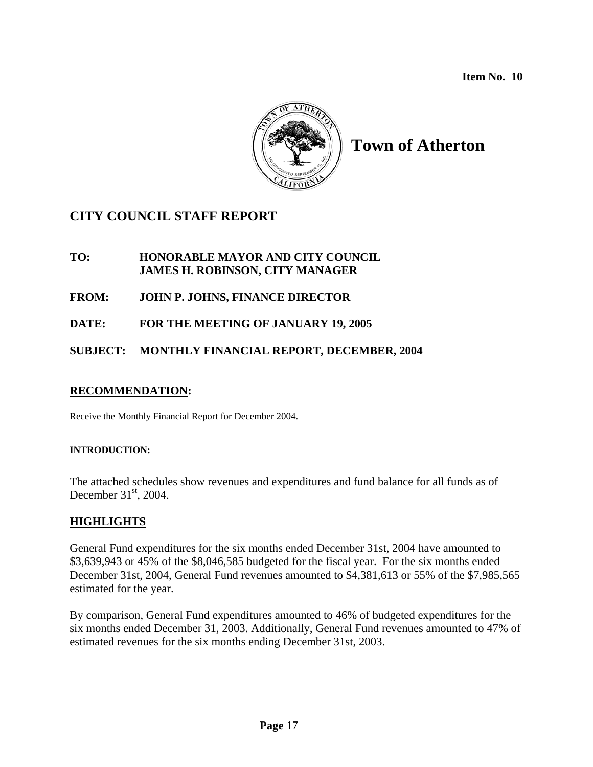Item No. 10

# Town of Atherton

## CITY COUNCIL STAFF REPORT

**TO:** HONORABLE MAYOR AND CITY COUNCIL
JAMES H. ROBINSON, CITY MANAGER

**FROM:** JOHN P. JOHNS, FINANCE DIRECTOR

**DATE:** FOR THE MEETING OF JANUARY 19, 2005

**SUBJECT:** MONTHLY FINANCIAL REPORT, DECEMBER, 2004

### RECOMMENDATION:

Receive the Monthly Financial Report for December 2004.

#### INTRODUCTION:

The attached schedules show revenues and expenditures and fund balance for all funds as of December 31st, 2004.

### HIGHLIGHTS

General Fund expenditures for the six months ended December 31st, 2004 have amounted to $3,639,943 or 45% of the $8,046,585 budgeted for the fiscal year. For the six months ended December 31st, 2004, General Fund revenues amounted to $4,381,613 or 55% of the $7,985,565 estimated for the year.

By comparison, General Fund expenditures amounted to 46% of budgeted expenditures for the six months ended December 31, 2003. Additionally, General Fund revenues amounted to 47% of estimated revenues for the six months ending December 31st, 2003.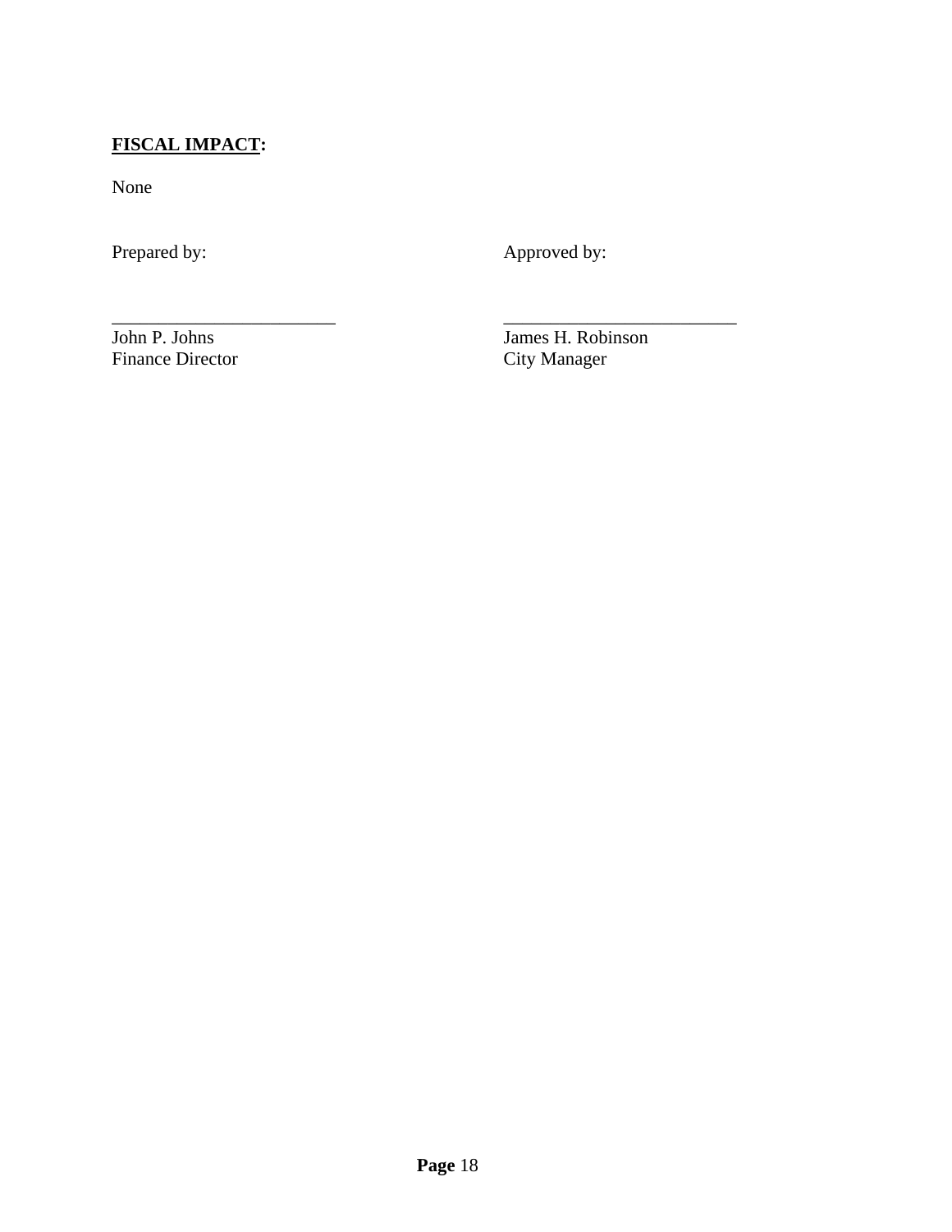**FISCAL IMPACT:**

None

| Prepared by: | Approved by: |
| --- | --- |
| ________________________ | ________________________ |
| John P. Johns | James H. Robinson |
| Finance Director | City Manager |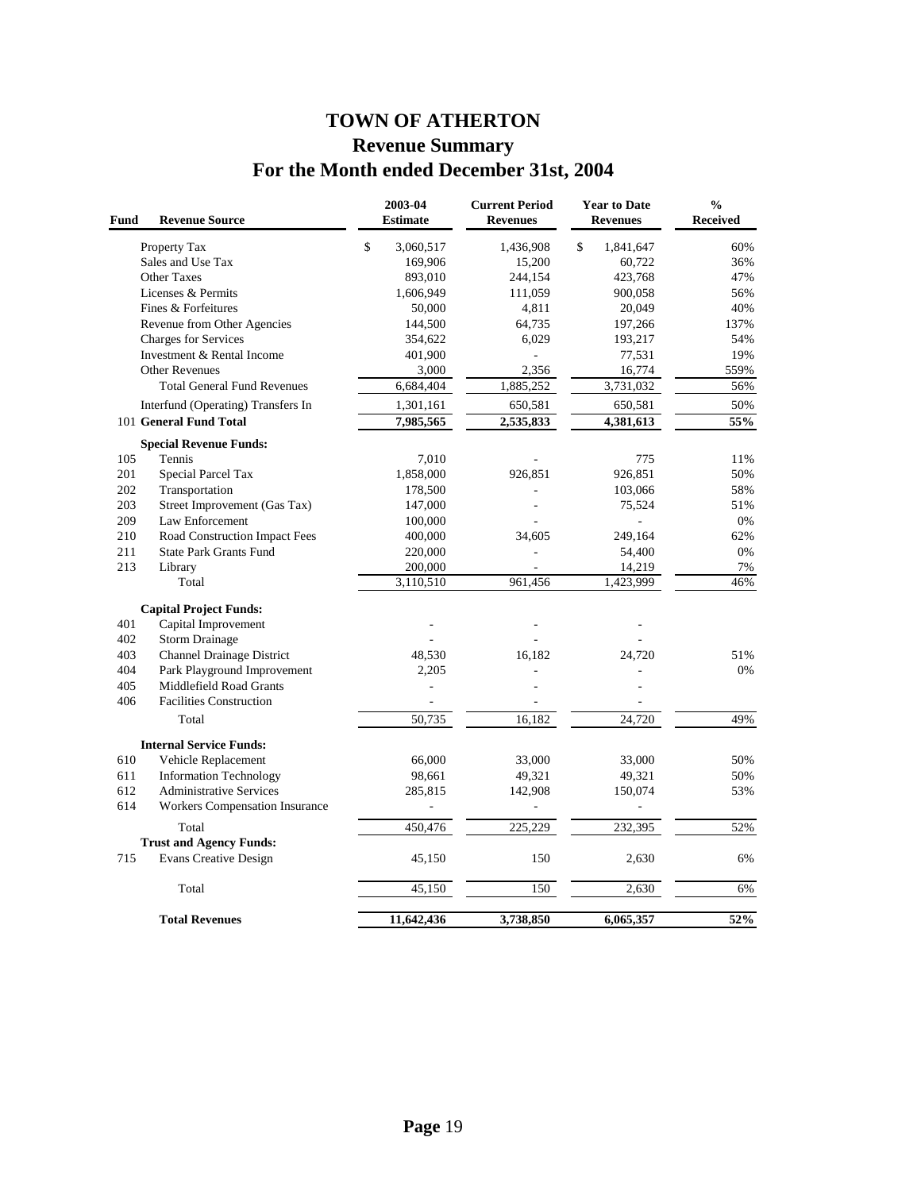# TOWN OF ATHERTON
## Revenue Summary
## For the Month ended December 31st, 2004

| Fund | Revenue Source | 2003-04 Estimate | Current Period Revenues | Year to Date Revenues | % Received |
|---|---|---|---|---|---|
| | Property Tax | $ 3,060,517 | 1,436,908 | $ 1,841,647 | 60% |
| | Sales and Use Tax | 169,906 | 15,200 | 60,722 | 36% |
| | Other Taxes | 893,010 | 244,154 | 423,768 | 47% |
| | Licenses & Permits | 1,606,949 | 111,059 | 900,058 | 56% |
| | Fines & Forfeitures | 50,000 | 4,811 | 20,049 | 40% |
| | Revenue from Other Agencies | 144,500 | 64,735 | 197,266 | 137% |
| | Charges for Services | 354,622 | 6,029 | 193,217 | 54% |
| | Investment & Rental Income | 401,900 | - | 77,531 | 19% |
| | Other Revenues | 3,000 | 2,356 | 16,774 | 559% |
| | Total General Fund Revenues | 6,684,404 | 1,885,252 | 3,731,032 | 56% |
| | Interfund (Operating) Transfers In | 1,301,161 | 650,581 | 650,581 | 50% |
| 101 | **General Fund Total** | **7,985,565** | **2,535,833** | **4,381,613** | **55%** |
| | **Special Revenue Funds:** | | | | |
| 105 | Tennis | 7,010 | - | 775 | 11% |
| 201 | Special Parcel Tax | 1,858,000 | 926,851 | 926,851 | 50% |
| 202 | Transportation | 178,500 | - | 103,066 | 58% |
| 203 | Street Improvement (Gas Tax) | 147,000 | - | 75,524 | 51% |
| 209 | Law Enforcement | 100,000 | - | - | 0% |
| 210 | Road Construction Impact Fees | 400,000 | 34,605 | 249,164 | 62% |
| 211 | State Park Grants Fund | 220,000 | - | 54,400 | 0% |
| 213 | Library | 200,000 | - | 14,219 | 7% |
| | Total | 3,110,510 | 961,456 | 1,423,999 | 46% |
| | **Capital Project Funds:** | | | | |
| 401 | Capital Improvement | - | - | - | |
| 402 | Storm Drainage | - | - | - | |
| 403 | Channel Drainage District | 48,530 | 16,182 | 24,720 | 51% |
| 404 | Park Playground Improvement | 2,205 | - | - | 0% |
| 405 | Middlefield Road Grants | - | - | - | |
| 406 | Facilities Construction | - | - | - | |
| | Total | 50,735 | 16,182 | 24,720 | 49% |
| | **Internal Service Funds:** | | | | |
| 610 | Vehicle Replacement | 66,000 | 33,000 | 33,000 | 50% |
| 611 | Information Technology | 98,661 | 49,321 | 49,321 | 50% |
| 612 | Administrative Services | 285,815 | 142,908 | 150,074 | 53% |
| 614 | Workers Compensation Insurance | - | - | - | |
| | Total | 450,476 | 225,229 | 232,395 | 52% |
| | **Trust and Agency Funds:** | | | | |
| 715 | Evans Creative Design | 45,150 | 150 | 2,630 | 6% |
| | Total | 45,150 | 150 | 2,630 | 6% |
| | **Total Revenues** | **11,642,436** | **3,738,850** | **6,065,357** | **52%** |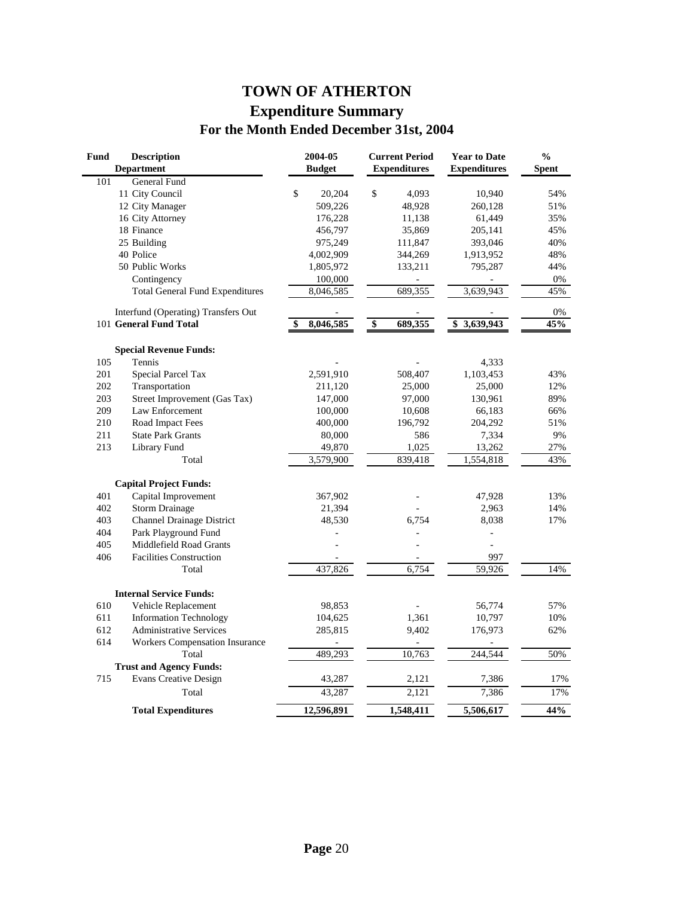# TOWN OF ATHERTON

## Expenditure Summary

### For the Month Ended December 31st, 2004

| Fund | Description Department | 2004-05 Budget | Current Period Expenditures | Year to Date Expenditures | % Spent |
|---|---|---|---|---|---|
| 101 | General Fund | | | | |
| | 11 City Council | $ 20,204 | $ 4,093 | 10,940 | 54% |
| | 12 City Manager | 509,226 | 48,928 | 260,128 | 51% |
| | 16 City Attorney | 176,228 | 11,138 | 61,449 | 35% |
| | 18 Finance | 456,797 | 35,869 | 205,141 | 45% |
| | 25 Building | 975,249 | 111,847 | 393,046 | 40% |
| | 40 Police | 4,002,909 | 344,269 | 1,913,952 | 48% |
| | 50 Public Works | 1,805,972 | 133,211 | 795,287 | 44% |
| | Contingency | 100,000 | - | - | 0% |
| | Total General Fund Expenditures | 8,046,585 | 689,355 | 3,639,943 | 45% |
| | Interfund (Operating) Transfers Out | - | - | - | 0% |
| 101 | **General Fund Total** | **$ 8,046,585** | **$ 689,355** | **$ 3,639,943** | **45%** |
| | **Special Revenue Funds:** | | | | |
| 105 | Tennis | - | - | 4,333 | |
| 201 | Special Parcel Tax | 2,591,910 | 508,407 | 1,103,453 | 43% |
| 202 | Transportation | 211,120 | 25,000 | 25,000 | 12% |
| 203 | Street Improvement (Gas Tax) | 147,000 | 97,000 | 130,961 | 89% |
| 209 | Law Enforcement | 100,000 | 10,608 | 66,183 | 66% |
| 210 | Road Impact Fees | 400,000 | 196,792 | 204,292 | 51% |
| 211 | State Park Grants | 80,000 | 586 | 7,334 | 9% |
| 213 | Library Fund | 49,870 | 1,025 | 13,262 | 27% |
| | Total | 3,579,900 | 839,418 | 1,554,818 | 43% |
| | **Capital Project Funds:** | | | | |
| 401 | Capital Improvement | 367,902 | - | 47,928 | 13% |
| 402 | Storm Drainage | 21,394 | - | 2,963 | 14% |
| 403 | Channel Drainage District | 48,530 | 6,754 | 8,038 | 17% |
| 404 | Park Playground Fund | - | - | - | |
| 405 | Middlefield Road Grants | - | - | - | |
| 406 | Facilities Construction | - | - | 997 | |
| | Total | 437,826 | 6,754 | 59,926 | 14% |
| | **Internal Service Funds:** | | | | |
| 610 | Vehicle Replacement | 98,853 | - | 56,774 | 57% |
| 611 | Information Technology | 104,625 | 1,361 | 10,797 | 10% |
| 612 | Administrative Services | 285,815 | 9,402 | 176,973 | 62% |
| 614 | Workers Compensation Insurance | - | - | - | |
| | Total | 489,293 | 10,763 | 244,544 | 50% |
| | **Trust and Agency Funds:** | | | | |
| 715 | Evans Creative Design | 43,287 | 2,121 | 7,386 | 17% |
| | Total | 43,287 | 2,121 | 7,386 | 17% |
| | **Total Expenditures** | **12,596,891** | **1,548,411** | **5,506,617** | **44%** |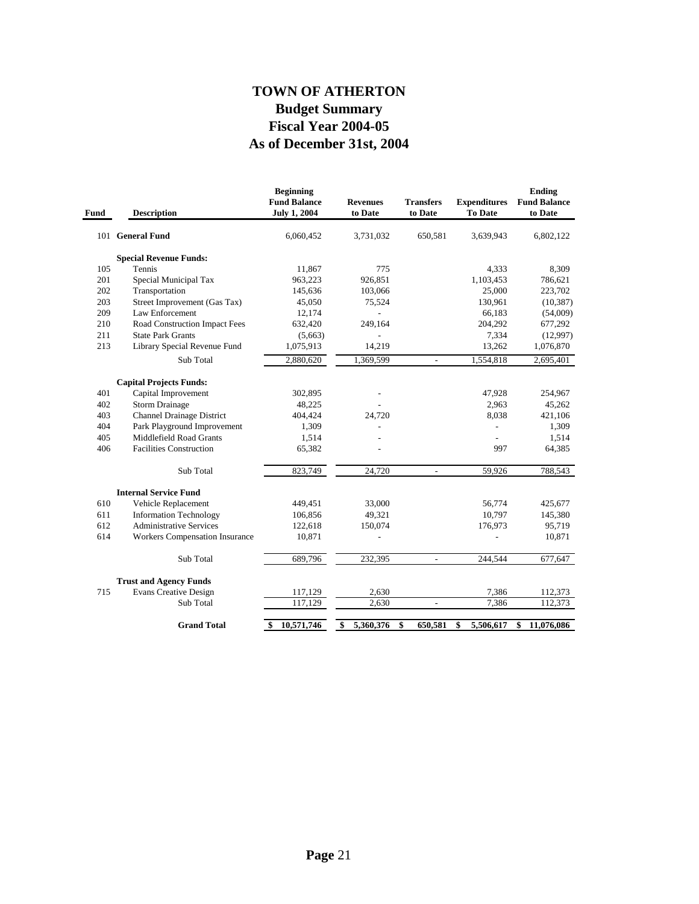# TOWN OF ATHERTON
## Budget Summary
## Fiscal Year 2004-05
## As of December 31st, 2004

| Fund | Description | Beginning Fund Balance July 1, 2004 | Revenues to Date | Transfers to Date | Expenditures To Date | Ending Fund Balance to Date |
|---|---|---|---|---|---|---|
| 101 | **General Fund** | 6,060,452 | 3,731,032 | 650,581 | 3,639,943 | 6,802,122 |
| | **Special Revenue Funds:** | | | | | |
| 105 | Tennis | 11,867 | 775 | | 4,333 | 8,309 |
| 201 | Special Municipal Tax | 963,223 | 926,851 | | 1,103,453 | 786,621 |
| 202 | Transportation | 145,636 | 103,066 | | 25,000 | 223,702 |
| 203 | Street Improvement (Gas Tax) | 45,050 | 75,524 | | 130,961 | (10,387) |
| 209 | Law Enforcement | 12,174 | - | | 66,183 | (54,009) |
| 210 | Road Construction Impact Fees | 632,420 | 249,164 | | 204,292 | 677,292 |
| 211 | State Park Grants | (5,663) | - | | 7,334 | (12,997) |
| 213 | Library Special Revenue Fund | 1,075,913 | 14,219 | | 13,262 | 1,076,870 |
| | Sub Total | 2,880,620 | 1,369,599 | - | 1,554,818 | 2,695,401 |
| | **Capital Projects Funds:** | | | | | |
| 401 | Capital Improvement | 302,895 | - | | 47,928 | 254,967 |
| 402 | Storm Drainage | 48,225 | - | | 2,963 | 45,262 |
| 403 | Channel Drainage District | 404,424 | 24,720 | | 8,038 | 421,106 |
| 404 | Park Playground Improvement | 1,309 | - | | - | 1,309 |
| 405 | Middlefield Road Grants | 1,514 | - | | - | 1,514 |
| 406 | Facilities Construction | 65,382 | - | | 997 | 64,385 |
| | Sub Total | 823,749 | 24,720 | - | 59,926 | 788,543 |
| | **Internal Service Fund** | | | | | |
| 610 | Vehicle Replacement | 449,451 | 33,000 | | 56,774 | 425,677 |
| 611 | Information Technology | 106,856 | 49,321 | | 10,797 | 145,380 |
| 612 | Administrative Services | 122,618 | 150,074 | | 176,973 | 95,719 |
| 614 | Workers Compensation Insurance | 10,871 | - | | - | 10,871 |
| | Sub Total | 689,796 | 232,395 | - | 244,544 | 677,647 |
| | **Trust and Agency Funds** | | | | | |
| 715 | Evans Creative Design | 117,129 | 2,630 | | 7,386 | 112,373 |
| | Sub Total | 117,129 | 2,630 | - | 7,386 | 112,373 |
| | **Grand Total** | **$ 10,571,746** | **$ 5,360,376** | **$ 650,581** | **$ 5,506,617** | **$ 11,076,086** |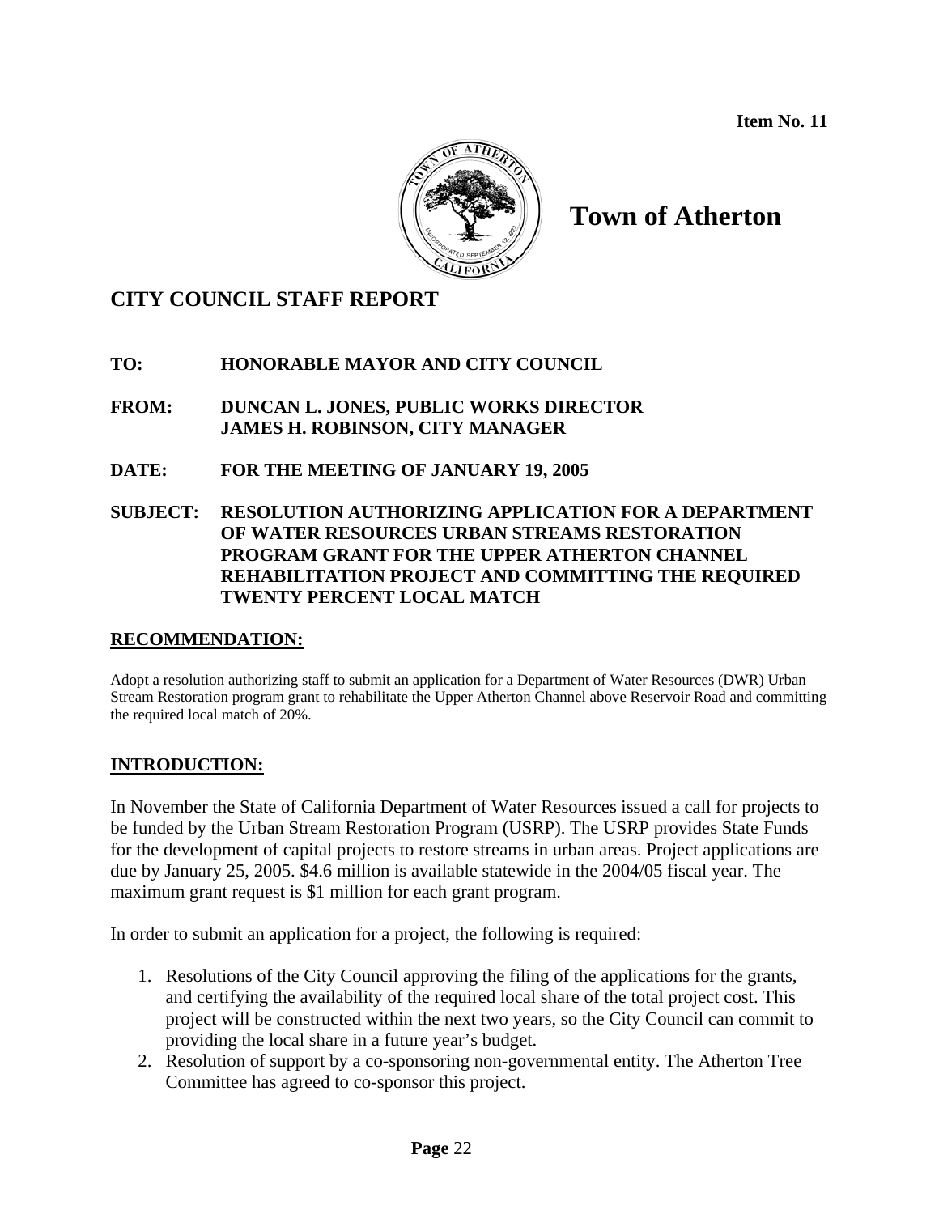Item No. 11

# Town of Atherton

## CITY COUNCIL STAFF REPORT

**TO:** **HONORABLE MAYOR AND CITY COUNCIL**

**FROM:** **DUNCAN L. JONES, PUBLIC WORKS DIRECTOR**
**JAMES H. ROBINSON, CITY MANAGER**

**DATE:** **FOR THE MEETING OF JANUARY 19, 2005**

**SUBJECT:** **RESOLUTION AUTHORIZING APPLICATION FOR A DEPARTMENT OF WATER RESOURCES URBAN STREAMS RESTORATION PROGRAM GRANT FOR THE UPPER ATHERTON CHANNEL REHABILITATION PROJECT AND COMMITTING THE REQUIRED TWENTY PERCENT LOCAL MATCH**

### RECOMMENDATION:

Adopt a resolution authorizing staff to submit an application for a Department of Water Resources (DWR) Urban Stream Restoration program grant to rehabilitate the Upper Atherton Channel above Reservoir Road and committing the required local match of 20%.

### INTRODUCTION:

In November the State of California Department of Water Resources issued a call for projects to be funded by the Urban Stream Restoration Program (USRP). The USRP provides State Funds for the development of capital projects to restore streams in urban areas. Project applications are due by January 25, 2005. $4.6 million is available statewide in the 2004/05 fiscal year. The maximum grant request is $1 million for each grant program.

In order to submit an application for a project, the following is required:

1. Resolutions of the City Council approving the filing of the applications for the grants, and certifying the availability of the required local share of the total project cost. This project will be constructed within the next two years, so the City Council can commit to providing the local share in a future year's budget.
2. Resolution of support by a co-sponsoring non-governmental entity. The Atherton Tree Committee has agreed to co-sponsor this project.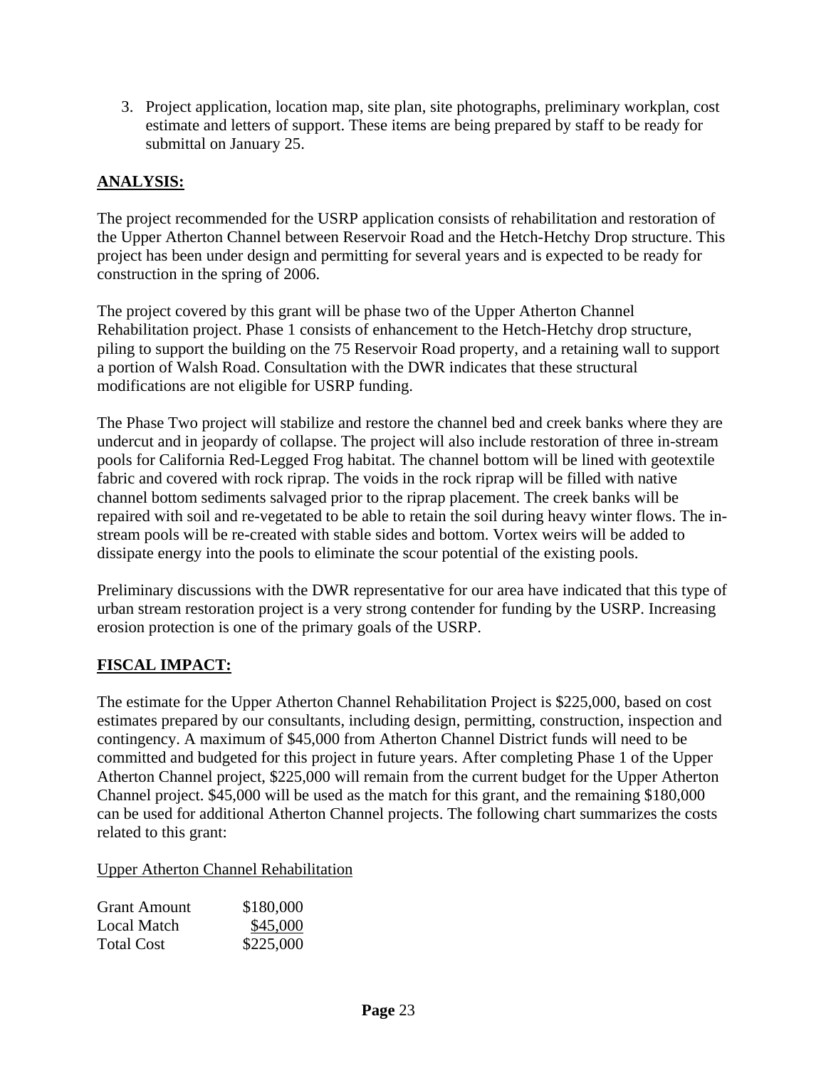3. Project application, location map, site plan, site photographs, preliminary workplan, cost estimate and letters of support. These items are being prepared by staff to be ready for submittal on January 25.

## ANALYSIS:

The project recommended for the USRP application consists of rehabilitation and restoration of the Upper Atherton Channel between Reservoir Road and the Hetch-Hetchy Drop structure. This project has been under design and permitting for several years and is expected to be ready for construction in the spring of 2006.

The project covered by this grant will be phase two of the Upper Atherton Channel Rehabilitation project. Phase 1 consists of enhancement to the Hetch-Hetchy drop structure, piling to support the building on the 75 Reservoir Road property, and a retaining wall to support a portion of Walsh Road. Consultation with the DWR indicates that these structural modifications are not eligible for USRP funding.

The Phase Two project will stabilize and restore the channel bed and creek banks where they are undercut and in jeopardy of collapse. The project will also include restoration of three in-stream pools for California Red-Legged Frog habitat. The channel bottom will be lined with geotextile fabric and covered with rock riprap. The voids in the rock riprap will be filled with native channel bottom sediments salvaged prior to the riprap placement. The creek banks will be repaired with soil and re-vegetated to be able to retain the soil during heavy winter flows. The in-stream pools will be re-created with stable sides and bottom. Vortex weirs will be added to dissipate energy into the pools to eliminate the scour potential of the existing pools.

Preliminary discussions with the DWR representative for our area have indicated that this type of urban stream restoration project is a very strong contender for funding by the USRP. Increasing erosion protection is one of the primary goals of the USRP.

## FISCAL IMPACT:

The estimate for the Upper Atherton Channel Rehabilitation Project is $225,000, based on cost estimates prepared by our consultants, including design, permitting, construction, inspection and contingency. A maximum of $45,000 from Atherton Channel District funds will need to be committed and budgeted for this project in future years. After completing Phase 1 of the Upper Atherton Channel project, $225,000 will remain from the current budget for the Upper Atherton Channel project. $45,000 will be used as the match for this grant, and the remaining $180,000 can be used for additional Atherton Channel projects. The following chart summarizes the costs related to this grant:

Upper Atherton Channel Rehabilitation

| | |
|---|---|
| Grant Amount | $180,000 |
| Local Match | $45,000 |
| Total Cost | $225,000 |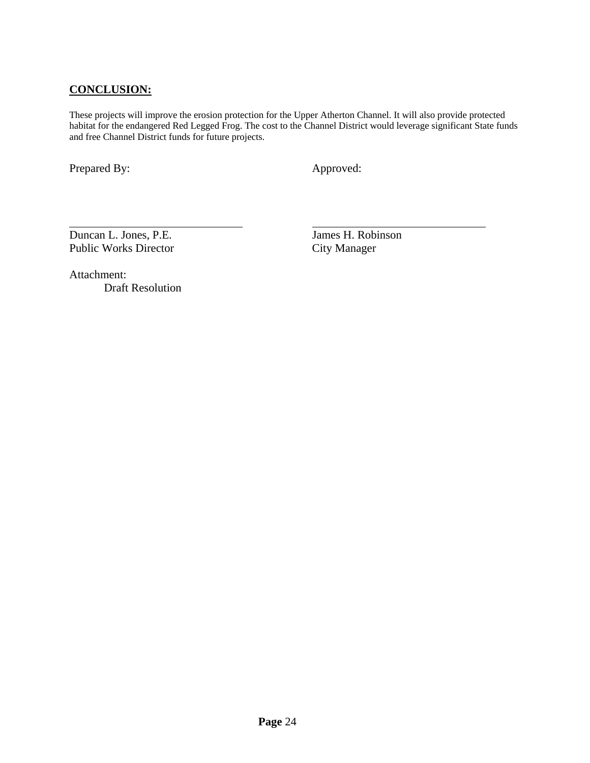## **CONCLUSION:**

These projects will improve the erosion protection for the Upper Atherton Channel. It will also provide protected habitat for the endangered Red Legged Frog. The cost to the Channel District would leverage significant State funds and free Channel District funds for future projects.

Prepared By: Approved:

Duncan L. Jones, P.E.
Public Works Director

James H. Robinson
City Manager

Attachment:
Draft Resolution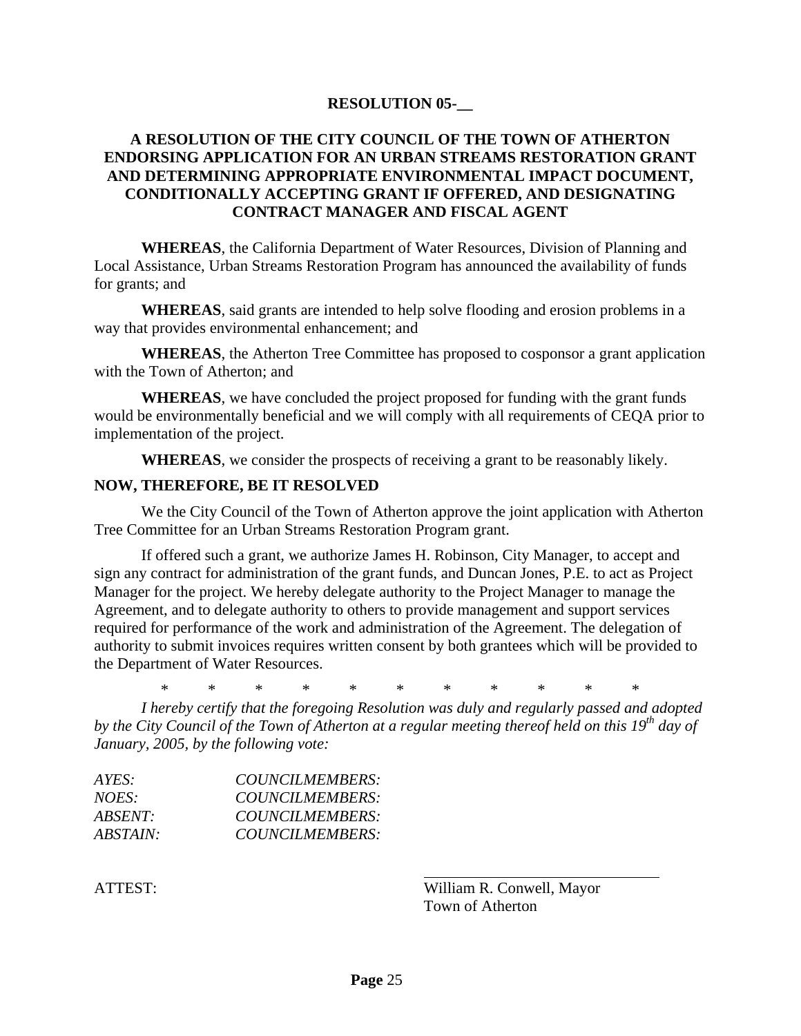**RESOLUTION 05-__**

**A RESOLUTION OF THE CITY COUNCIL OF THE TOWN OF ATHERTON ENDORSING APPLICATION FOR AN URBAN STREAMS RESTORATION GRANT AND DETERMINING APPROPRIATE ENVIRONMENTAL IMPACT DOCUMENT, CONDITIONALLY ACCEPTING GRANT IF OFFERED, AND DESIGNATING CONTRACT MANAGER AND FISCAL AGENT**

**WHEREAS**, the California Department of Water Resources, Division of Planning and Local Assistance, Urban Streams Restoration Program has announced the availability of funds for grants; and

**WHEREAS**, said grants are intended to help solve flooding and erosion problems in a way that provides environmental enhancement; and

**WHEREAS**, the Atherton Tree Committee has proposed to cosponsor a grant application with the Town of Atherton; and

**WHEREAS**, we have concluded the project proposed for funding with the grant funds would be environmentally beneficial and we will comply with all requirements of CEQA prior to implementation of the project.

**WHEREAS**, we consider the prospects of receiving a grant to be reasonably likely.

**NOW, THEREFORE, BE IT RESOLVED**

We the City Council of the Town of Atherton approve the joint application with Atherton Tree Committee for an Urban Streams Restoration Program grant.

If offered such a grant, we authorize James H. Robinson, City Manager, to accept and sign any contract for administration of the grant funds, and Duncan Jones, P.E. to act as Project Manager for the project. We hereby delegate authority to the Project Manager to manage the Agreement, and to delegate authority to others to provide management and support services required for performance of the work and administration of the Agreement. The delegation of authority to submit invoices requires written consent by both grantees which will be provided to the Department of Water Resources.

\* \* \* \* \* \* \* \* \* \* \*

*I hereby certify that the foregoing Resolution was duly and regularly passed and adopted by the City Council of the Town of Atherton at a regular meeting thereof held on this 19th day of January, 2005, by the following vote:*

*AYES: COUNCILMEMBERS:*
*NOES: COUNCILMEMBERS:*
*ABSENT: COUNCILMEMBERS:*
*ABSTAIN: COUNCILMEMBERS:*

ATTEST:

_______________________________
William R. Conwell, Mayor
Town of Atherton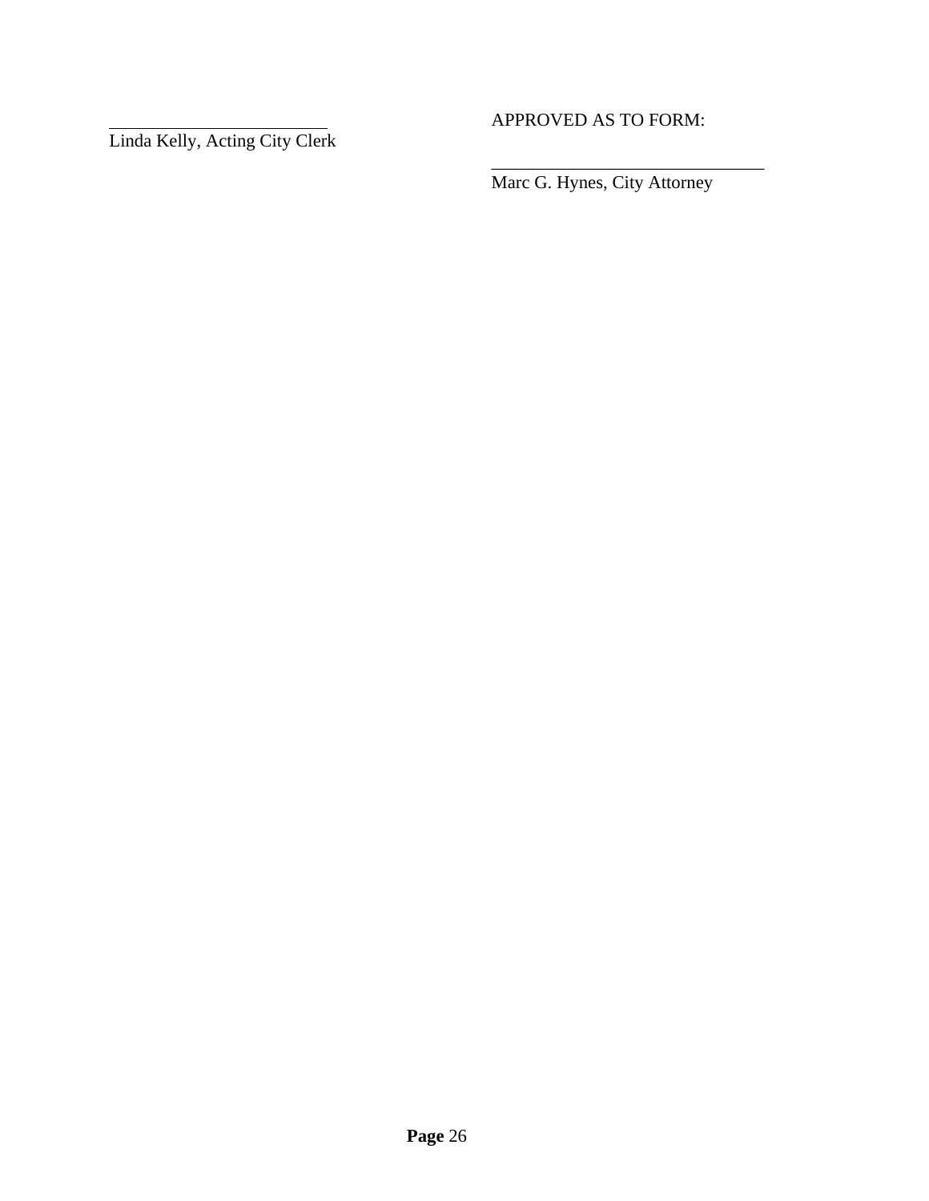\_\_\_\_\_\_\_\_\_\_\_\_\_\_\_\_\_\_\_\_\_\_\_\_\_
Linda Kelly, Acting City Clerk

APPROVED AS TO FORM:

\_\_\_\_\_\_\_\_\_\_\_\_\_\_\_\_\_\_\_\_\_\_\_\_\_\_\_\_\_\_\_
Marc G. Hynes, City Attorney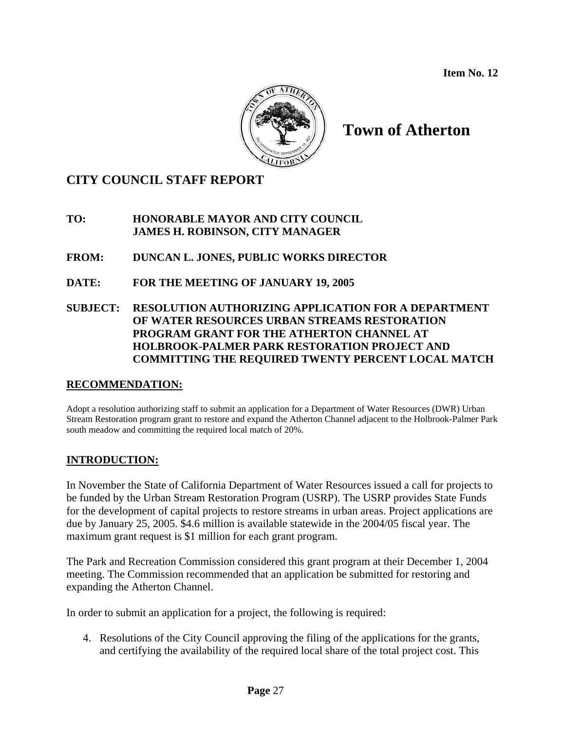Item No. 12

# Town of Atherton

## CITY COUNCIL STAFF REPORT

**TO:** HONORABLE MAYOR AND CITY COUNCIL
JAMES H. ROBINSON, CITY MANAGER

**FROM:** DUNCAN L. JONES, PUBLIC WORKS DIRECTOR

**DATE:** FOR THE MEETING OF JANUARY 19, 2005

**SUBJECT:** RESOLUTION AUTHORIZING APPLICATION FOR A DEPARTMENT OF WATER RESOURCES URBAN STREAMS RESTORATION PROGRAM GRANT FOR THE ATHERTON CHANNEL AT HOLBROOK-PALMER PARK RESTORATION PROJECT AND COMMITTING THE REQUIRED TWENTY PERCENT LOCAL MATCH

### RECOMMENDATION:

Adopt a resolution authorizing staff to submit an application for a Department of Water Resources (DWR) Urban Stream Restoration program grant to restore and expand the Atherton Channel adjacent to the Holbrook-Palmer Park south meadow and committing the required local match of 20%.

### INTRODUCTION:

In November the State of California Department of Water Resources issued a call for projects to be funded by the Urban Stream Restoration Program (USRP). The USRP provides State Funds for the development of capital projects to restore streams in urban areas. Project applications are due by January 25, 2005. $4.6 million is available statewide in the 2004/05 fiscal year. The maximum grant request is $1 million for each grant program.

The Park and Recreation Commission considered this grant program at their December 1, 2004 meeting. The Commission recommended that an application be submitted for restoring and expanding the Atherton Channel.

In order to submit an application for a project, the following is required:

4. Resolutions of the City Council approving the filing of the applications for the grants, and certifying the availability of the required local share of the total project cost. This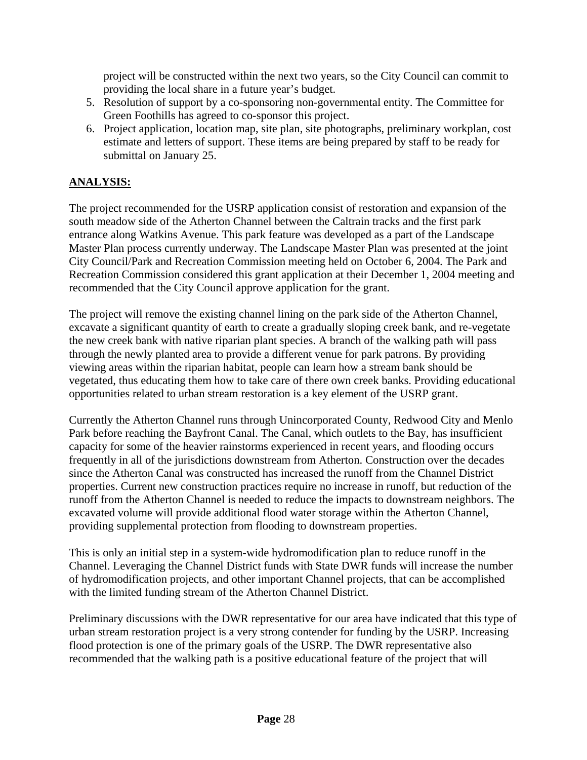project will be constructed within the next two years, so the City Council can commit to providing the local share in a future year's budget.

5. Resolution of support by a co-sponsoring non-governmental entity. The Committee for Green Foothills has agreed to co-sponsor this project.
6. Project application, location map, site plan, site photographs, preliminary workplan, cost estimate and letters of support. These items are being prepared by staff to be ready for submittal on January 25.

**ANALYSIS:**

The project recommended for the USRP application consist of restoration and expansion of the south meadow side of the Atherton Channel between the Caltrain tracks and the first park entrance along Watkins Avenue. This park feature was developed as a part of the Landscape Master Plan process currently underway. The Landscape Master Plan was presented at the joint City Council/Park and Recreation Commission meeting held on October 6, 2004. The Park and Recreation Commission considered this grant application at their December 1, 2004 meeting and recommended that the City Council approve application for the grant.

The project will remove the existing channel lining on the park side of the Atherton Channel, excavate a significant quantity of earth to create a gradually sloping creek bank, and re-vegetate the new creek bank with native riparian plant species. A branch of the walking path will pass through the newly planted area to provide a different venue for park patrons. By providing viewing areas within the riparian habitat, people can learn how a stream bank should be vegetated, thus educating them how to take care of there own creek banks. Providing educational opportunities related to urban stream restoration is a key element of the USRP grant.

Currently the Atherton Channel runs through Unincorporated County, Redwood City and Menlo Park before reaching the Bayfront Canal. The Canal, which outlets to the Bay, has insufficient capacity for some of the heavier rainstorms experienced in recent years, and flooding occurs frequently in all of the jurisdictions downstream from Atherton. Construction over the decades since the Atherton Canal was constructed has increased the runoff from the Channel District properties. Current new construction practices require no increase in runoff, but reduction of the runoff from the Atherton Channel is needed to reduce the impacts to downstream neighbors. The excavated volume will provide additional flood water storage within the Atherton Channel, providing supplemental protection from flooding to downstream properties.

This is only an initial step in a system-wide hydromodification plan to reduce runoff in the Channel. Leveraging the Channel District funds with State DWR funds will increase the number of hydromodification projects, and other important Channel projects, that can be accomplished with the limited funding stream of the Atherton Channel District.

Preliminary discussions with the DWR representative for our area have indicated that this type of urban stream restoration project is a very strong contender for funding by the USRP. Increasing flood protection is one of the primary goals of the USRP. The DWR representative also recommended that the walking path is a positive educational feature of the project that will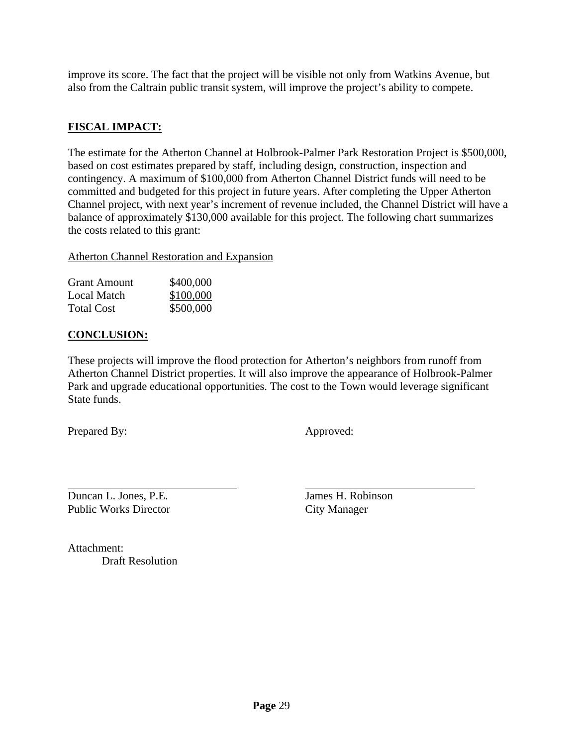improve its score. The fact that the project will be visible not only from Watkins Avenue, but also from the Caltrain public transit system, will improve the project's ability to compete.

## **FISCAL IMPACT:**

The estimate for the Atherton Channel at Holbrook-Palmer Park Restoration Project is $500,000, based on cost estimates prepared by staff, including design, construction, inspection and contingency. A maximum of $100,000 from Atherton Channel District funds will need to be committed and budgeted for this project in future years. After completing the Upper Atherton Channel project, with next year's increment of revenue included, the Channel District will have a balance of approximately $130,000 available for this project. The following chart summarizes the costs related to this grant:

Atherton Channel Restoration and Expansion

| | |
|---|---|
| Grant Amount | $400,000 |
| Local Match | $100,000 |
| Total Cost | $500,000 |

## **CONCLUSION:**

These projects will improve the flood protection for Atherton's neighbors from runoff from Atherton Channel District properties. It will also improve the appearance of Holbrook-Palmer Park and upgrade educational opportunities. The cost to the Town would leverage significant State funds.

Prepared By: Approved:

Duncan L. Jones, P.E.
Public Works Director

James H. Robinson
City Manager

Attachment:
Draft Resolution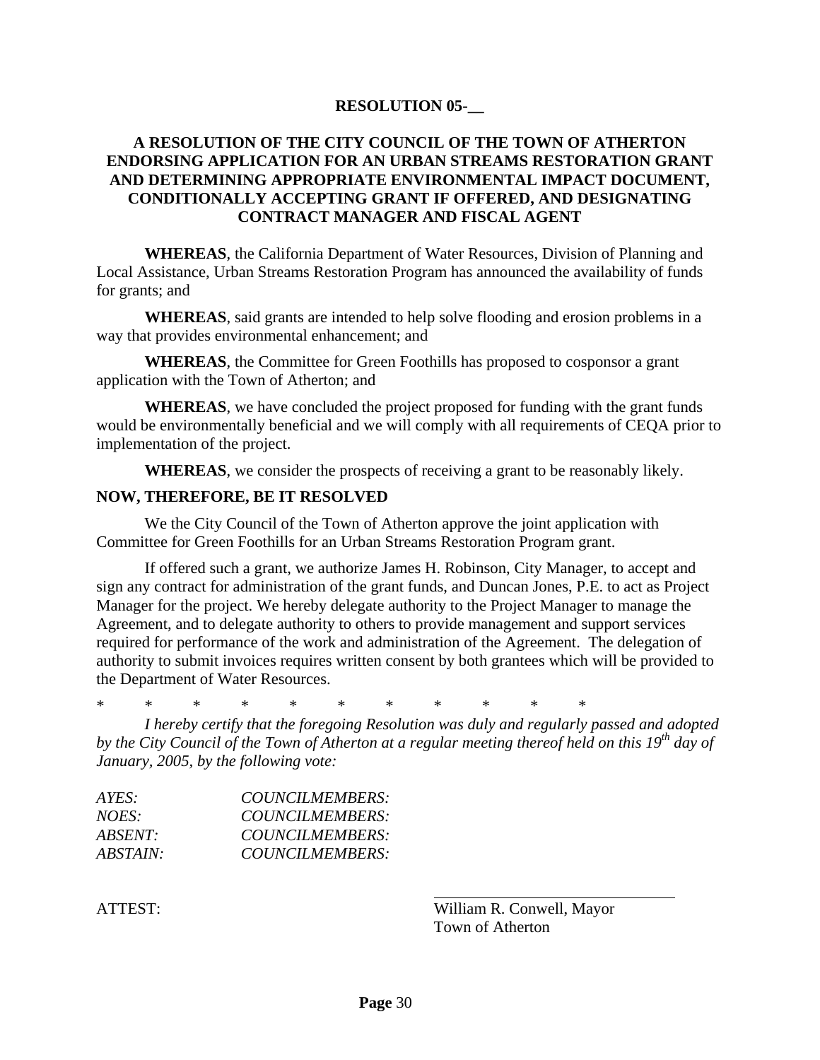**RESOLUTION 05-__**

**A RESOLUTION OF THE CITY COUNCIL OF THE TOWN OF ATHERTON ENDORSING APPLICATION FOR AN URBAN STREAMS RESTORATION GRANT AND DETERMINING APPROPRIATE ENVIRONMENTAL IMPACT DOCUMENT, CONDITIONALLY ACCEPTING GRANT IF OFFERED, AND DESIGNATING CONTRACT MANAGER AND FISCAL AGENT**

**WHEREAS**, the California Department of Water Resources, Division of Planning and Local Assistance, Urban Streams Restoration Program has announced the availability of funds for grants; and

**WHEREAS**, said grants are intended to help solve flooding and erosion problems in a way that provides environmental enhancement; and

**WHEREAS**, the Committee for Green Foothills has proposed to cosponsor a grant application with the Town of Atherton; and

**WHEREAS**, we have concluded the project proposed for funding with the grant funds would be environmentally beneficial and we will comply with all requirements of CEQA prior to implementation of the project.

**WHEREAS**, we consider the prospects of receiving a grant to be reasonably likely.

**NOW, THEREFORE, BE IT RESOLVED**

We the City Council of the Town of Atherton approve the joint application with Committee for Green Foothills for an Urban Streams Restoration Program grant.

If offered such a grant, we authorize James H. Robinson, City Manager, to accept and sign any contract for administration of the grant funds, and Duncan Jones, P.E. to act as Project Manager for the project. We hereby delegate authority to the Project Manager to manage the Agreement, and to delegate authority to others to provide management and support services required for performance of the work and administration of the Agreement. The delegation of authority to submit invoices requires written consent by both grantees which will be provided to the Department of Water Resources.

\* \* \* \* \* \* \* \* \* \* \*

*I hereby certify that the foregoing Resolution was duly and regularly passed and adopted by the City Council of the Town of Atherton at a regular meeting thereof held on this 19th day of January, 2005, by the following vote:*

*AYES: COUNCILMEMBERS:*
*NOES: COUNCILMEMBERS:*
*ABSENT: COUNCILMEMBERS:*
*ABSTAIN: COUNCILMEMBERS:*

ATTEST:

\_\_\_\_\_\_\_\_\_\_\_\_\_\_\_\_\_\_\_\_\_\_\_\_\_\_\_\_\_\_
William R. Conwell, Mayor
Town of Atherton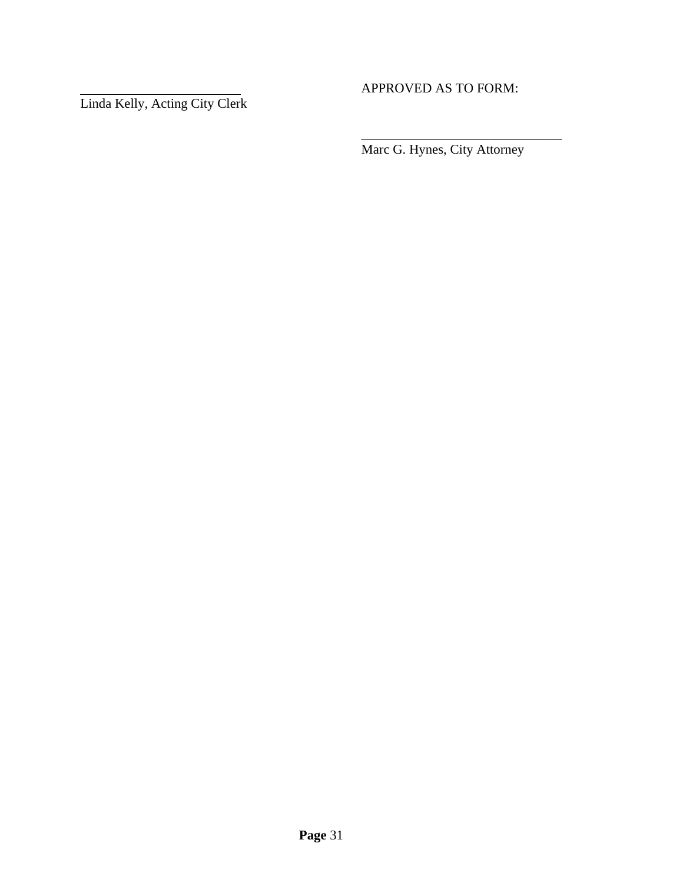\_\_\_\_\_\_\_\_\_\_\_\_\_\_\_\_\_\_\_\_\_\_\_\_\_
Linda Kelly, Acting City Clerk

APPROVED AS TO FORM:

\_\_\_\_\_\_\_\_\_\_\_\_\_\_\_\_\_\_\_\_\_\_\_\_\_\_\_\_\_\_\_
Marc G. Hynes, City Attorney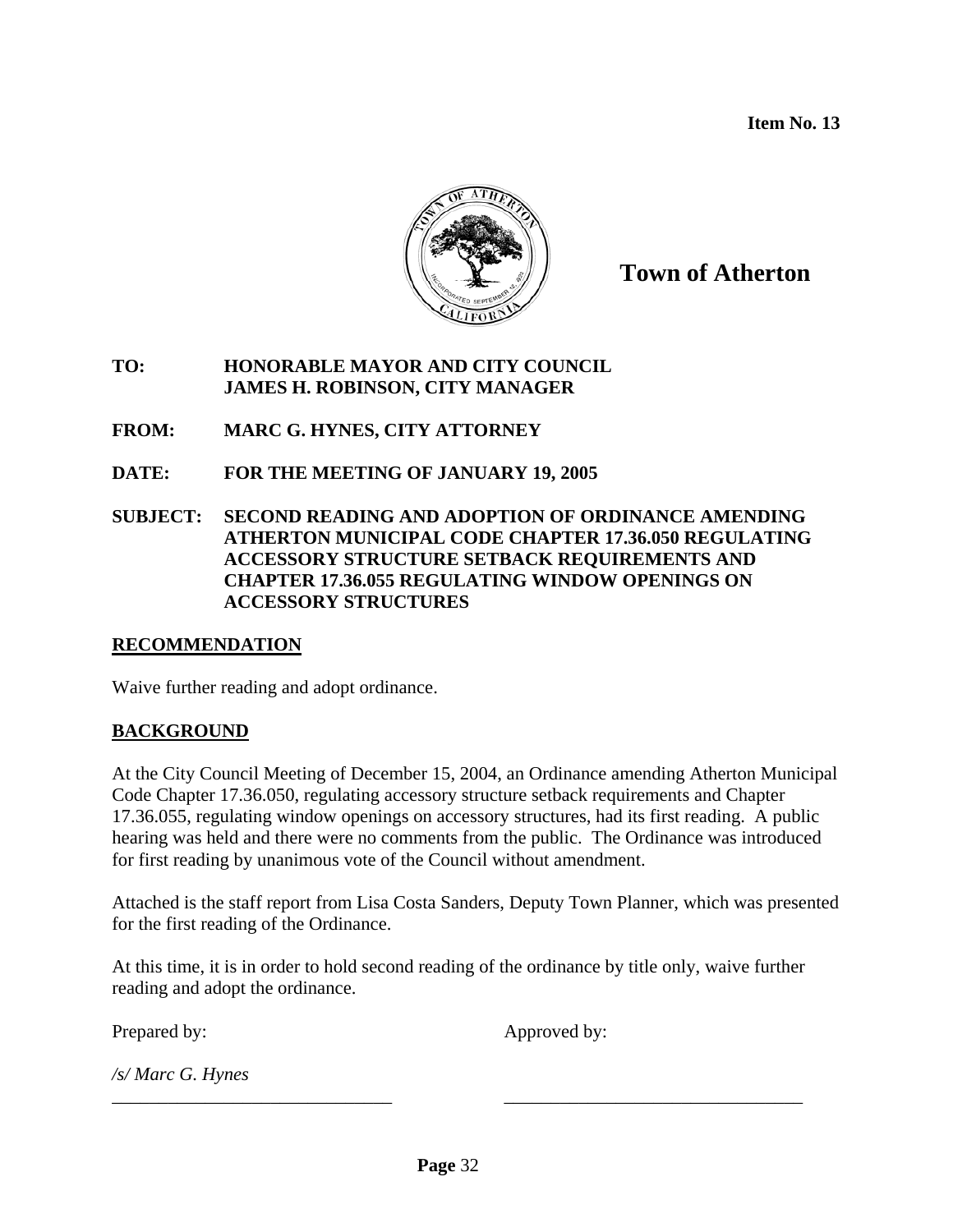**Item No. 13**

**Town of Atherton**

**TO:** HONORABLE MAYOR AND CITY COUNCIL
JAMES H. ROBINSON, CITY MANAGER

**FROM:** MARC G. HYNES, CITY ATTORNEY

**DATE:** FOR THE MEETING OF JANUARY 19, 2005

**SUBJECT:** SECOND READING AND ADOPTION OF ORDINANCE AMENDING ATHERTON MUNICIPAL CODE CHAPTER 17.36.050 REGULATING ACCESSORY STRUCTURE SETBACK REQUIREMENTS AND CHAPTER 17.36.055 REGULATING WINDOW OPENINGS ON ACCESSORY STRUCTURES

## RECOMMENDATION

Waive further reading and adopt ordinance.

## BACKGROUND

At the City Council Meeting of December 15, 2004, an Ordinance amending Atherton Municipal Code Chapter 17.36.050, regulating accessory structure setback requirements and Chapter 17.36.055, regulating window openings on accessory structures, had its first reading. A public hearing was held and there were no comments from the public. The Ordinance was introduced for first reading by unanimous vote of the Council without amendment.

Attached is the staff report from Lisa Costa Sanders, Deputy Town Planner, which was presented for the first reading of the Ordinance.

At this time, it is in order to hold second reading of the ordinance by title only, waive further reading and adopt the ordinance.

Prepared by: Approved by:

*/s/ Marc G. Hynes*
_______________________________ _________________________________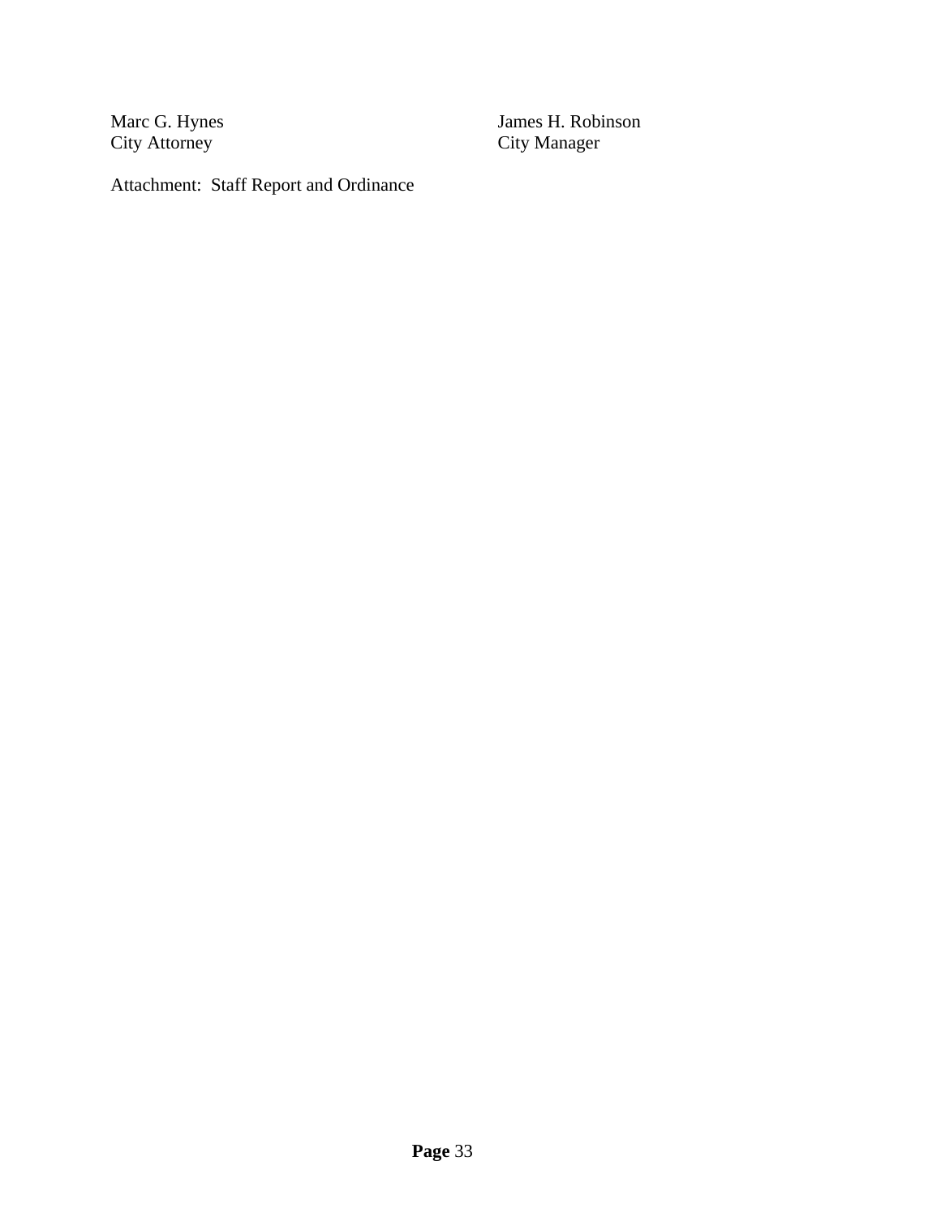Marc G. Hynes
City Attorney

James H. Robinson
City Manager

Attachment: Staff Report and Ordinance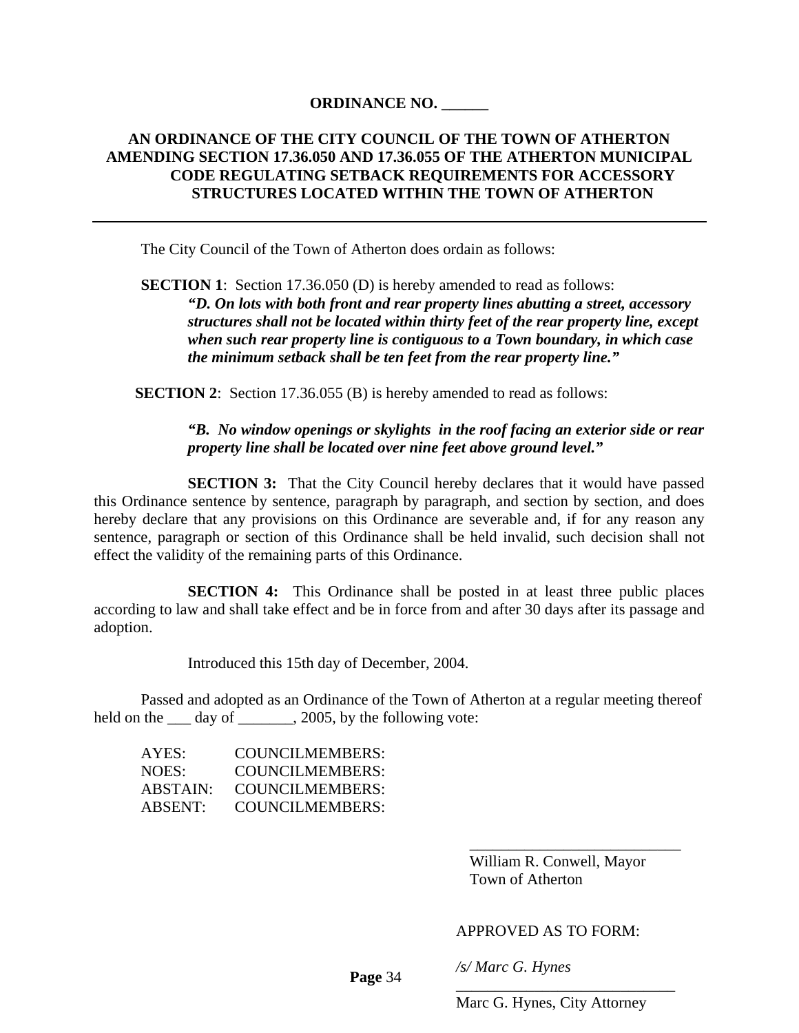# ORDINANCE NO. ______

## AN ORDINANCE OF THE CITY COUNCIL OF THE TOWN OF ATHERTON AMENDING SECTION 17.36.050 AND 17.36.055 OF THE ATHERTON MUNICIPAL CODE REGULATING SETBACK REQUIREMENTS FOR ACCESSORY STRUCTURES LOCATED WITHIN THE TOWN OF ATHERTON

---

The City Council of the Town of Atherton does ordain as follows:

**SECTION 1**: Section 17.36.050 (D) is hereby amended to read as follows:

> ***"D. On lots with both front and rear property lines abutting a street, accessory structures shall not be located within thirty feet of the rear property line, except when such rear property line is contiguous to a Town boundary, in which case the minimum setback shall be ten feet from the rear property line."***

**SECTION 2**: Section 17.36.055 (B) is hereby amended to read as follows:

> ***"B. No window openings or skylights in the roof facing an exterior side or rear property line shall be located over nine feet above ground level."***

**SECTION 3:** That the City Council hereby declares that it would have passed this Ordinance sentence by sentence, paragraph by paragraph, and section by section, and does hereby declare that any provisions on this Ordinance are severable and, if for any reason any sentence, paragraph or section of this Ordinance shall be held invalid, such decision shall not effect the validity of the remaining parts of this Ordinance.

**SECTION 4:** This Ordinance shall be posted in at least three public places according to law and shall take effect and be in force from and after 30 days after its passage and adoption.

Introduced this 15th day of December, 2004.

Passed and adopted as an Ordinance of the Town of Atherton at a regular meeting thereof held on the ___ day of _______, 2005, by the following vote:

AYES: COUNCILMEMBERS:
NOES: COUNCILMEMBERS:
ABSTAIN: COUNCILMEMBERS:
ABSENT: COUNCILMEMBERS:

___________________________
William R. Conwell, Mayor
Town of Atherton

APPROVED AS TO FORM:

*/s/ Marc G. Hynes*
___________________________
Marc G. Hynes, City Attorney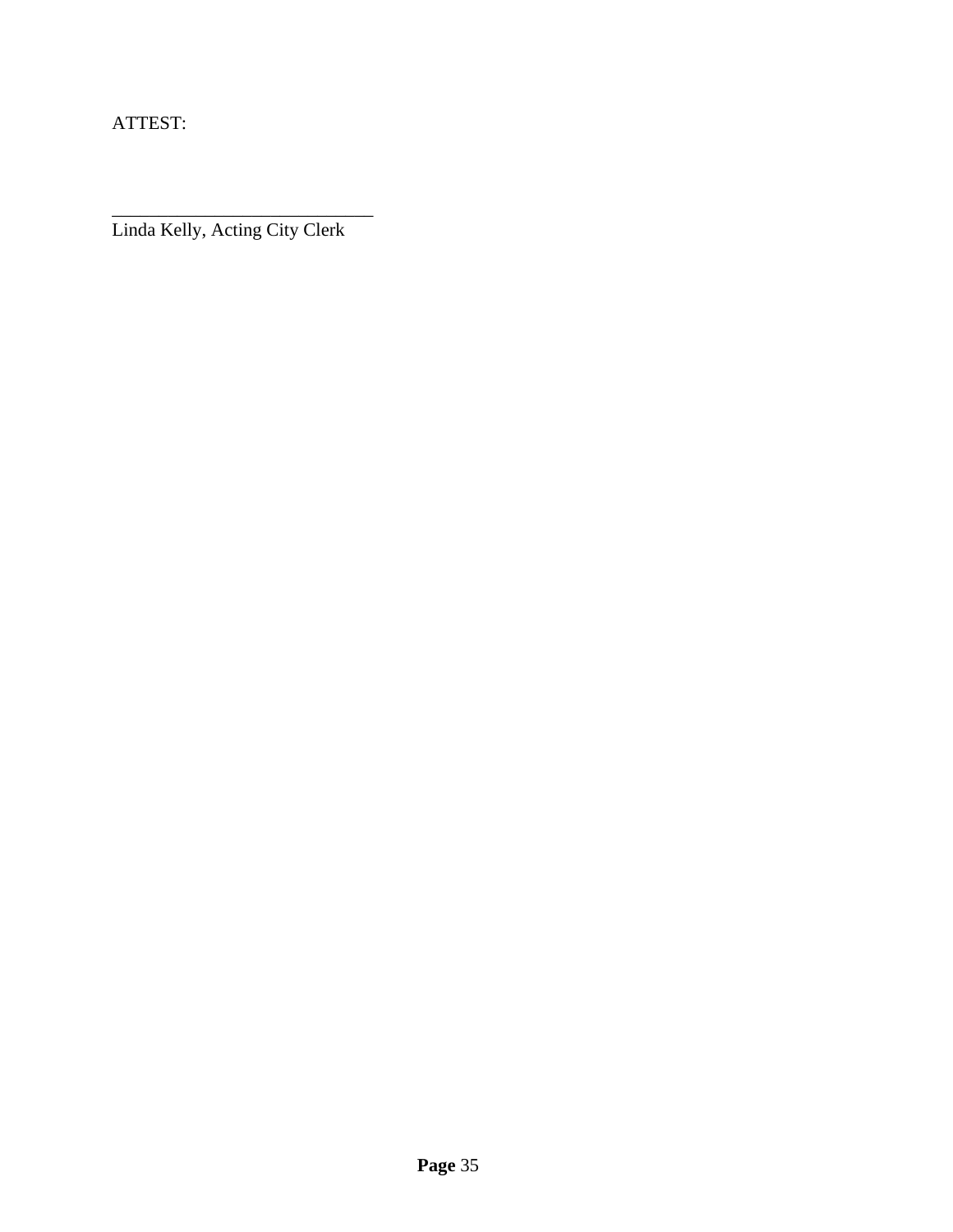ATTEST:

_____________________________
Linda Kelly, Acting City Clerk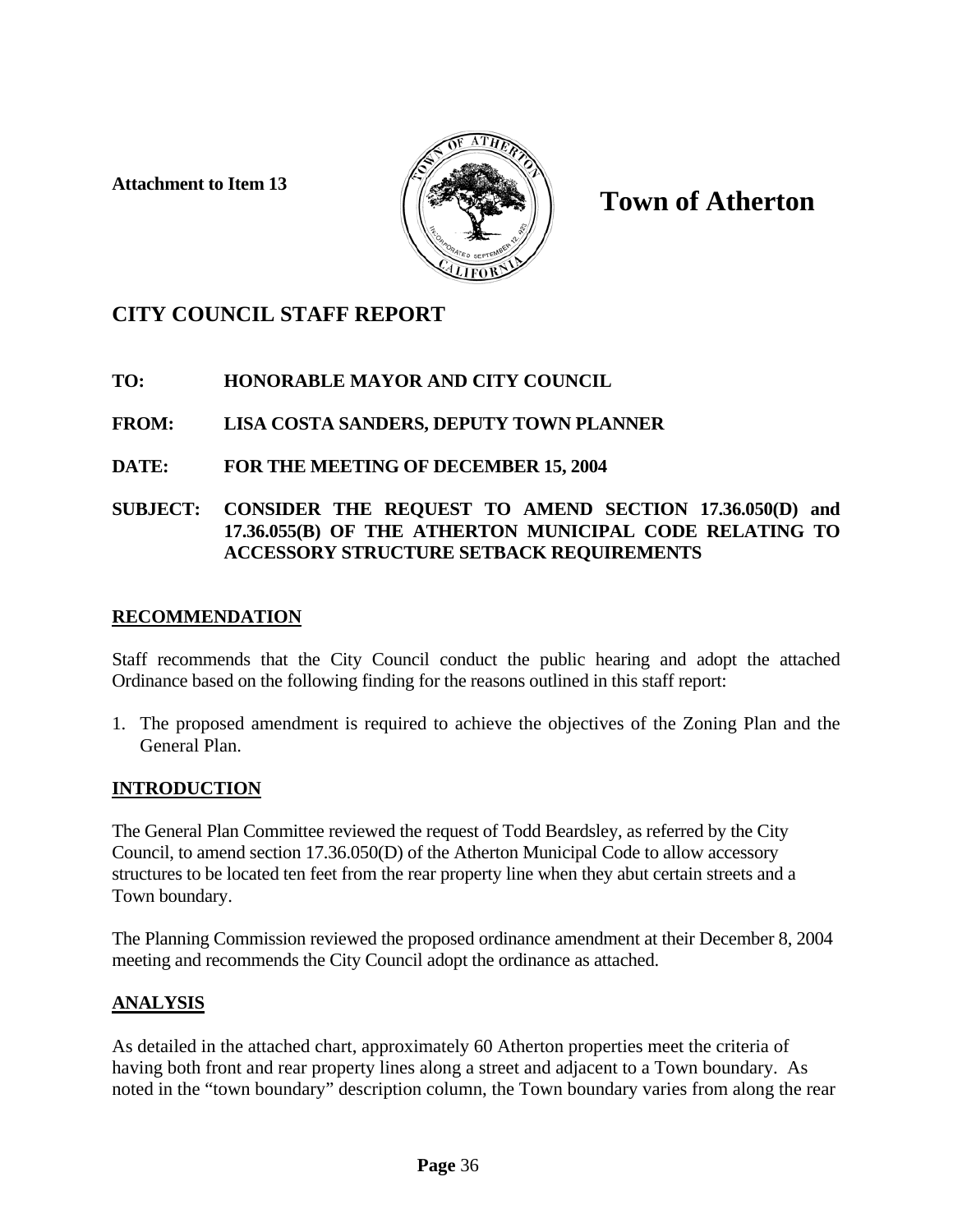Attachment to Item 13

# Town of Atherton

## CITY COUNCIL STAFF REPORT

**TO: HONORABLE MAYOR AND CITY COUNCIL**

**FROM: LISA COSTA SANDERS, DEPUTY TOWN PLANNER**

**DATE: FOR THE MEETING OF DECEMBER 15, 2004**

**SUBJECT: CONSIDER THE REQUEST TO AMEND SECTION 17.36.050(D) and 17.36.055(B) OF THE ATHERTON MUNICIPAL CODE RELATING TO ACCESSORY STRUCTURE SETBACK REQUIREMENTS**

### RECOMMENDATION

Staff recommends that the City Council conduct the public hearing and adopt the attached Ordinance based on the following finding for the reasons outlined in this staff report:

1. The proposed amendment is required to achieve the objectives of the Zoning Plan and the General Plan.

### INTRODUCTION

The General Plan Committee reviewed the request of Todd Beardsley, as referred by the City Council, to amend section 17.36.050(D) of the Atherton Municipal Code to allow accessory structures to be located ten feet from the rear property line when they abut certain streets and a Town boundary.

The Planning Commission reviewed the proposed ordinance amendment at their December 8, 2004 meeting and recommends the City Council adopt the ordinance as attached.

### ANALYSIS

As detailed in the attached chart, approximately 60 Atherton properties meet the criteria of having both front and rear property lines along a street and adjacent to a Town boundary. As noted in the "town boundary" description column, the Town boundary varies from along the rear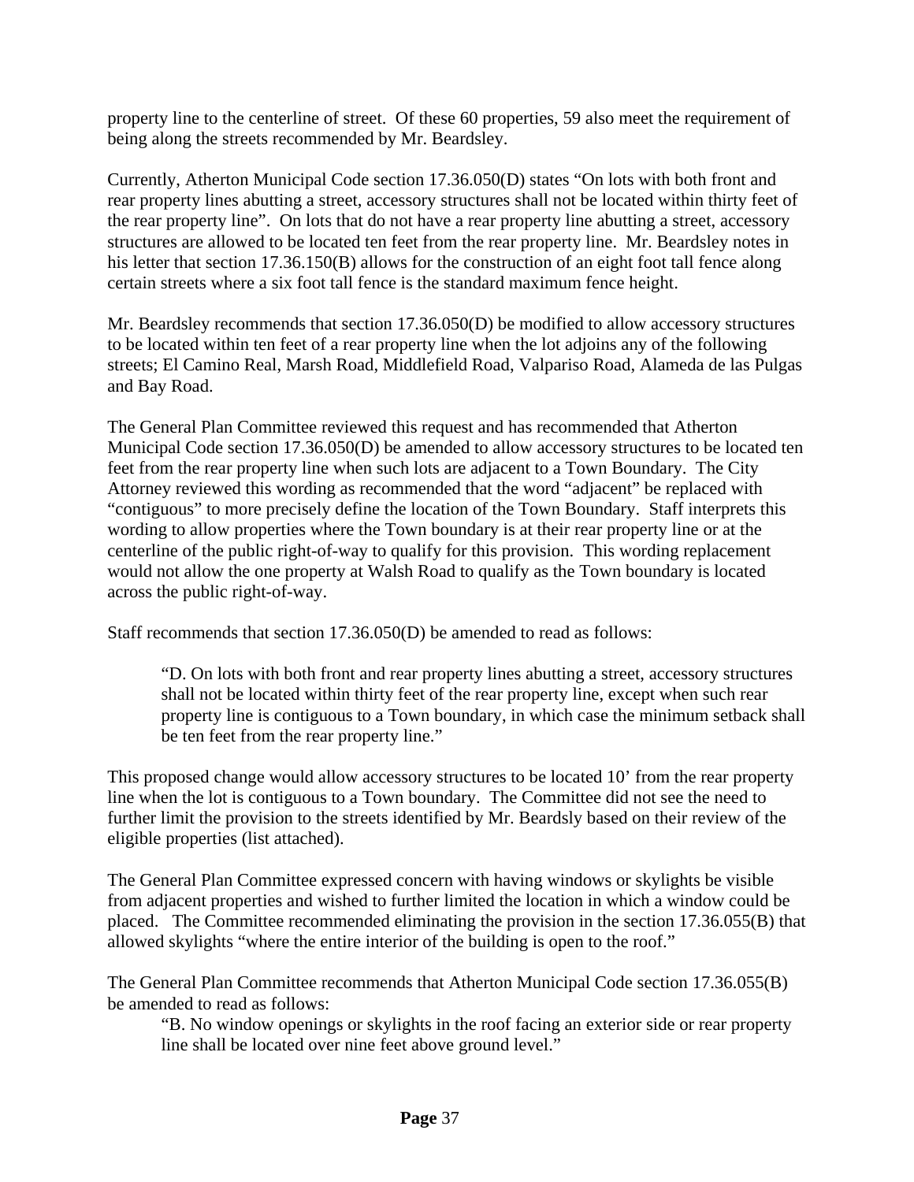property line to the centerline of street. Of these 60 properties, 59 also meet the requirement of being along the streets recommended by Mr. Beardsley.

Currently, Atherton Municipal Code section 17.36.050(D) states "On lots with both front and rear property lines abutting a street, accessory structures shall not be located within thirty feet of the rear property line". On lots that do not have a rear property line abutting a street, accessory structures are allowed to be located ten feet from the rear property line. Mr. Beardsley notes in his letter that section 17.36.150(B) allows for the construction of an eight foot tall fence along certain streets where a six foot tall fence is the standard maximum fence height.

Mr. Beardsley recommends that section 17.36.050(D) be modified to allow accessory structures to be located within ten feet of a rear property line when the lot adjoins any of the following streets; El Camino Real, Marsh Road, Middlefield Road, Valpariso Road, Alameda de las Pulgas and Bay Road.

The General Plan Committee reviewed this request and has recommended that Atherton Municipal Code section 17.36.050(D) be amended to allow accessory structures to be located ten feet from the rear property line when such lots are adjacent to a Town Boundary. The City Attorney reviewed this wording as recommended that the word "adjacent" be replaced with "contiguous" to more precisely define the location of the Town Boundary. Staff interprets this wording to allow properties where the Town boundary is at their rear property line or at the centerline of the public right-of-way to qualify for this provision. This wording replacement would not allow the one property at Walsh Road to qualify as the Town boundary is located across the public right-of-way.

Staff recommends that section 17.36.050(D) be amended to read as follows:

> "D. On lots with both front and rear property lines abutting a street, accessory structures shall not be located within thirty feet of the rear property line, except when such rear property line is contiguous to a Town boundary, in which case the minimum setback shall be ten feet from the rear property line."

This proposed change would allow accessory structures to be located 10' from the rear property line when the lot is contiguous to a Town boundary. The Committee did not see the need to further limit the provision to the streets identified by Mr. Beardsly based on their review of the eligible properties (list attached).

The General Plan Committee expressed concern with having windows or skylights be visible from adjacent properties and wished to further limited the location in which a window could be placed. The Committee recommended eliminating the provision in the section 17.36.055(B) that allowed skylights "where the entire interior of the building is open to the roof."

The General Plan Committee recommends that Atherton Municipal Code section 17.36.055(B) be amended to read as follows:

> "B. No window openings or skylights in the roof facing an exterior side or rear property line shall be located over nine feet above ground level."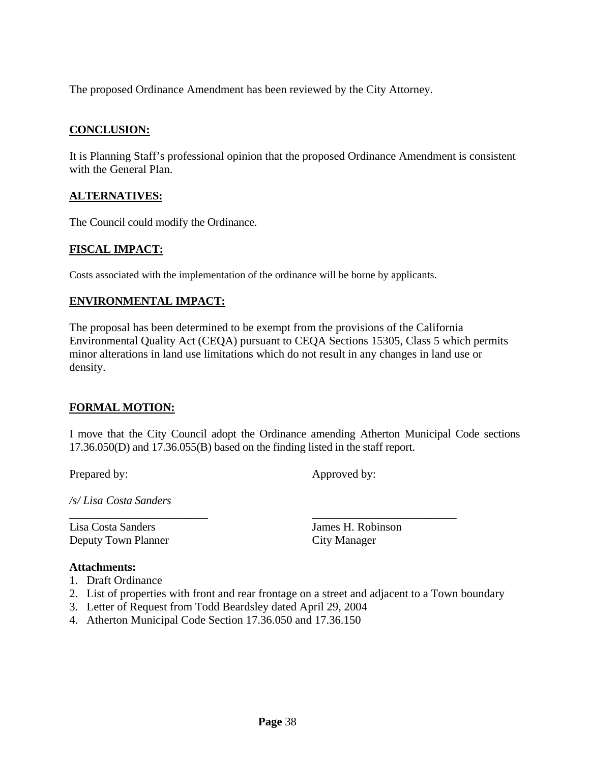The proposed Ordinance Amendment has been reviewed by the City Attorney.

## CONCLUSION:

It is Planning Staff's professional opinion that the proposed Ordinance Amendment is consistent with the General Plan.

## ALTERNATIVES:

The Council could modify the Ordinance.

## FISCAL IMPACT:

Costs associated with the implementation of the ordinance will be borne by applicants.

## ENVIRONMENTAL IMPACT:

The proposal has been determined to be exempt from the provisions of the California Environmental Quality Act (CEQA) pursuant to CEQA Sections 15305, Class 5 which permits minor alterations in land use limitations which do not result in any changes in land use or density.

## FORMAL MOTION:

I move that the City Council adopt the Ordinance amending Atherton Municipal Code sections 17.36.050(D) and 17.36.055(B) based on the finding listed in the staff report.

Prepared by: Approved by:

*/s/ Lisa Costa Sanders*

\_\_\_\_\_\_\_\_\_\_\_\_\_\_\_\_\_\_\_\_\_\_\_\_ \_\_\_\_\_\_\_\_\_\_\_\_\_\_\_\_\_\_\_\_\_\_\_\_\_

Lisa Costa Sanders
Deputy Town Planner

James H. Robinson
City Manager

**Attachments:**

1. Draft Ordinance
2. List of properties with front and rear frontage on a street and adjacent to a Town boundary
3. Letter of Request from Todd Beardsley dated April 29, 2004
4. Atherton Municipal Code Section 17.36.050 and 17.36.150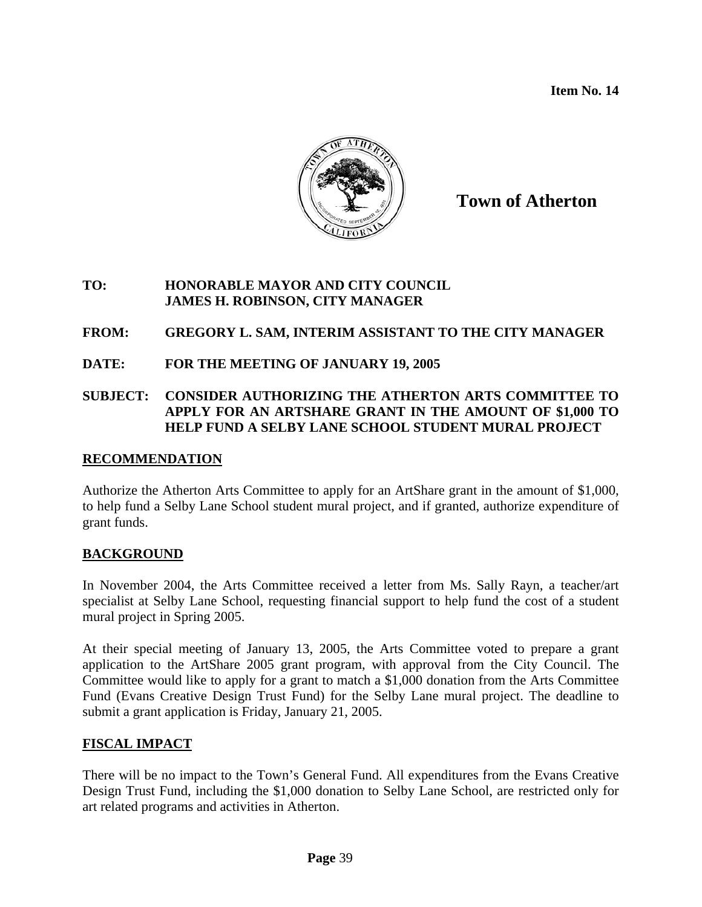**Item No. 14**

**Town of Atherton**

**TO:** **HONORABLE MAYOR AND CITY COUNCIL**
**JAMES H. ROBINSON, CITY MANAGER**

**FROM:** **GREGORY L. SAM, INTERIM ASSISTANT TO THE CITY MANAGER**

**DATE:** **FOR THE MEETING OF JANUARY 19, 2005**

**SUBJECT:** **CONSIDER AUTHORIZING THE ATHERTON ARTS COMMITTEE TO APPLY FOR AN ARTSHARE GRANT IN THE AMOUNT OF $1,000 TO HELP FUND A SELBY LANE SCHOOL STUDENT MURAL PROJECT**

## RECOMMENDATION

Authorize the Atherton Arts Committee to apply for an ArtShare grant in the amount of $1,000, to help fund a Selby Lane School student mural project, and if granted, authorize expenditure of grant funds.

## BACKGROUND

In November 2004, the Arts Committee received a letter from Ms. Sally Rayn, a teacher/art specialist at Selby Lane School, requesting financial support to help fund the cost of a student mural project in Spring 2005.

At their special meeting of January 13, 2005, the Arts Committee voted to prepare a grant application to the ArtShare 2005 grant program, with approval from the City Council. The Committee would like to apply for a grant to match a $1,000 donation from the Arts Committee Fund (Evans Creative Design Trust Fund) for the Selby Lane mural project. The deadline to submit a grant application is Friday, January 21, 2005.

## FISCAL IMPACT

There will be no impact to the Town's General Fund. All expenditures from the Evans Creative Design Trust Fund, including the $1,000 donation to Selby Lane School, are restricted only for art related programs and activities in Atherton.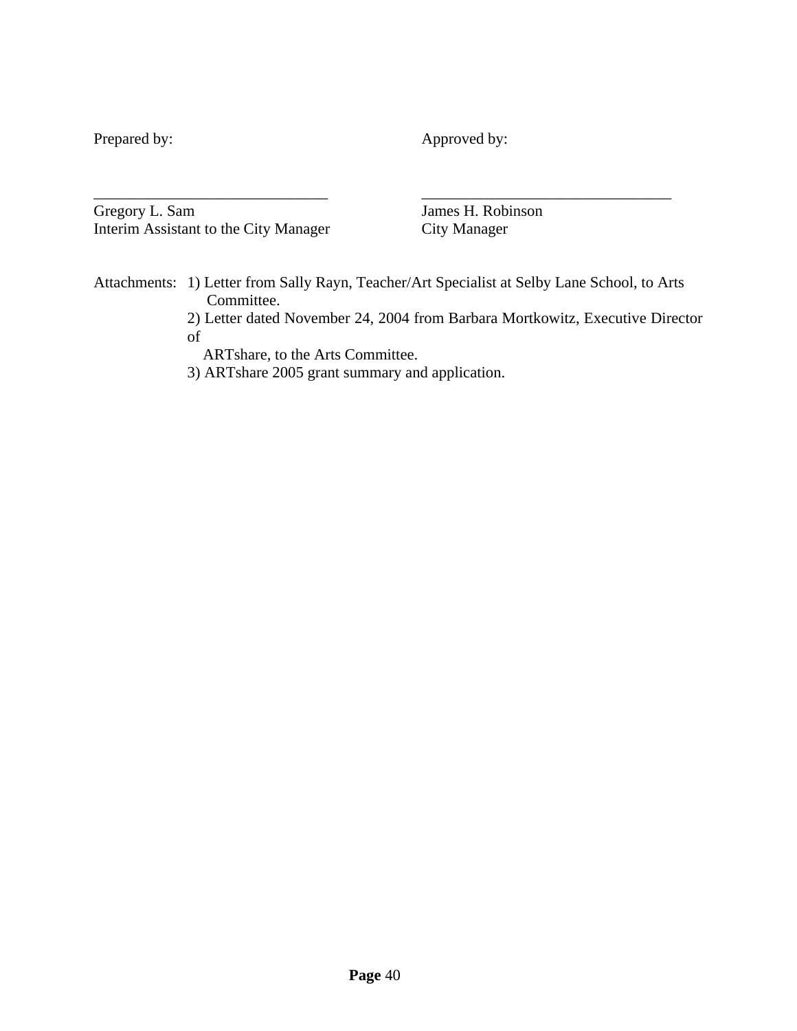| Prepared by: | Approved by: |
| --- | --- |
| _______________________________ | _________________________________ |
| Gregory L. Sam | James H. Robinson |
| Interim Assistant to the City Manager | City Manager |

Attachments:

1) Letter from Sally Rayn, Teacher/Art Specialist at Selby Lane School, to Arts Committee.
2) Letter dated November 24, 2004 from Barbara Mortkowitz, Executive Director of ARTshare, to the Arts Committee.
3) ARTshare 2005 grant summary and application.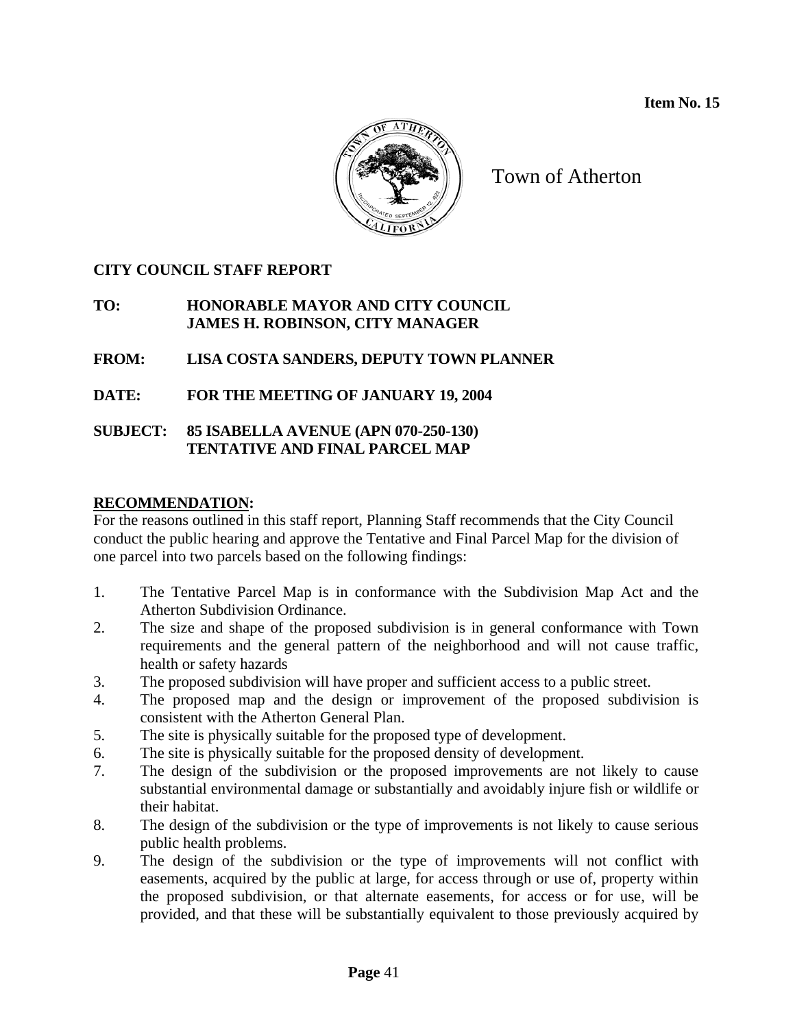Item No. 15

Town of Atherton

**CITY COUNCIL STAFF REPORT**

**TO:** HONORABLE MAYOR AND CITY COUNCIL
JAMES H. ROBINSON, CITY MANAGER

**FROM:** LISA COSTA SANDERS, DEPUTY TOWN PLANNER

**DATE:** FOR THE MEETING OF JANUARY 19, 2004

**SUBJECT:** 85 ISABELLA AVENUE (APN 070-250-130)
TENTATIVE AND FINAL PARCEL MAP

**RECOMMENDATION:**

For the reasons outlined in this staff report, Planning Staff recommends that the City Council conduct the public hearing and approve the Tentative and Final Parcel Map for the division of one parcel into two parcels based on the following findings:

1. The Tentative Parcel Map is in conformance with the Subdivision Map Act and the Atherton Subdivision Ordinance.
2. The size and shape of the proposed subdivision is in general conformance with Town requirements and the general pattern of the neighborhood and will not cause traffic, health or safety hazards
3. The proposed subdivision will have proper and sufficient access to a public street.
4. The proposed map and the design or improvement of the proposed subdivision is consistent with the Atherton General Plan.
5. The site is physically suitable for the proposed type of development.
6. The site is physically suitable for the proposed density of development.
7. The design of the subdivision or the proposed improvements are not likely to cause substantial environmental damage or substantially and avoidably injure fish or wildlife or their habitat.
8. The design of the subdivision or the type of improvements is not likely to cause serious public health problems.
9. The design of the subdivision or the type of improvements will not conflict with easements, acquired by the public at large, for access through or use of, property within the proposed subdivision, or that alternate easements, for access or for use, will be provided, and that these will be substantially equivalent to those previously acquired by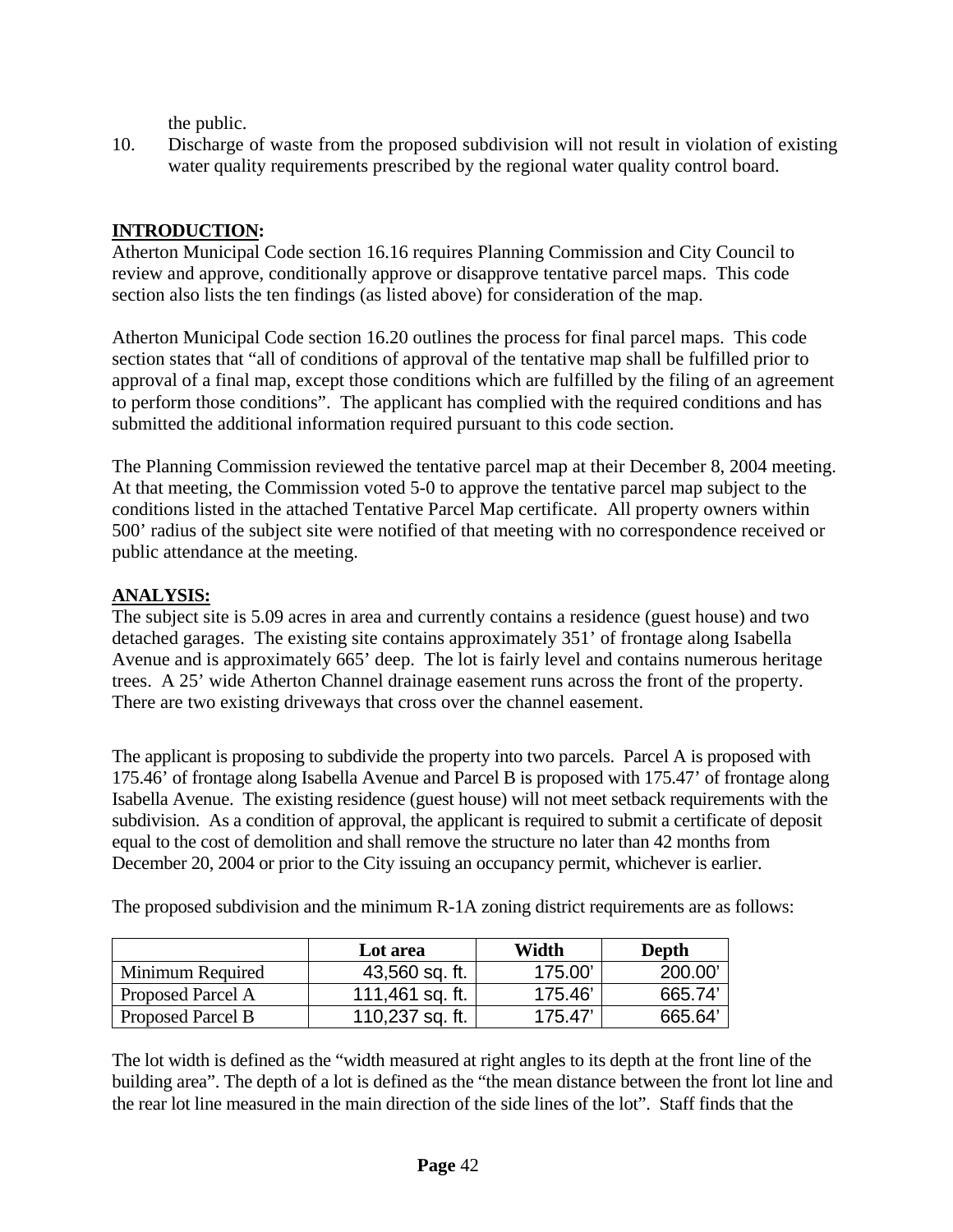the public.

10. Discharge of waste from the proposed subdivision will not result in violation of existing water quality requirements prescribed by the regional water quality control board.

**INTRODUCTION:**

Atherton Municipal Code section 16.16 requires Planning Commission and City Council to review and approve, conditionally approve or disapprove tentative parcel maps. This code section also lists the ten findings (as listed above) for consideration of the map.

Atherton Municipal Code section 16.20 outlines the process for final parcel maps. This code section states that "all of conditions of approval of the tentative map shall be fulfilled prior to approval of a final map, except those conditions which are fulfilled by the filing of an agreement to perform those conditions". The applicant has complied with the required conditions and has submitted the additional information required pursuant to this code section.

The Planning Commission reviewed the tentative parcel map at their December 8, 2004 meeting. At that meeting, the Commission voted 5-0 to approve the tentative parcel map subject to the conditions listed in the attached Tentative Parcel Map certificate. All property owners within 500' radius of the subject site were notified of that meeting with no correspondence received or public attendance at the meeting.

**ANALYSIS:**

The subject site is 5.09 acres in area and currently contains a residence (guest house) and two detached garages. The existing site contains approximately 351' of frontage along Isabella Avenue and is approximately 665' deep. The lot is fairly level and contains numerous heritage trees. A 25' wide Atherton Channel drainage easement runs across the front of the property. There are two existing driveways that cross over the channel easement.

The applicant is proposing to subdivide the property into two parcels. Parcel A is proposed with 175.46' of frontage along Isabella Avenue and Parcel B is proposed with 175.47' of frontage along Isabella Avenue. The existing residence (guest house) will not meet setback requirements with the subdivision. As a condition of approval, the applicant is required to submit a certificate of deposit equal to the cost of demolition and shall remove the structure no later than 42 months from December 20, 2004 or prior to the City issuing an occupancy permit, whichever is earlier.

The proposed subdivision and the minimum R-1A zoning district requirements are as follows:

| | Lot area | Width | Depth |
|---|---|---|---|
| Minimum Required | 43,560 sq. ft. | 175.00' | 200.00' |
| Proposed Parcel A | 111,461 sq. ft. | 175.46' | 665.74' |
| Proposed Parcel B | 110,237 sq. ft. | 175.47' | 665.64' |

The lot width is defined as the "width measured at right angles to its depth at the front line of the building area". The depth of a lot is defined as the "the mean distance between the front lot line and the rear lot line measured in the main direction of the side lines of the lot". Staff finds that the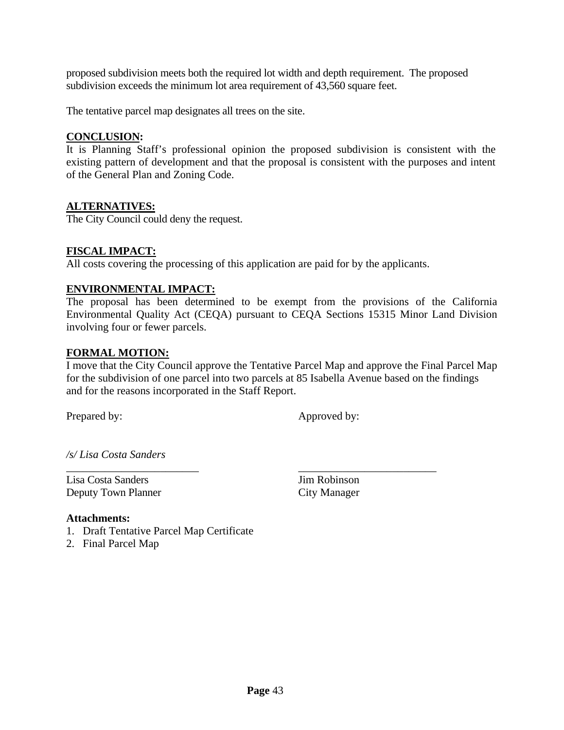proposed subdivision meets both the required lot width and depth requirement. The proposed subdivision exceeds the minimum lot area requirement of 43,560 square feet.

The tentative parcel map designates all trees on the site.

**CONCLUSION:**

It is Planning Staff's professional opinion the proposed subdivision is consistent with the existing pattern of development and that the proposal is consistent with the purposes and intent of the General Plan and Zoning Code.

**ALTERNATIVES:**

The City Council could deny the request.

**FISCAL IMPACT:**

All costs covering the processing of this application are paid for by the applicants.

**ENVIRONMENTAL IMPACT:**

The proposal has been determined to be exempt from the provisions of the California Environmental Quality Act (CEQA) pursuant to CEQA Sections 15315 Minor Land Division involving four or fewer parcels.

**FORMAL MOTION:**

I move that the City Council approve the Tentative Parcel Map and approve the Final Parcel Map for the subdivision of one parcel into two parcels at 85 Isabella Avenue based on the findings and for the reasons incorporated in the Staff Report.

Prepared by: Approved by:

*/s/ Lisa Costa Sanders*

\_\_\_\_\_\_\_\_\_\_\_\_\_\_\_\_\_\_\_\_\_\_\_\_\_ \_\_\_\_\_\_\_\_\_\_\_\_\_\_\_\_\_\_\_\_\_\_\_\_\_\_

Lisa Costa Sanders
Deputy Town Planner

Jim Robinson
City Manager

**Attachments:**

1. Draft Tentative Parcel Map Certificate
2. Final Parcel Map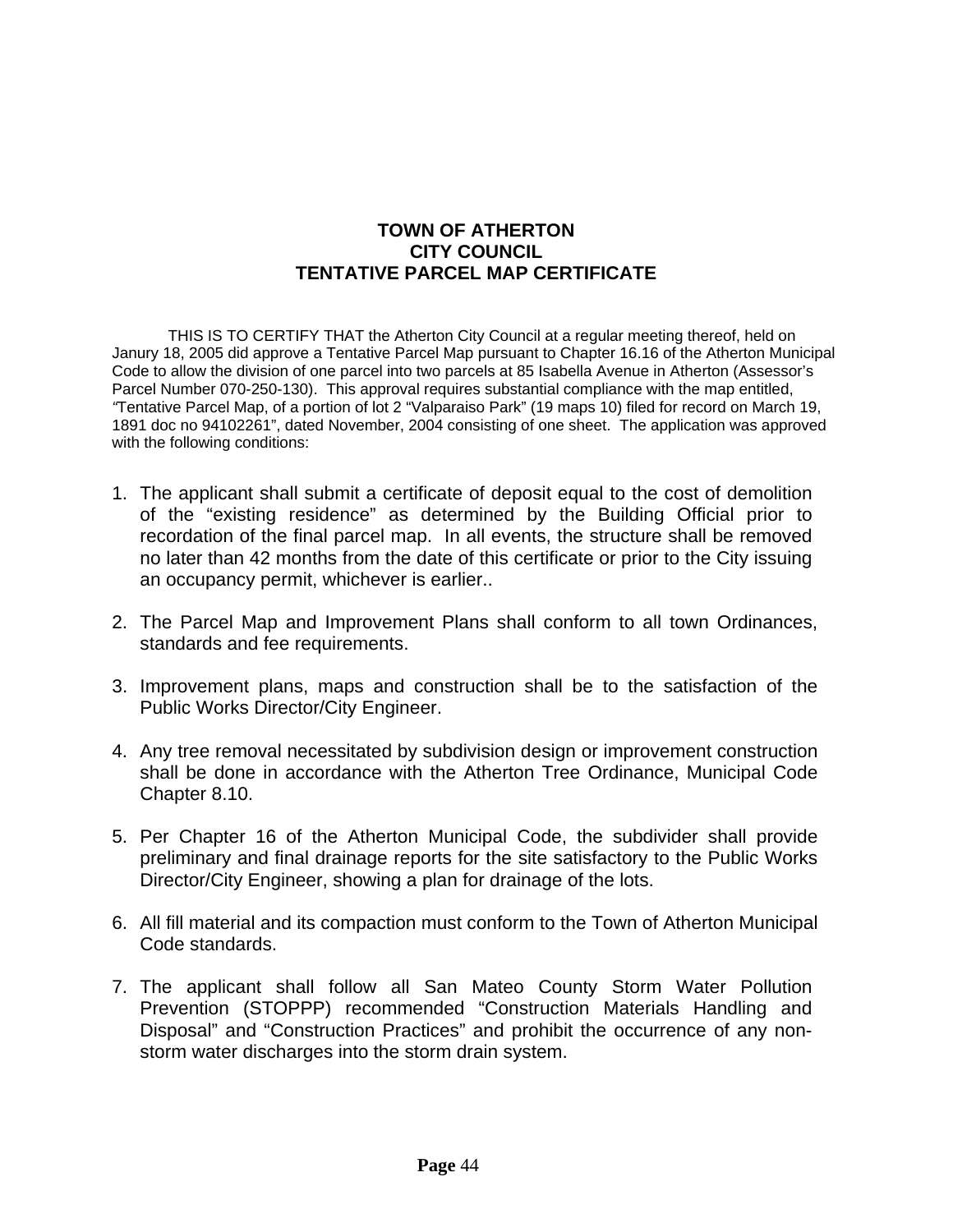# TOWN OF ATHERTON
## CITY COUNCIL
## TENTATIVE PARCEL MAP CERTIFICATE

THIS IS TO CERTIFY THAT the Atherton City Council at a regular meeting thereof, held on Janury 18, 2005 did approve a Tentative Parcel Map pursuant to Chapter 16.16 of the Atherton Municipal Code to allow the division of one parcel into two parcels at 85 Isabella Avenue in Atherton (Assessor's Parcel Number 070-250-130). This approval requires substantial compliance with the map entitled, "Tentative Parcel Map, of a portion of lot 2 "Valparaiso Park" (19 maps 10) filed for record on March 19, 1891 doc no 94102261", dated November, 2004 consisting of one sheet. The application was approved with the following conditions:

1. The applicant shall submit a certificate of deposit equal to the cost of demolition of the "existing residence" as determined by the Building Official prior to recordation of the final parcel map. In all events, the structure shall be removed no later than 42 months from the date of this certificate or prior to the City issuing an occupancy permit, whichever is earlier..

2. The Parcel Map and Improvement Plans shall conform to all town Ordinances, standards and fee requirements.

3. Improvement plans, maps and construction shall be to the satisfaction of the Public Works Director/City Engineer.

4. Any tree removal necessitated by subdivision design or improvement construction shall be done in accordance with the Atherton Tree Ordinance, Municipal Code Chapter 8.10.

5. Per Chapter 16 of the Atherton Municipal Code, the subdivider shall provide preliminary and final drainage reports for the site satisfactory to the Public Works Director/City Engineer, showing a plan for drainage of the lots.

6. All fill material and its compaction must conform to the Town of Atherton Municipal Code standards.

7. The applicant shall follow all San Mateo County Storm Water Pollution Prevention (STOPPP) recommended "Construction Materials Handling and Disposal" and "Construction Practices" and prohibit the occurrence of any non-storm water discharges into the storm drain system.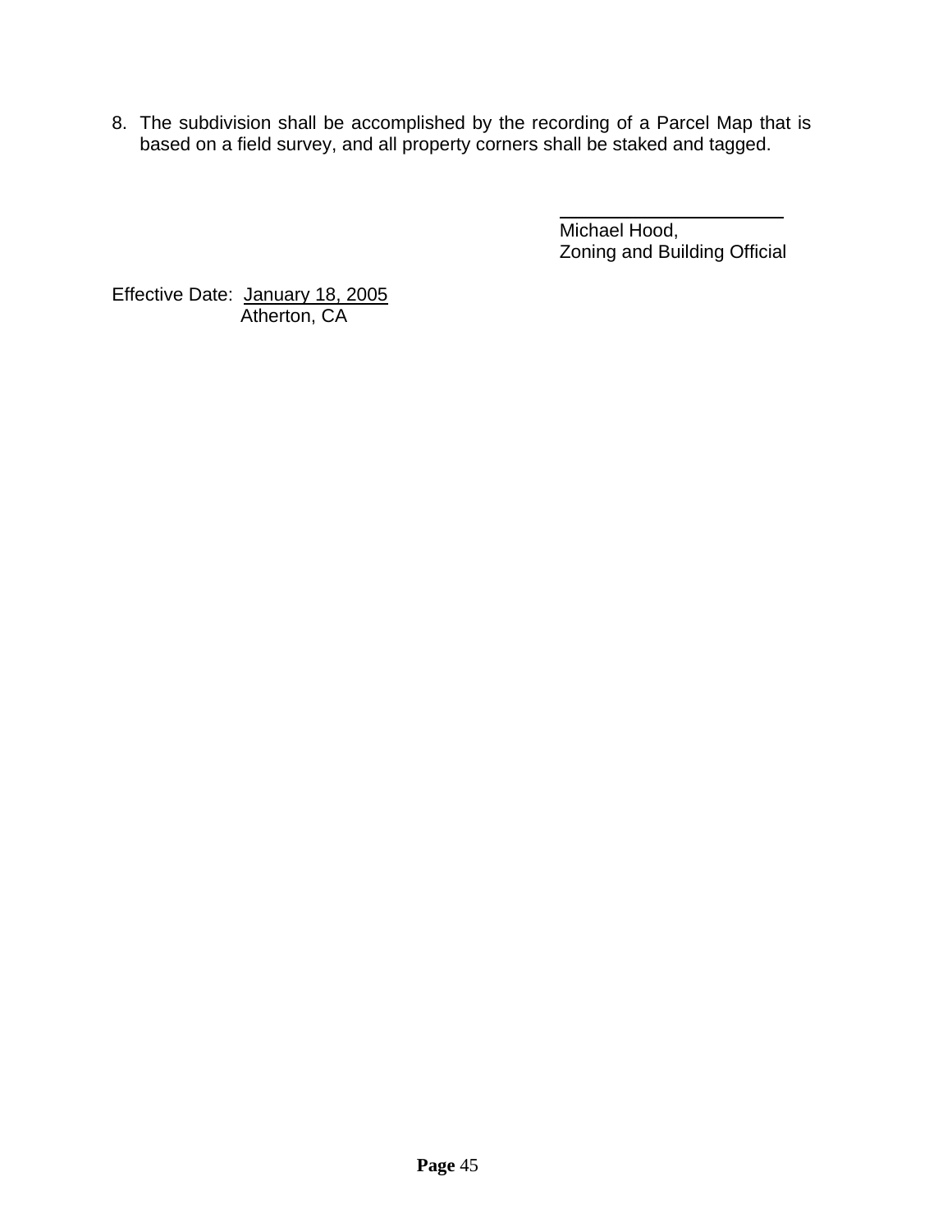8. The subdivision shall be accomplished by the recording of a Parcel Map that is based on a field survey, and all property corners shall be staked and tagged.

\_\_\_\_\_\_\_\_\_\_\_\_\_\_\_\_\_\_\_\_\_\_\_\_

Michael Hood,
Zoning and Building Official

Effective Date: January 18, 2005
Atherton, CA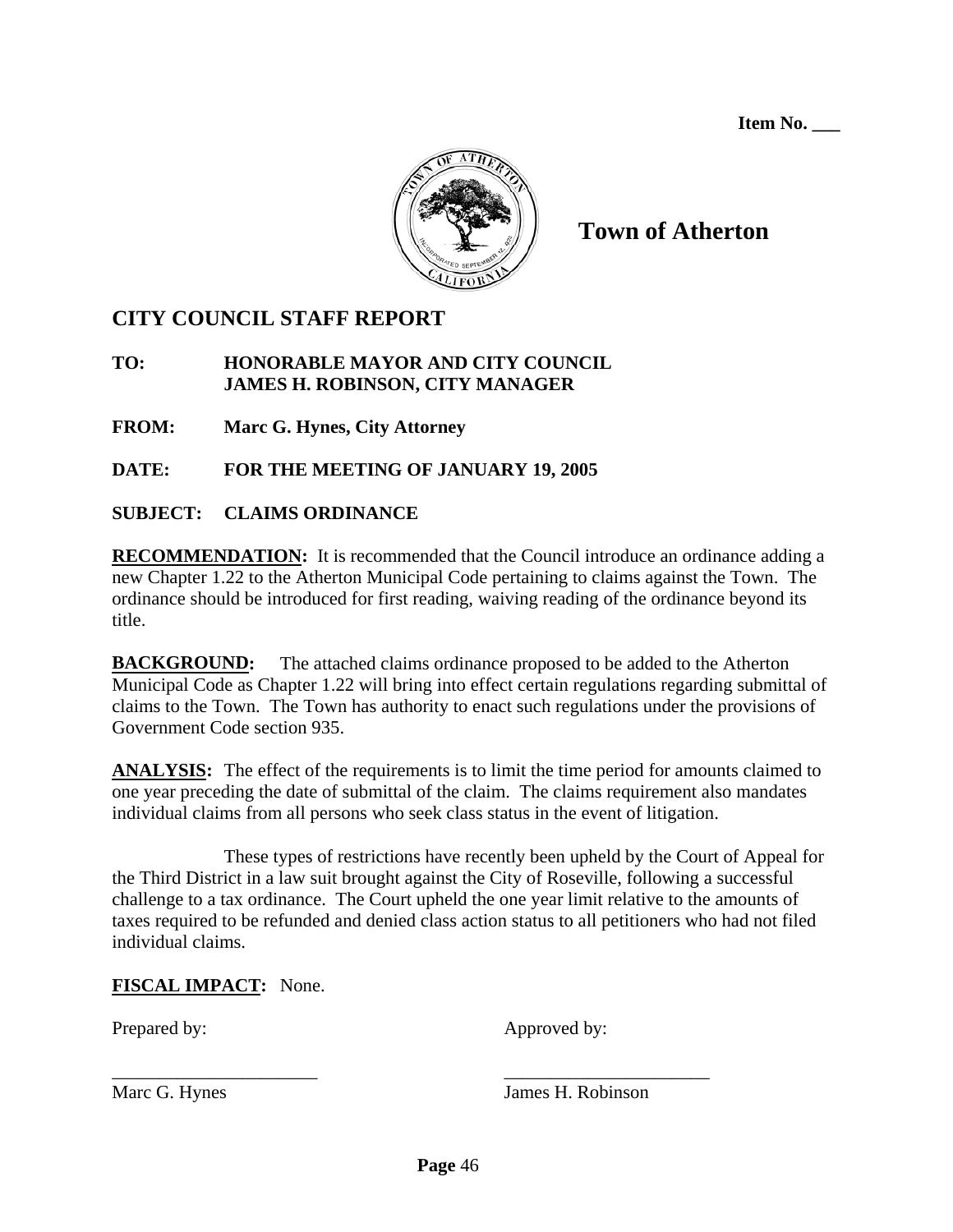**Item No. \_\_\_**

**Town of Atherton**

## CITY COUNCIL STAFF REPORT

**TO:** **HONORABLE MAYOR AND CITY COUNCIL**
**JAMES H. ROBINSON, CITY MANAGER**

**FROM:** **Marc G. Hynes, City Attorney**

**DATE:** **FOR THE MEETING OF JANUARY 19, 2005**

**SUBJECT:** **CLAIMS ORDINANCE**

**RECOMMENDATION:** It is recommended that the Council introduce an ordinance adding a new Chapter 1.22 to the Atherton Municipal Code pertaining to claims against the Town. The ordinance should be introduced for first reading, waiving reading of the ordinance beyond its title.

**BACKGROUND:** The attached claims ordinance proposed to be added to the Atherton Municipal Code as Chapter 1.22 will bring into effect certain regulations regarding submittal of claims to the Town. The Town has authority to enact such regulations under the provisions of Government Code section 935.

**ANALYSIS:** The effect of the requirements is to limit the time period for amounts claimed to one year preceding the date of submittal of the claim. The claims requirement also mandates individual claims from all persons who seek class status in the event of litigation.

These types of restrictions have recently been upheld by the Court of Appeal for the Third District in a law suit brought against the City of Roseville, following a successful challenge to a tax ordinance. The Court upheld the one year limit relative to the amounts of taxes required to be refunded and denied class action status to all petitioners who had not filed individual claims.

**FISCAL IMPACT:** None.

Prepared by: Approved by:

\_\_\_\_\_\_\_\_\_\_\_\_\_\_\_\_\_\_\_\_\_\_ \_\_\_\_\_\_\_\_\_\_\_\_\_\_\_\_\_\_\_\_\_\_

Marc G. Hynes James H. Robinson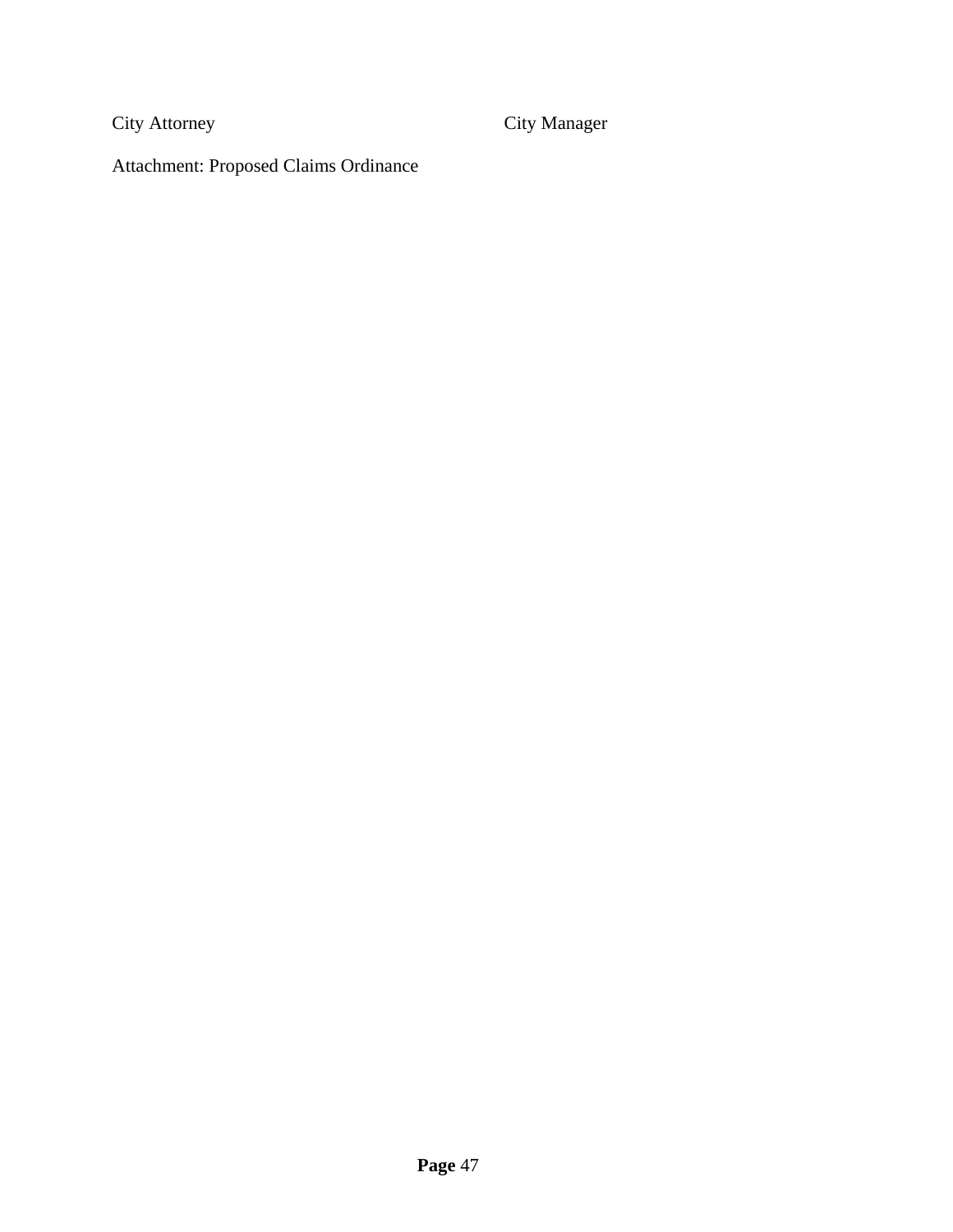City Attorney City Manager

Attachment: Proposed Claims Ordinance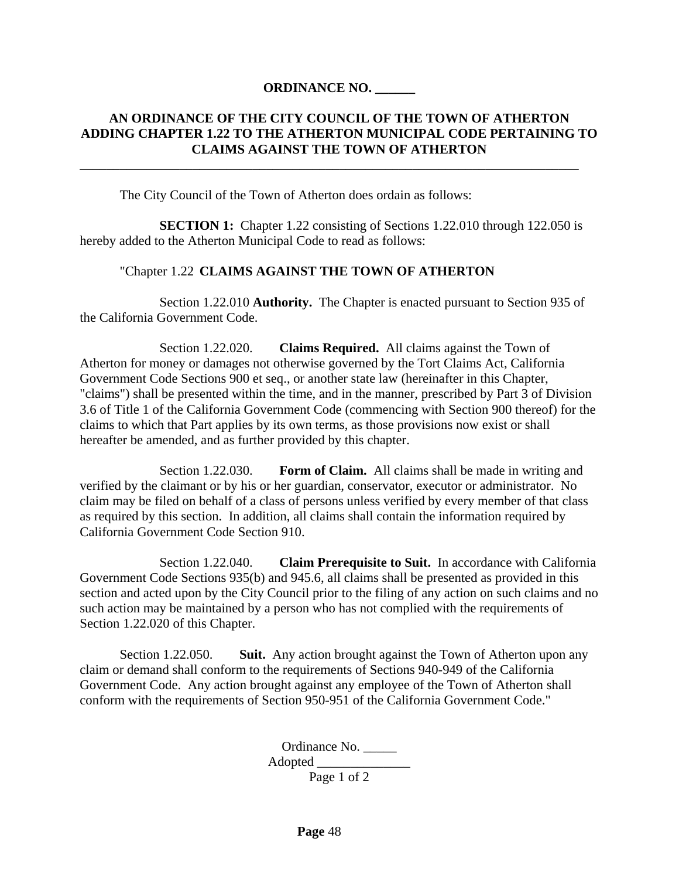**ORDINANCE NO. ______**

**AN ORDINANCE OF THE CITY COUNCIL OF THE TOWN OF ATHERTON ADDING CHAPTER 1.22 TO THE ATHERTON MUNICIPAL CODE PERTAINING TO CLAIMS AGAINST THE TOWN OF ATHERTON**

---

The City Council of the Town of Atherton does ordain as follows:

**SECTION 1:** Chapter 1.22 consisting of Sections 1.22.010 through 122.050 is hereby added to the Atherton Municipal Code to read as follows:

"Chapter 1.22 **CLAIMS AGAINST THE TOWN OF ATHERTON**

Section 1.22.010 **Authority.** The Chapter is enacted pursuant to Section 935 of the California Government Code.

Section 1.22.020. **Claims Required.** All claims against the Town of Atherton for money or damages not otherwise governed by the Tort Claims Act, California Government Code Sections 900 et seq., or another state law (hereinafter in this Chapter, "claims") shall be presented within the time, and in the manner, prescribed by Part 3 of Division 3.6 of Title 1 of the California Government Code (commencing with Section 900 thereof) for the claims to which that Part applies by its own terms, as those provisions now exist or shall hereafter be amended, and as further provided by this chapter.

Section 1.22.030. **Form of Claim.** All claims shall be made in writing and verified by the claimant or by his or her guardian, conservator, executor or administrator. No claim may be filed on behalf of a class of persons unless verified by every member of that class as required by this section. In addition, all claims shall contain the information required by California Government Code Section 910.

Section 1.22.040. **Claim Prerequisite to Suit.** In accordance with California Government Code Sections 935(b) and 945.6, all claims shall be presented as provided in this section and acted upon by the City Council prior to the filing of any action on such claims and no such action may be maintained by a person who has not complied with the requirements of Section 1.22.020 of this Chapter.

Section 1.22.050. **Suit.** Any action brought against the Town of Atherton upon any claim or demand shall conform to the requirements of Sections 940-949 of the California Government Code. Any action brought against any employee of the Town of Atherton shall conform with the requirements of Section 950-951 of the California Government Code."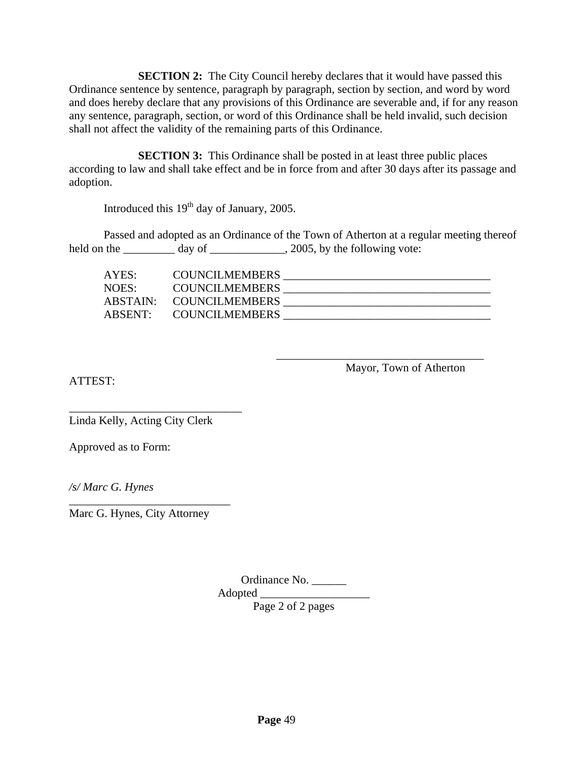**SECTION 2:** The City Council hereby declares that it would have passed this Ordinance sentence by sentence, paragraph by paragraph, section by section, and word by word and does hereby declare that any provisions of this Ordinance are severable and, if for any reason any sentence, paragraph, section, or word of this Ordinance shall be held invalid, such decision shall not affect the validity of the remaining parts of this Ordinance.

**SECTION 3:** This Ordinance shall be posted in at least three public places according to law and shall take effect and be in force from and after 30 days after its passage and adoption.

Introduced this 19th day of January, 2005.

Passed and adopted as an Ordinance of the Town of Atherton at a regular meeting thereof held on the _________ day of _____________, 2005, by the following vote:

AYES: COUNCILMEMBERS ____________________________________
NOES: COUNCILMEMBERS ____________________________________
ABSTAIN: COUNCILMEMBERS ____________________________________
ABSENT: COUNCILMEMBERS ____________________________________

____________________________________
Mayor, Town of Atherton

ATTEST:

______________________________
Linda Kelly, Acting City Clerk

Approved as to Form:

*/s/ Marc G. Hynes*
____________________________
Marc G. Hynes, City Attorney

Ordinance No. ______
Adopted ___________________
Page 2 of 2 pages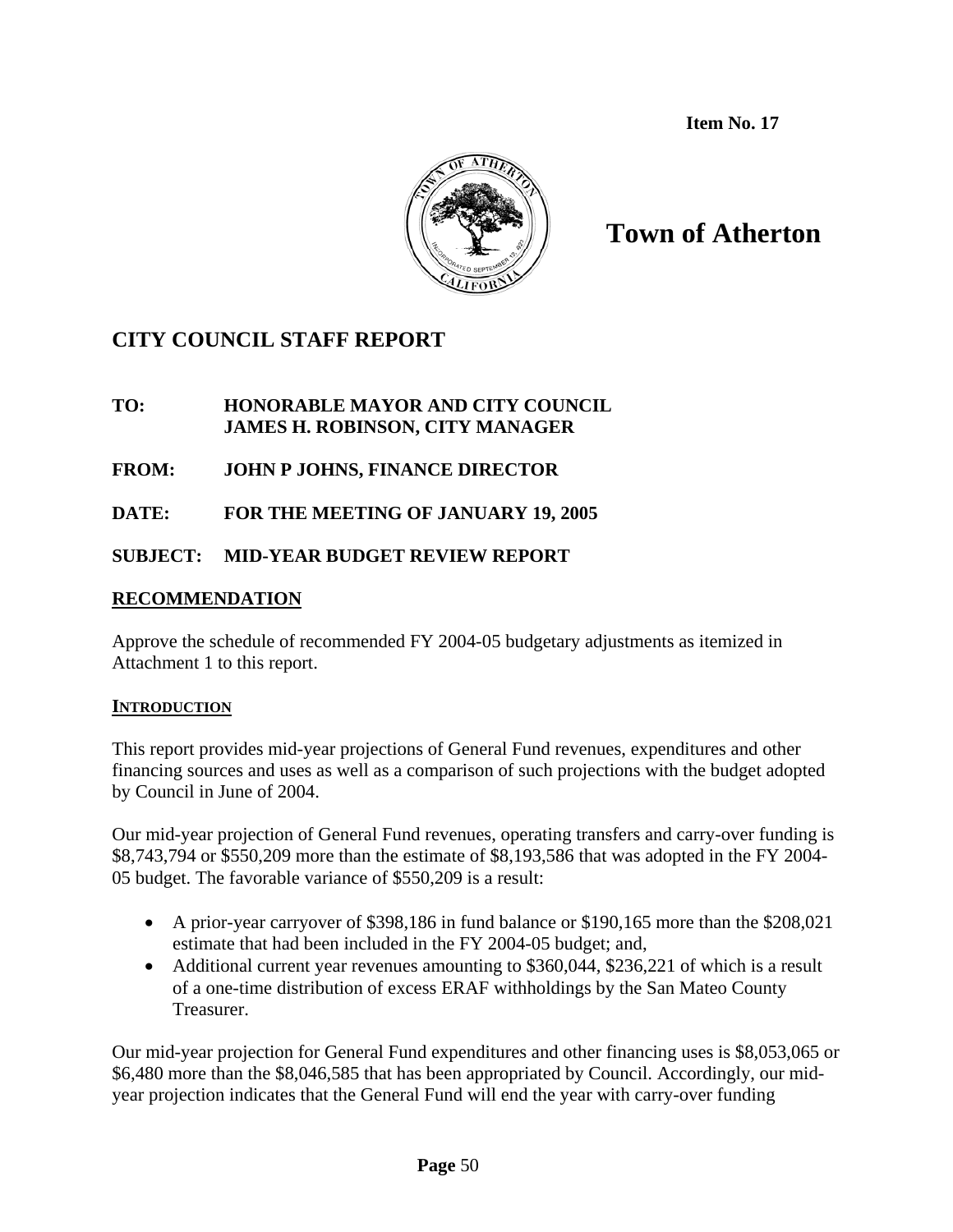Item No. 17

# Town of Atherton

## CITY COUNCIL STAFF REPORT

**TO:** HONORABLE MAYOR AND CITY COUNCIL
JAMES H. ROBINSON, CITY MANAGER

**FROM:** JOHN P JOHNS, FINANCE DIRECTOR

**DATE:** FOR THE MEETING OF JANUARY 19, 2005

**SUBJECT:** MID-YEAR BUDGET REVIEW REPORT

### RECOMMENDATION

Approve the schedule of recommended FY 2004-05 budgetary adjustments as itemized in Attachment 1 to this report.

### INTRODUCTION

This report provides mid-year projections of General Fund revenues, expenditures and other financing sources and uses as well as a comparison of such projections with the budget adopted by Council in June of 2004.

Our mid-year projection of General Fund revenues, operating transfers and carry-over funding is $8,743,794 or $550,209 more than the estimate of $8,193,586 that was adopted in the FY 2004-05 budget. The favorable variance of $550,209 is a result:

- A prior-year carryover of $398,186 in fund balance or $190,165 more than the $208,021 estimate that had been included in the FY 2004-05 budget; and,
- Additional current year revenues amounting to $360,044, $236,221 of which is a result of a one-time distribution of excess ERAF withholdings by the San Mateo County Treasurer.

Our mid-year projection for General Fund expenditures and other financing uses is $8,053,065 or $6,480 more than the $8,046,585 that has been appropriated by Council. Accordingly, our mid-year projection indicates that the General Fund will end the year with carry-over funding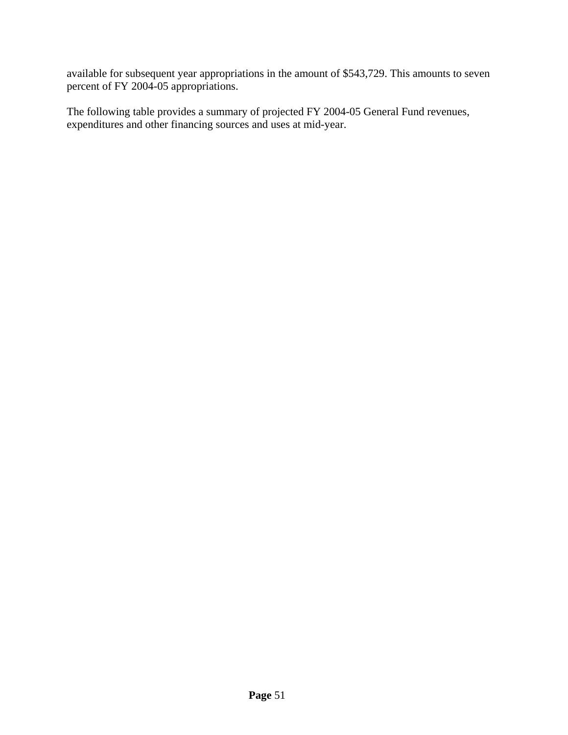available for subsequent year appropriations in the amount of $543,729. This amounts to seven percent of FY 2004-05 appropriations.

The following table provides a summary of projected FY 2004-05 General Fund revenues, expenditures and other financing sources and uses at mid-year.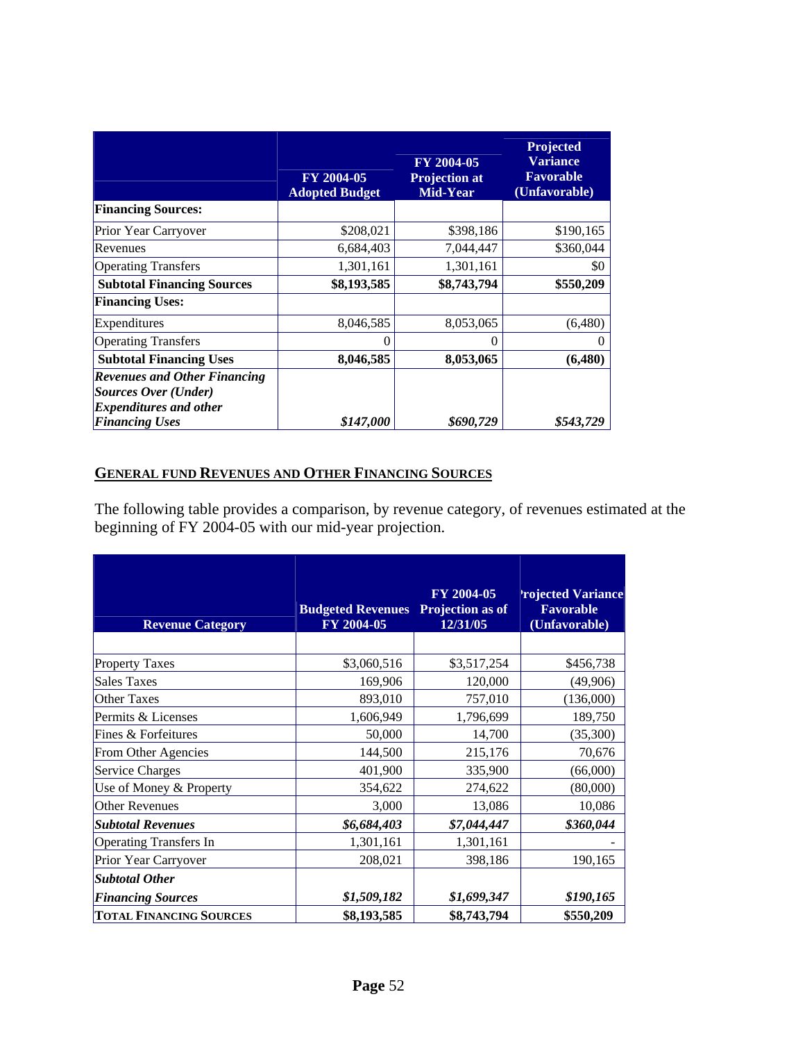| | FY 2004-05 Adopted Budget | FY 2004-05 Projection at Mid-Year | Projected Variance Favorable (Unfavorable) |
|---|---|---|---|
| **Financing Sources:** | | | |
| Prior Year Carryover | $208,021 | $398,186 | $190,165 |
| Revenues | 6,684,403 | 7,044,447 | $360,044 |
| Operating Transfers | 1,301,161 | 1,301,161 | $0 |
| **Subtotal Financing Sources** | **$8,193,585** | **$8,743,794** | **$550,209** |
| **Financing Uses:** | | | |
| Expenditures | 8,046,585 | 8,053,065 | (6,480) |
| Operating Transfers | 0 | 0 | 0 |
| **Subtotal Financing Uses** | **8,046,585** | **8,053,065** | **(6,480)** |
| ***Revenues and Other Financing Sources Over (Under) Expenditures and other Financing Uses*** | ***$147,000*** | ***$690,729*** | ***$543,729*** |

## GENERAL FUND REVENUES AND OTHER FINANCING SOURCES

The following table provides a comparison, by revenue category, of revenues estimated at the beginning of FY 2004-05 with our mid-year projection.

| Revenue Category | Budgeted Revenues FY 2004-05 | FY 2004-05 Projection as of 12/31/05 | Projected Variance Favorable (Unfavorable) |
|---|---|---|---|
| Property Taxes | $3,060,516 | $3,517,254 | $456,738 |
| Sales Taxes | 169,906 | 120,000 | (49,906) |
| Other Taxes | 893,010 | 757,010 | (136,000) |
| Permits & Licenses | 1,606,949 | 1,796,699 | 189,750 |
| Fines & Forfeitures | 50,000 | 14,700 | (35,300) |
| From Other Agencies | 144,500 | 215,176 | 70,676 |
| Service Charges | 401,900 | 335,900 | (66,000) |
| Use of Money & Property | 354,622 | 274,622 | (80,000) |
| Other Revenues | 3,000 | 13,086 | 10,086 |
| ***Subtotal Revenues*** | ***$6,684,403*** | ***$7,044,447*** | ***$360,044*** |
| Operating Transfers In | 1,301,161 | 1,301,161 | - |
| Prior Year Carryover | 208,021 | 398,186 | 190,165 |
| ***Subtotal Other Financing Sources*** | ***$1,509,182*** | ***$1,699,347*** | ***$190,165*** |
| **TOTAL FINANCING SOURCES** | **$8,193,585** | **$8,743,794** | **$550,209** |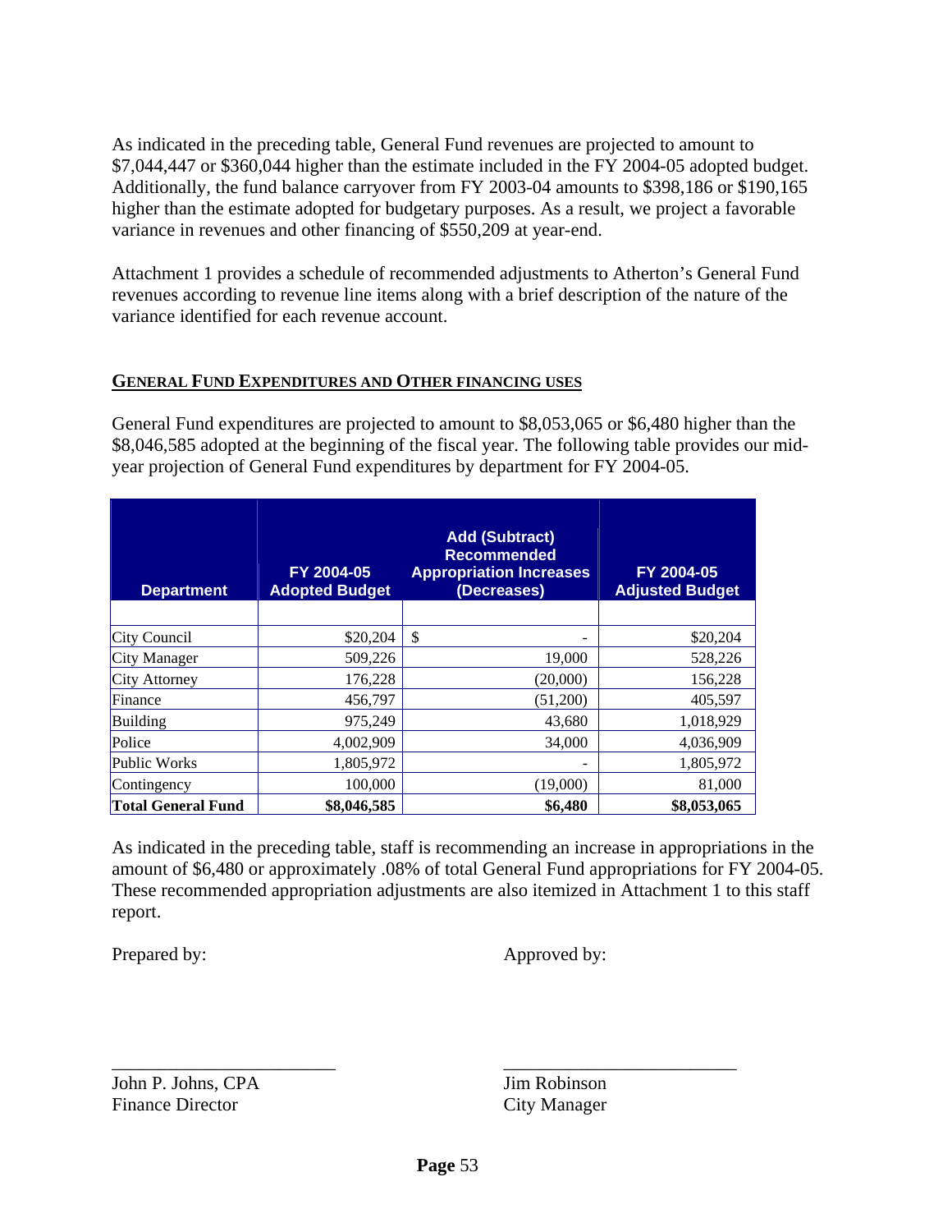As indicated in the preceding table, General Fund revenues are projected to amount to $7,044,447 or $360,044 higher than the estimate included in the FY 2004-05 adopted budget. Additionally, the fund balance carryover from FY 2003-04 amounts to $398,186 or $190,165 higher than the estimate adopted for budgetary purposes. As a result, we project a favorable variance in revenues and other financing of $550,209 at year-end.

Attachment 1 provides a schedule of recommended adjustments to Atherton's General Fund revenues according to revenue line items along with a brief description of the nature of the variance identified for each revenue account.

## GENERAL FUND EXPENDITURES AND OTHER FINANCING USES

General Fund expenditures are projected to amount to $8,053,065 or $6,480 higher than the $8,046,585 adopted at the beginning of the fiscal year. The following table provides our mid-year projection of General Fund expenditures by department for FY 2004-05.

| Department | FY 2004-05 Adopted Budget | Add (Subtract) Recommended Appropriation Increases (Decreases) | FY 2004-05 Adjusted Budget |
|---|---|---|---|
| City Council | $20,204 | $ - | $20,204 |
| City Manager | 509,226 | 19,000 | 528,226 |
| City Attorney | 176,228 | (20,000) | 156,228 |
| Finance | 456,797 | (51,200) | 405,597 |
| Building | 975,249 | 43,680 | 1,018,929 |
| Police | 4,002,909 | 34,000 | 4,036,909 |
| Public Works | 1,805,972 | - | 1,805,972 |
| Contingency | 100,000 | (19,000) | 81,000 |
| **Total General Fund** | **$8,046,585** | **$6,480** | **$8,053,065** |

As indicated in the preceding table, staff is recommending an increase in appropriations in the amount of $6,480 or approximately .08% of total General Fund appropriations for FY 2004-05. These recommended appropriation adjustments are also itemized in Attachment 1 to this staff report.

Prepared by: Approved by:

\_\_\_\_\_\_\_\_\_\_\_\_\_\_\_\_\_\_\_\_\_\_\_\_\_
John P. Johns, CPA
Finance Director

\_\_\_\_\_\_\_\_\_\_\_\_\_\_\_\_\_\_\_\_\_\_\_\_\_
Jim Robinson
City Manager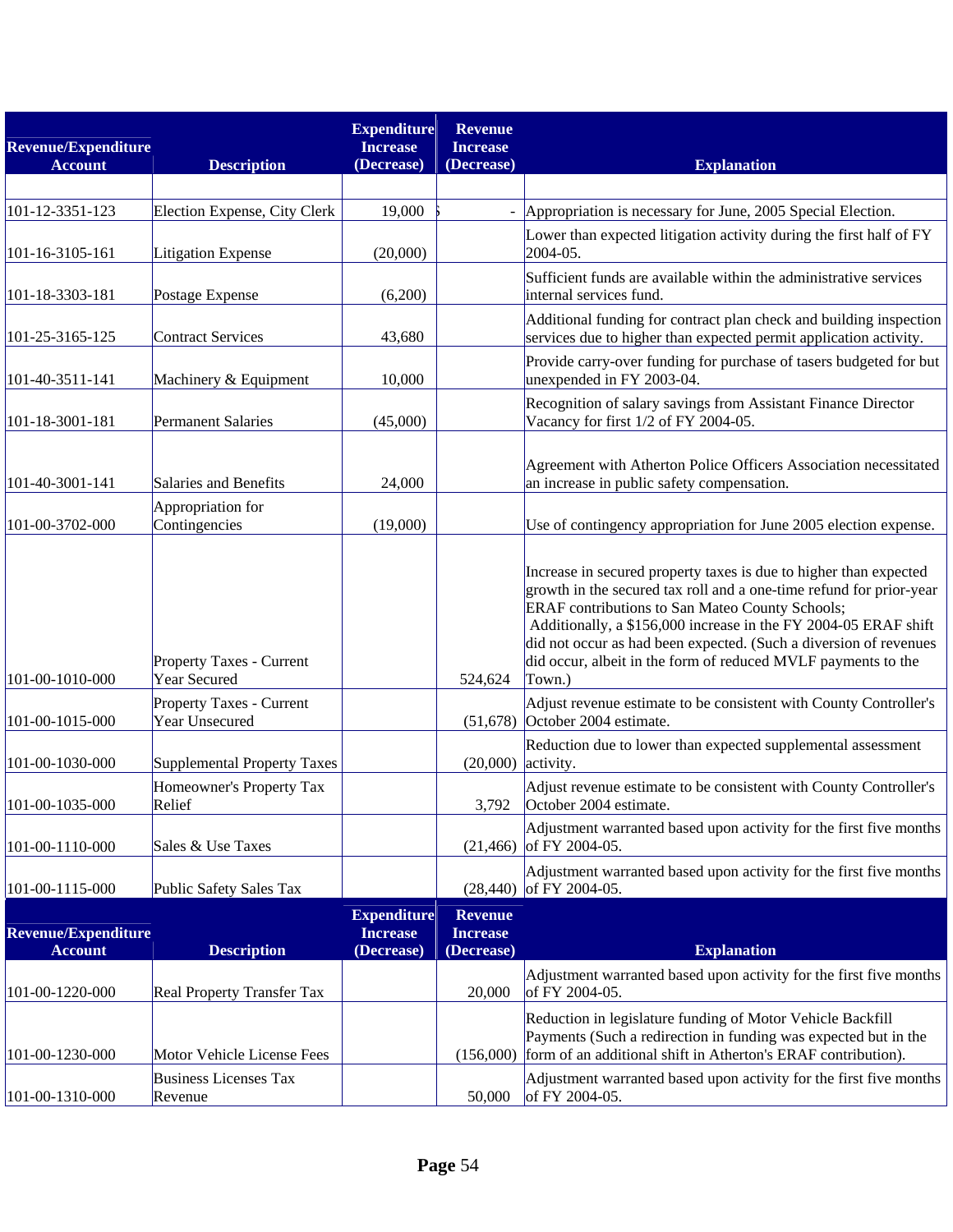| Revenue/Expenditure Account | Description | Expenditure Increase (Decrease) | Revenue Increase (Decrease) | Explanation |
|---|---|---|---|---|
| 101-12-3351-123 | Election Expense, City Clerk | 19,000 | $ - | Appropriation is necessary for June, 2005 Special Election. |
| 101-16-3105-161 | Litigation Expense | (20,000) | | Lower than expected litigation activity during the first half of FY 2004-05. |
| 101-18-3303-181 | Postage Expense | (6,200) | | Sufficient funds are available within the administrative services internal services fund. |
| 101-25-3165-125 | Contract Services | 43,680 | | Additional funding for contract plan check and building inspection services due to higher than expected permit application activity. |
| 101-40-3511-141 | Machinery & Equipment | 10,000 | | Provide carry-over funding for purchase of tasers budgeted for but unexpended in FY 2003-04. |
| 101-18-3001-181 | Permanent Salaries | (45,000) | | Recognition of salary savings from Assistant Finance Director Vacancy for first 1/2 of FY 2004-05. |
| 101-40-3001-141 | Salaries and Benefits | 24,000 | | Agreement with Atherton Police Officers Association necessitated an increase in public safety compensation. |
| 101-00-3702-000 | Appropriation for Contingencies | (19,000) | | Use of contingency appropriation for June 2005 election expense. |
| 101-00-1010-000 | Property Taxes - Current Year Secured | | 524,624 | Increase in secured property taxes is due to higher than expected growth in the secured tax roll and a one-time refund for prior-year ERAF contributions to San Mateo County Schools; Additionally, a $156,000 increase in the FY 2004-05 ERAF shift did not occur as had been expected. (Such a diversion of revenues did occur, albeit in the form of reduced MVLF payments to the Town.) |
| 101-00-1015-000 | Property Taxes - Current Year Unsecured | | (51,678) | Adjust revenue estimate to be consistent with County Controller's October 2004 estimate. |
| 101-00-1030-000 | Supplemental Property Taxes | | (20,000) | Reduction due to lower than expected supplemental assessment activity. |
| 101-00-1035-000 | Homeowner's Property Tax Relief | | 3,792 | Adjust revenue estimate to be consistent with County Controller's October 2004 estimate. |
| 101-00-1110-000 | Sales & Use Taxes | | (21,466) | Adjustment warranted based upon activity for the first five months of FY 2004-05. |
| 101-00-1115-000 | Public Safety Sales Tax | | (28,440) | Adjustment warranted based upon activity for the first five months of FY 2004-05. |
| 101-00-1220-000 | Real Property Transfer Tax | | 20,000 | Adjustment warranted based upon activity for the first five months of FY 2004-05. |
| 101-00-1230-000 | Motor Vehicle License Fees | | (156,000) | Reduction in legislature funding of Motor Vehicle Backfill Payments (Such a redirection in funding was expected but in the form of an additional shift in Atherton's ERAF contribution). |
| 101-00-1310-000 | Business Licenses Tax Revenue | | 50,000 | Adjustment warranted based upon activity for the first five months of FY 2004-05. |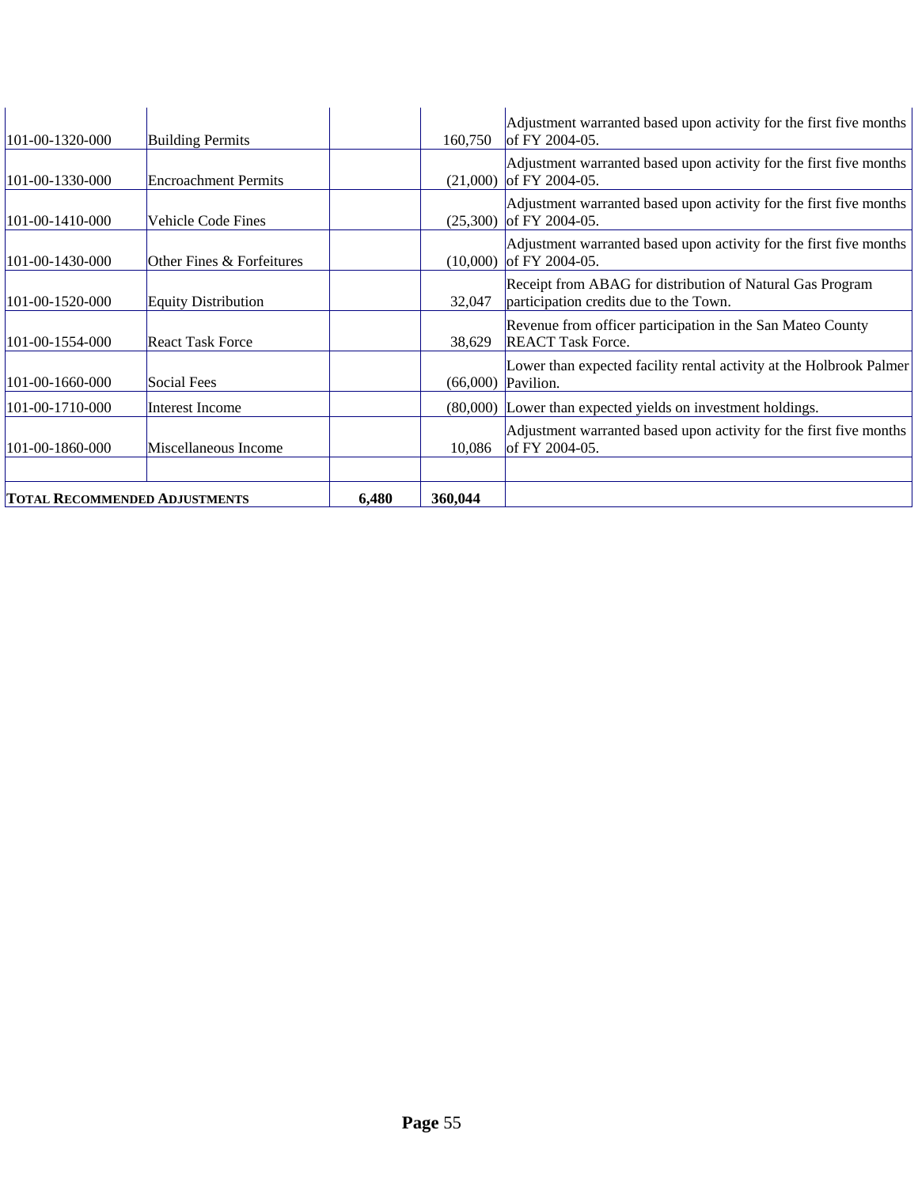| | | | | |
|---|---|---|---|---|
| 101-00-1320-000 | Building Permits | | 160,750 | Adjustment warranted based upon activity for the first five months of FY 2004-05. |
| 101-00-1330-000 | Encroachment Permits | | (21,000) | Adjustment warranted based upon activity for the first five months of FY 2004-05. |
| 101-00-1410-000 | Vehicle Code Fines | | (25,300) | Adjustment warranted based upon activity for the first five months of FY 2004-05. |
| 101-00-1430-000 | Other Fines & Forfeitures | | (10,000) | Adjustment warranted based upon activity for the first five months of FY 2004-05. |
| 101-00-1520-000 | Equity Distribution | | 32,047 | Receipt from ABAG for distribution of Natural Gas Program participation credits due to the Town. |
| 101-00-1554-000 | React Task Force | | 38,629 | Revenue from officer participation in the San Mateo County REACT Task Force. |
| 101-00-1660-000 | Social Fees | | (66,000) | Lower than expected facility rental activity at the Holbrook Palmer Pavilion. |
| 101-00-1710-000 | Interest Income | | (80,000) | Lower than expected yields on investment holdings. |
| 101-00-1860-000 | Miscellaneous Income | | 10,086 | Adjustment warranted based upon activity for the first five months of FY 2004-05. |
| | | | | |
| **TOTAL RECOMMENDED ADJUSTMENTS** | | **6,480** | **360,044** | |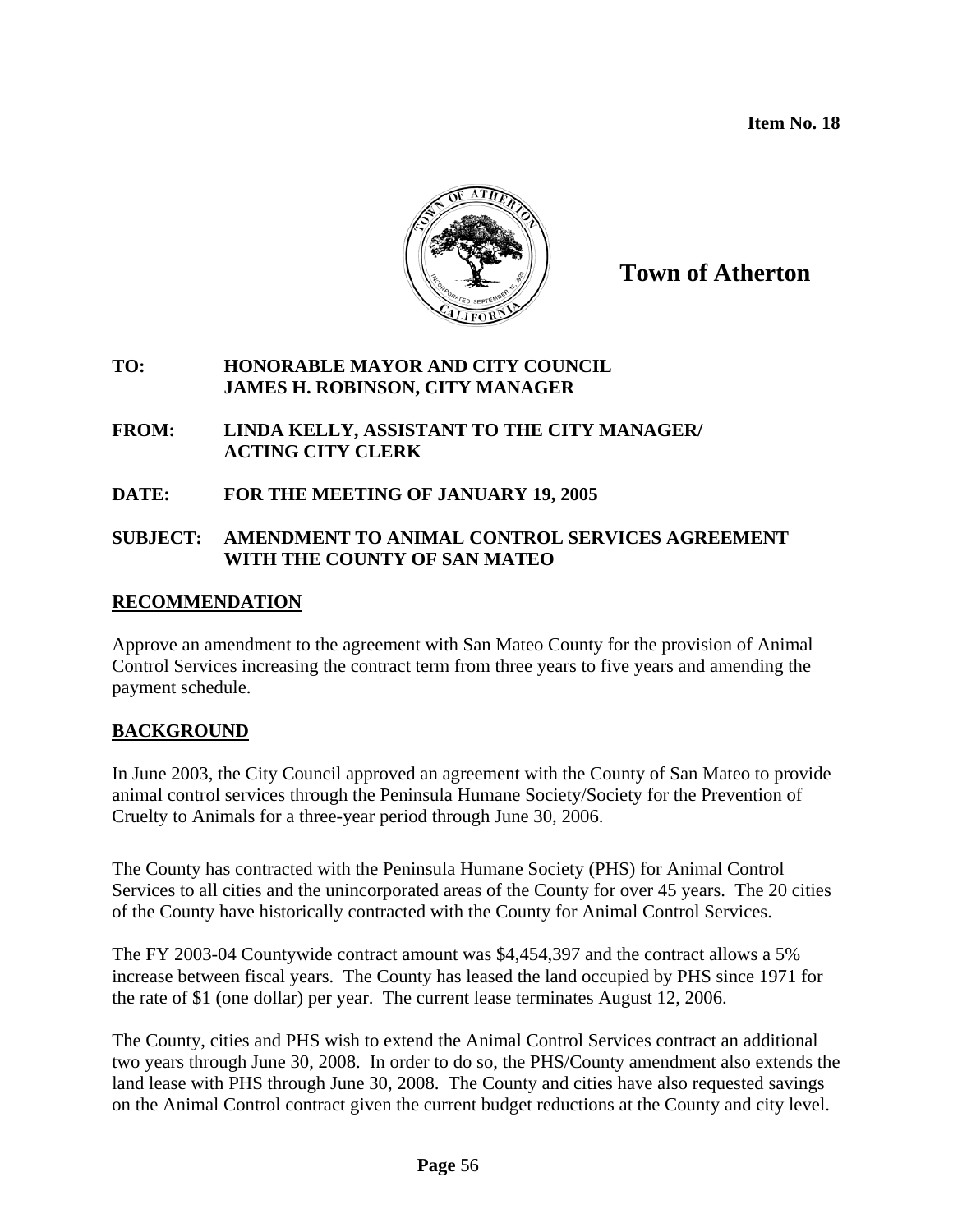**Item No. 18**

**Town of Atherton**

**TO:** HONORABLE MAYOR AND CITY COUNCIL
JAMES H. ROBINSON, CITY MANAGER

**FROM:** LINDA KELLY, ASSISTANT TO THE CITY MANAGER/
ACTING CITY CLERK

**DATE:** FOR THE MEETING OF JANUARY 19, 2005

**SUBJECT:** AMENDMENT TO ANIMAL CONTROL SERVICES AGREEMENT WITH THE COUNTY OF SAN MATEO

## RECOMMENDATION

Approve an amendment to the agreement with San Mateo County for the provision of Animal Control Services increasing the contract term from three years to five years and amending the payment schedule.

## BACKGROUND

In June 2003, the City Council approved an agreement with the County of San Mateo to provide animal control services through the Peninsula Humane Society/Society for the Prevention of Cruelty to Animals for a three-year period through June 30, 2006.

The County has contracted with the Peninsula Humane Society (PHS) for Animal Control Services to all cities and the unincorporated areas of the County for over 45 years. The 20 cities of the County have historically contracted with the County for Animal Control Services.

The FY 2003-04 Countywide contract amount was $4,454,397 and the contract allows a 5% increase between fiscal years. The County has leased the land occupied by PHS since 1971 for the rate of $1 (one dollar) per year. The current lease terminates August 12, 2006.

The County, cities and PHS wish to extend the Animal Control Services contract an additional two years through June 30, 2008. In order to do so, the PHS/County amendment also extends the land lease with PHS through June 30, 2008. The County and cities have also requested savings on the Animal Control contract given the current budget reductions at the County and city level.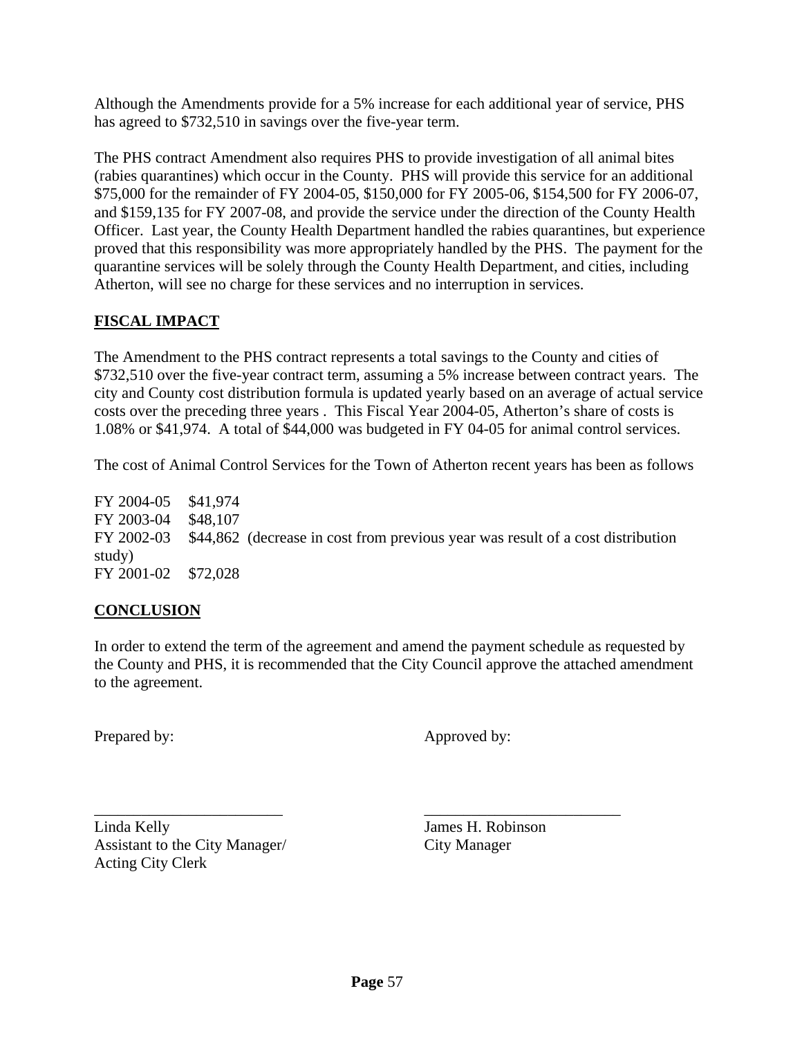Although the Amendments provide for a 5% increase for each additional year of service, PHS has agreed to $732,510 in savings over the five-year term.

The PHS contract Amendment also requires PHS to provide investigation of all animal bites (rabies quarantines) which occur in the County. PHS will provide this service for an additional $75,000 for the remainder of FY 2004-05, $150,000 for FY 2005-06, $154,500 for FY 2006-07, and $159,135 for FY 2007-08, and provide the service under the direction of the County Health Officer. Last year, the County Health Department handled the rabies quarantines, but experience proved that this responsibility was more appropriately handled by the PHS. The payment for the quarantine services will be solely through the County Health Department, and cities, including Atherton, will see no charge for these services and no interruption in services.

## FISCAL IMPACT

The Amendment to the PHS contract represents a total savings to the County and cities of $732,510 over the five-year contract term, assuming a 5% increase between contract years. The city and County cost distribution formula is updated yearly based on an average of actual service costs over the preceding three years . This Fiscal Year 2004-05, Atherton's share of costs is 1.08% or $41,974. A total of $44,000 was budgeted in FY 04-05 for animal control services.

The cost of Animal Control Services for the Town of Atherton recent years has been as follows

FY 2004-05 $41,974
FY 2003-04 $48,107
FY 2002-03 $44,862 (decrease in cost from previous year was result of a cost distribution study)
FY 2001-02 $72,028

## CONCLUSION

In order to extend the term of the agreement and amend the payment schedule as requested by the County and PHS, it is recommended that the City Council approve the attached amendment to the agreement.

Prepared by: Approved by:

\_\_\_\_\_\_\_\_\_\_\_\_\_\_\_\_\_\_\_\_\_\_\_\_\_ \_\_\_\_\_\_\_\_\_\_\_\_\_\_\_\_\_\_\_\_\_\_\_\_\_\_

Linda Kelly
Assistant to the City Manager/
Acting City Clerk

James H. Robinson
City Manager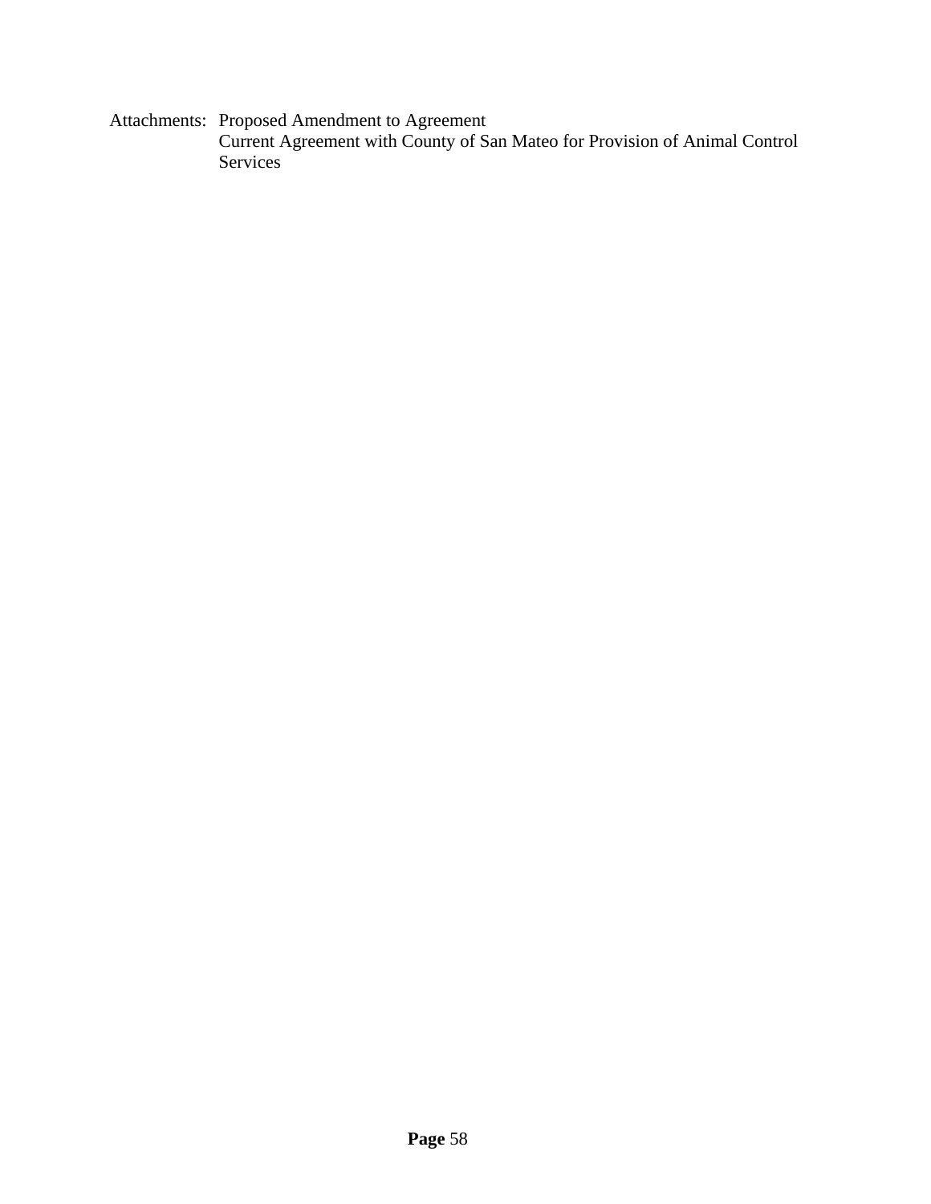Attachments: Proposed Amendment to Agreement
Current Agreement with County of San Mateo for Provision of Animal Control Services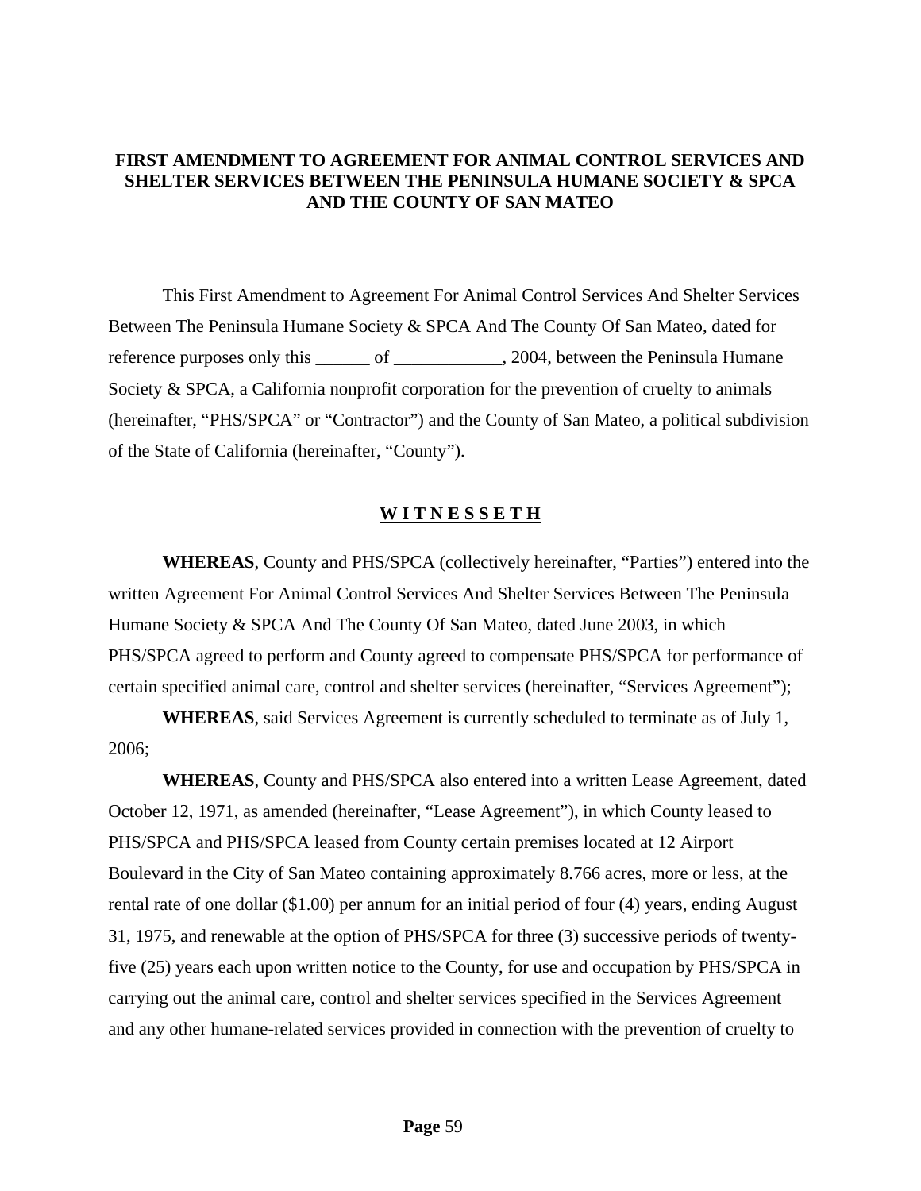**FIRST AMENDMENT TO AGREEMENT FOR ANIMAL CONTROL SERVICES AND SHELTER SERVICES BETWEEN THE PENINSULA HUMANE SOCIETY & SPCA AND THE COUNTY OF SAN MATEO**

This First Amendment to Agreement For Animal Control Services And Shelter Services Between The Peninsula Humane Society & SPCA And The County Of San Mateo, dated for reference purposes only this ______ of ____________, 2004, between the Peninsula Humane Society & SPCA, a California nonprofit corporation for the prevention of cruelty to animals (hereinafter, "PHS/SPCA" or "Contractor") and the County of San Mateo, a political subdivision of the State of California (hereinafter, "County").

**W I T N E S S E T H**

**WHEREAS**, County and PHS/SPCA (collectively hereinafter, "Parties") entered into the written Agreement For Animal Control Services And Shelter Services Between The Peninsula Humane Society & SPCA And The County Of San Mateo, dated June 2003, in which PHS/SPCA agreed to perform and County agreed to compensate PHS/SPCA for performance of certain specified animal care, control and shelter services (hereinafter, "Services Agreement");

**WHEREAS**, said Services Agreement is currently scheduled to terminate as of July 1, 2006;

**WHEREAS**, County and PHS/SPCA also entered into a written Lease Agreement, dated October 12, 1971, as amended (hereinafter, "Lease Agreement"), in which County leased to PHS/SPCA and PHS/SPCA leased from County certain premises located at 12 Airport Boulevard in the City of San Mateo containing approximately 8.766 acres, more or less, at the rental rate of one dollar ($1.00) per annum for an initial period of four (4) years, ending August 31, 1975, and renewable at the option of PHS/SPCA for three (3) successive periods of twenty-five (25) years each upon written notice to the County, for use and occupation by PHS/SPCA in carrying out the animal care, control and shelter services specified in the Services Agreement and any other humane-related services provided in connection with the prevention of cruelty to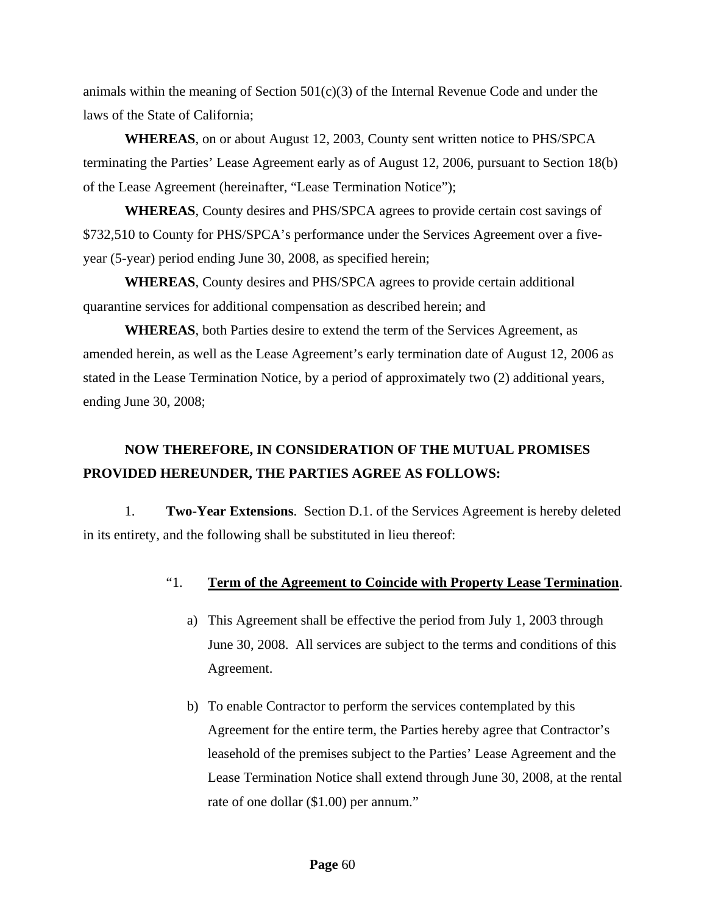animals within the meaning of Section 501(c)(3) of the Internal Revenue Code and under the laws of the State of California;

**WHEREAS**, on or about August 12, 2003, County sent written notice to PHS/SPCA terminating the Parties' Lease Agreement early as of August 12, 2006, pursuant to Section 18(b) of the Lease Agreement (hereinafter, "Lease Termination Notice");

**WHEREAS**, County desires and PHS/SPCA agrees to provide certain cost savings of $732,510 to County for PHS/SPCA's performance under the Services Agreement over a five-year (5-year) period ending June 30, 2008, as specified herein;

**WHEREAS**, County desires and PHS/SPCA agrees to provide certain additional quarantine services for additional compensation as described herein; and

**WHEREAS**, both Parties desire to extend the term of the Services Agreement, as amended herein, as well as the Lease Agreement's early termination date of August 12, 2006 as stated in the Lease Termination Notice, by a period of approximately two (2) additional years, ending June 30, 2008;

**NOW THEREFORE, IN CONSIDERATION OF THE MUTUAL PROMISES PROVIDED HEREUNDER, THE PARTIES AGREE AS FOLLOWS:**

1. **Two-Year Extensions**. Section D.1. of the Services Agreement is hereby deleted in its entirety, and the following shall be substituted in lieu thereof:

> "1. **Term of the Agreement to Coincide with Property Lease Termination**.
>
> a) This Agreement shall be effective the period from July 1, 2003 through June 30, 2008. All services are subject to the terms and conditions of this Agreement.
>
> b) To enable Contractor to perform the services contemplated by this Agreement for the entire term, the Parties hereby agree that Contractor's leasehold of the premises subject to the Parties' Lease Agreement and the Lease Termination Notice shall extend through June 30, 2008, at the rental rate of one dollar ($1.00) per annum."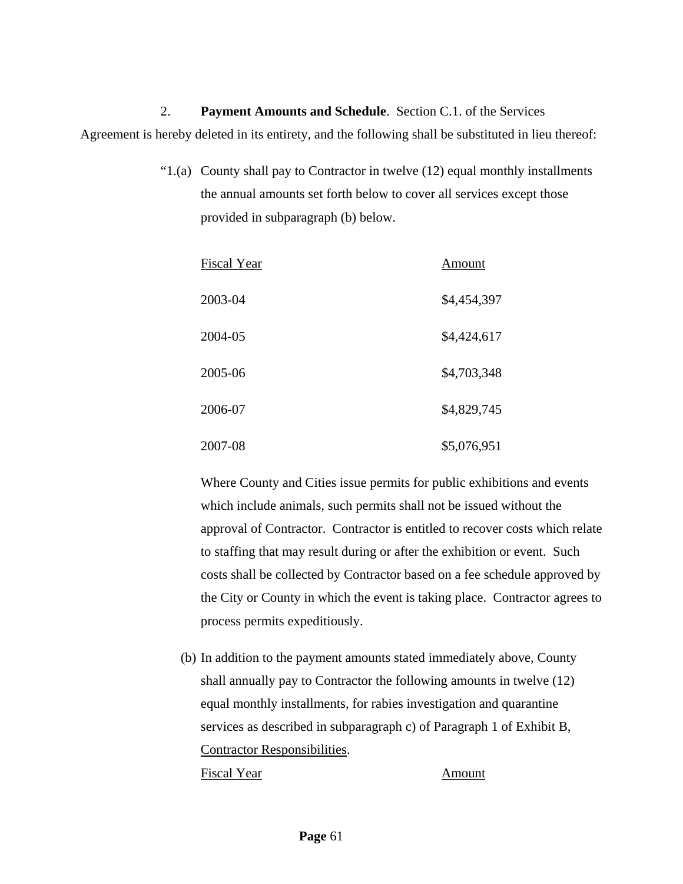2. **Payment Amounts and Schedule**. Section C.1. of the Services Agreement is hereby deleted in its entirety, and the following shall be substituted in lieu thereof:

"1.(a) County shall pay to Contractor in twelve (12) equal monthly installments the annual amounts set forth below to cover all services except those provided in subparagraph (b) below.

| Fiscal Year | Amount |
|---|---|
| 2003-04 | $4,454,397 |
| 2004-05 | $4,424,617 |
| 2005-06 | $4,703,348 |
| 2006-07 | $4,829,745 |
| 2007-08 | $5,076,951 |

Where County and Cities issue permits for public exhibitions and events which include animals, such permits shall not be issued without the approval of Contractor. Contractor is entitled to recover costs which relate to staffing that may result during or after the exhibition or event. Such costs shall be collected by Contractor based on a fee schedule approved by the City or County in which the event is taking place. Contractor agrees to process permits expeditiously.

(b) In addition to the payment amounts stated immediately above, County shall annually pay to Contractor the following amounts in twelve (12) equal monthly installments, for rabies investigation and quarantine services as described in subparagraph c) of Paragraph 1 of Exhibit B, Contractor Responsibilities.

| Fiscal Year | Amount |
|---|---|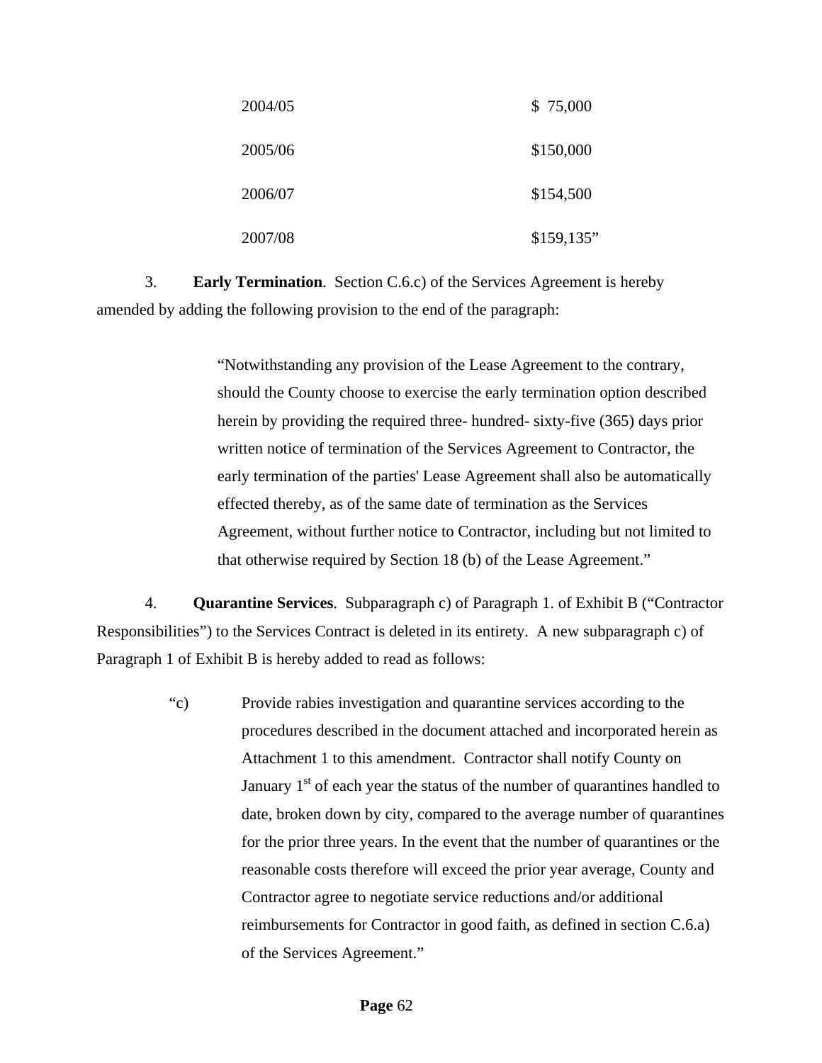| | |
|---|---|
| 2004/05 | $ 75,000 |
| 2005/06 | $150,000 |
| 2006/07 | $154,500 |
| 2007/08 | $159,135” |

3. **Early Termination**. Section C.6.c) of the Services Agreement is hereby amended by adding the following provision to the end of the paragraph:

> “Notwithstanding any provision of the Lease Agreement to the contrary, should the County choose to exercise the early termination option described herein by providing the required three- hundred- sixty-five (365) days prior written notice of termination of the Services Agreement to Contractor, the early termination of the parties' Lease Agreement shall also be automatically effected thereby, as of the same date of termination as the Services Agreement, without further notice to Contractor, including but not limited to that otherwise required by Section 18 (b) of the Lease Agreement.”

4. **Quarantine Services**. Subparagraph c) of Paragraph 1. of Exhibit B (“Contractor Responsibilities”) to the Services Contract is deleted in its entirety. A new subparagraph c) of Paragraph 1 of Exhibit B is hereby added to read as follows:

> “c) Provide rabies investigation and quarantine services according to the procedures described in the document attached and incorporated herein as Attachment 1 to this amendment. Contractor shall notify County on January 1st of each year the status of the number of quarantines handled to date, broken down by city, compared to the average number of quarantines for the prior three years. In the event that the number of quarantines or the reasonable costs therefore will exceed the prior year average, County and Contractor agree to negotiate service reductions and/or additional reimbursements for Contractor in good faith, as defined in section C.6.a) of the Services Agreement.”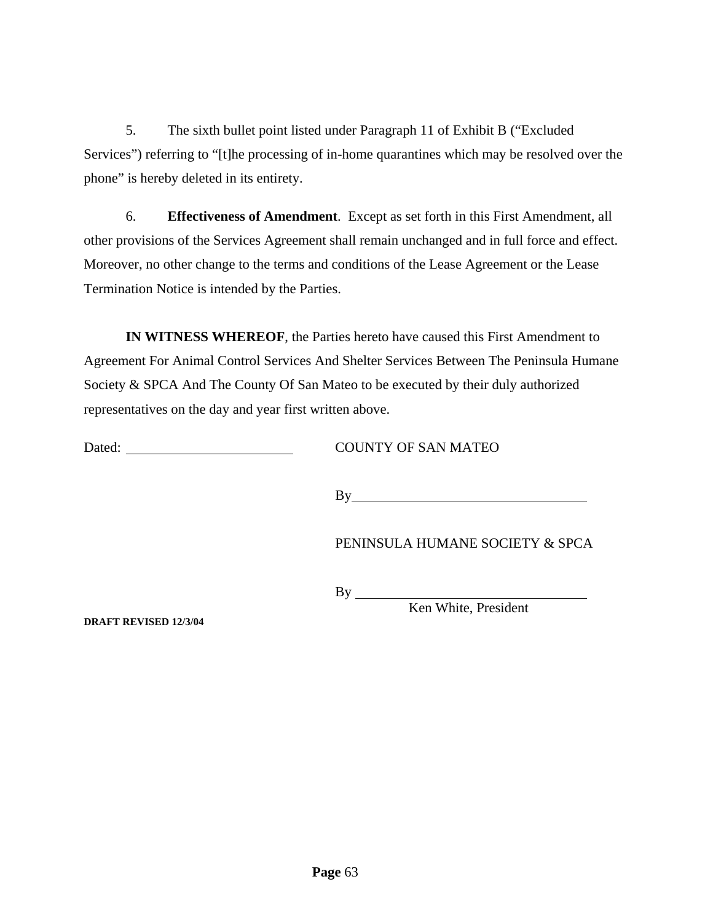5. The sixth bullet point listed under Paragraph 11 of Exhibit B ("Excluded Services") referring to "[t]he processing of in-home quarantines which may be resolved over the phone" is hereby deleted in its entirety.

6. **Effectiveness of Amendment**. Except as set forth in this First Amendment, all other provisions of the Services Agreement shall remain unchanged and in full force and effect. Moreover, no other change to the terms and conditions of the Lease Agreement or the Lease Termination Notice is intended by the Parties.

**IN WITNESS WHEREOF**, the Parties hereto have caused this First Amendment to Agreement For Animal Control Services And Shelter Services Between The Peninsula Humane Society & SPCA And The County Of San Mateo to be executed by their duly authorized representatives on the day and year first written above.

Dated: ________________________

COUNTY OF SAN MATEO

By ___________________________________

PENINSULA HUMANE SOCIETY & SPCA

By ___________________________________
Ken White, President

**DRAFT REVISED 12/3/04**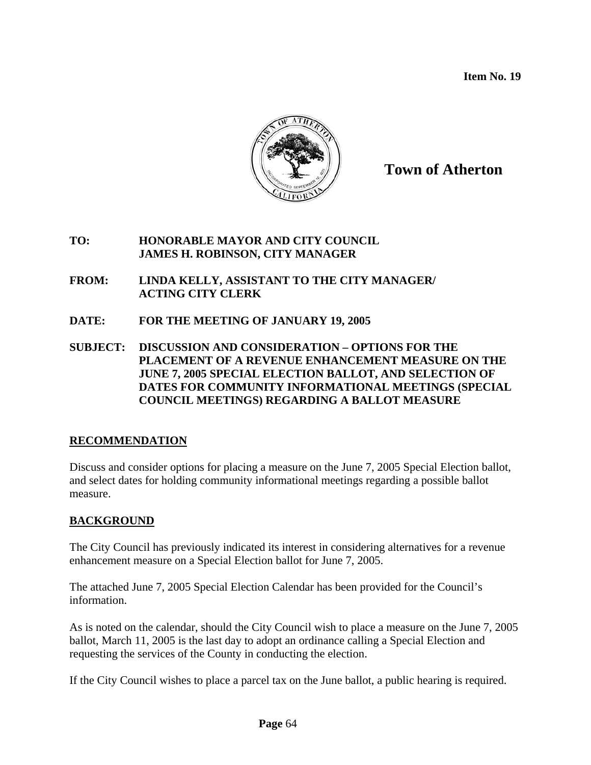**Item No. 19**

**Town of Atherton**

**TO:** HONORABLE MAYOR AND CITY COUNCIL
JAMES H. ROBINSON, CITY MANAGER

**FROM:** LINDA KELLY, ASSISTANT TO THE CITY MANAGER/
ACTING CITY CLERK

**DATE:** FOR THE MEETING OF JANUARY 19, 2005

**SUBJECT:** DISCUSSION AND CONSIDERATION – OPTIONS FOR THE PLACEMENT OF A REVENUE ENHANCEMENT MEASURE ON THE JUNE 7, 2005 SPECIAL ELECTION BALLOT, AND SELECTION OF DATES FOR COMMUNITY INFORMATIONAL MEETINGS (SPECIAL COUNCIL MEETINGS) REGARDING A BALLOT MEASURE

## RECOMMENDATION

Discuss and consider options for placing a measure on the June 7, 2005 Special Election ballot, and select dates for holding community informational meetings regarding a possible ballot measure.

## BACKGROUND

The City Council has previously indicated its interest in considering alternatives for a revenue enhancement measure on a Special Election ballot for June 7, 2005.

The attached June 7, 2005 Special Election Calendar has been provided for the Council's information.

As is noted on the calendar, should the City Council wish to place a measure on the June 7, 2005 ballot, March 11, 2005 is the last day to adopt an ordinance calling a Special Election and requesting the services of the County in conducting the election.

If the City Council wishes to place a parcel tax on the June ballot, a public hearing is required.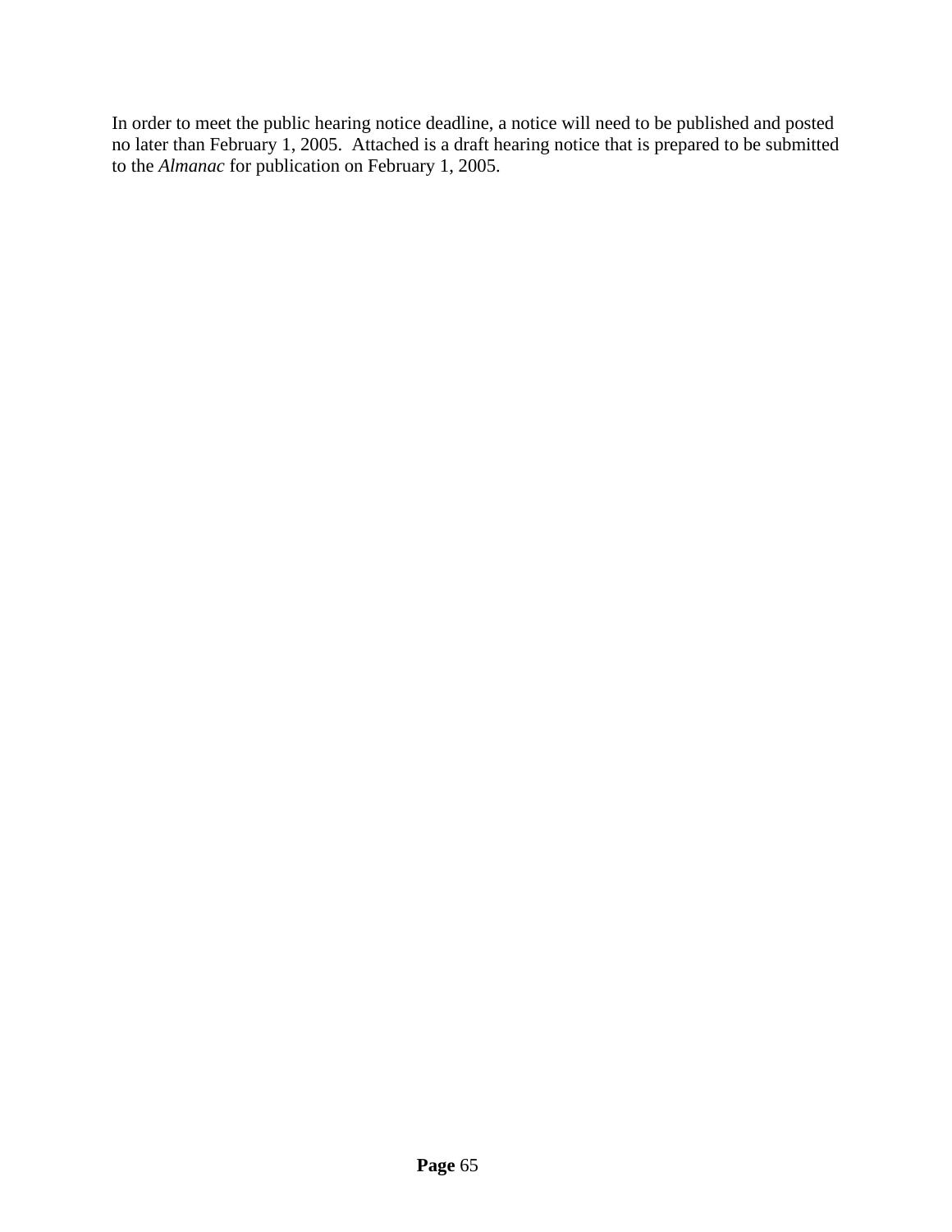In order to meet the public hearing notice deadline, a notice will need to be published and posted no later than February 1, 2005. Attached is a draft hearing notice that is prepared to be submitted to the *Almanac* for publication on February 1, 2005.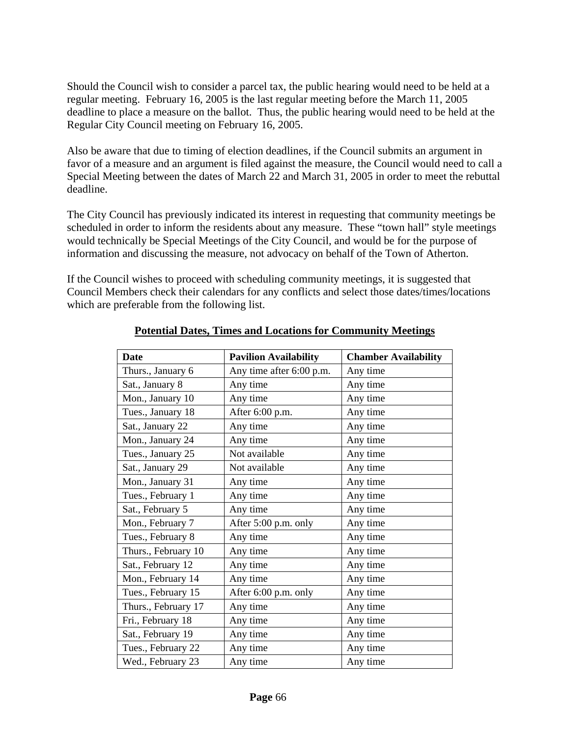Should the Council wish to consider a parcel tax, the public hearing would need to be held at a regular meeting. February 16, 2005 is the last regular meeting before the March 11, 2005 deadline to place a measure on the ballot. Thus, the public hearing would need to be held at the Regular City Council meeting on February 16, 2005.

Also be aware that due to timing of election deadlines, if the Council submits an argument in favor of a measure and an argument is filed against the measure, the Council would need to call a Special Meeting between the dates of March 22 and March 31, 2005 in order to meet the rebuttal deadline.

The City Council has previously indicated its interest in requesting that community meetings be scheduled in order to inform the residents about any measure. These "town hall" style meetings would technically be Special Meetings of the City Council, and would be for the purpose of information and discussing the measure, not advocacy on behalf of the Town of Atherton.

If the Council wishes to proceed with scheduling community meetings, it is suggested that Council Members check their calendars for any conflicts and select those dates/times/locations which are preferable from the following list.

**Potential Dates, Times and Locations for Community Meetings**

| Date | Pavilion Availability | Chamber Availability |
|---|---|---|
| Thurs., January 6 | Any time after 6:00 p.m. | Any time |
| Sat., January 8 | Any time | Any time |
| Mon., January 10 | Any time | Any time |
| Tues., January 18 | After 6:00 p.m. | Any time |
| Sat., January 22 | Any time | Any time |
| Mon., January 24 | Any time | Any time |
| Tues., January 25 | Not available | Any time |
| Sat., January 29 | Not available | Any time |
| Mon., January 31 | Any time | Any time |
| Tues., February 1 | Any time | Any time |
| Sat., February 5 | Any time | Any time |
| Mon., February 7 | After 5:00 p.m. only | Any time |
| Tues., February 8 | Any time | Any time |
| Thurs., February 10 | Any time | Any time |
| Sat., February 12 | Any time | Any time |
| Mon., February 14 | Any time | Any time |
| Tues., February 15 | After 6:00 p.m. only | Any time |
| Thurs., February 17 | Any time | Any time |
| Fri., February 18 | Any time | Any time |
| Sat., February 19 | Any time | Any time |
| Tues., February 22 | Any time | Any time |
| Wed., February 23 | Any time | Any time |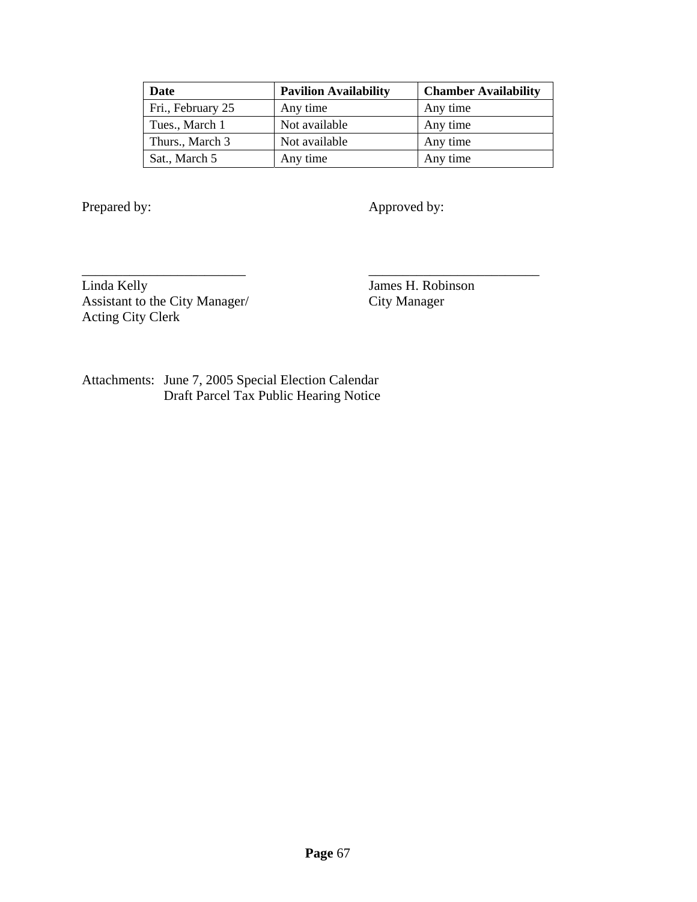| Date | Pavilion Availability | Chamber Availability |
| --- | --- | --- |
| Fri., February 25 | Any time | Any time |
| Tues., March 1 | Not available | Any time |
| Thurs., March 3 | Not available | Any time |
| Sat., March 5 | Any time | Any time |

Prepared by: Approved by:

_________________________ _________________________

Linda Kelly
Assistant to the City Manager/
Acting City Clerk

James H. Robinson
City Manager

Attachments: June 7, 2005 Special Election Calendar
Draft Parcel Tax Public Hearing Notice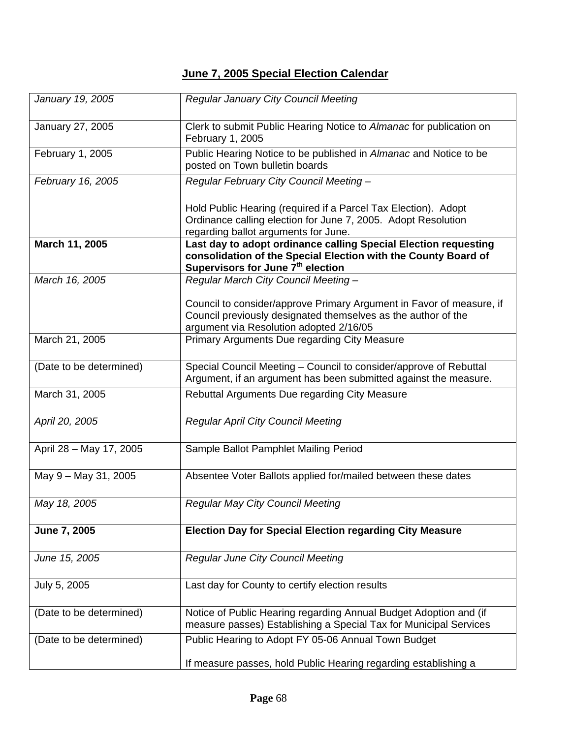## June 7, 2005 Special Election Calendar

| | |
|---|---|
| *January 19, 2005* | *Regular January City Council Meeting* |
| January 27, 2005 | Clerk to submit Public Hearing Notice to *Almanac* for publication on February 1, 2005 |
| February 1, 2005 | Public Hearing Notice to be published in *Almanac* and Notice to be posted on Town bulletin boards |
| *February 16, 2005* | *Regular February City Council Meeting –*<br><br>Hold Public Hearing (required if a Parcel Tax Election). Adopt Ordinance calling election for June 7, 2005. Adopt Resolution regarding ballot arguments for June. |
| **March 11, 2005** | **Last day to adopt ordinance calling Special Election requesting consolidation of the Special Election with the County Board of Supervisors for June 7th election** |
| *March 16, 2005* | *Regular March City Council Meeting –*<br><br>Council to consider/approve Primary Argument in Favor of measure, if Council previously designated themselves as the author of the argument via Resolution adopted 2/16/05 |
| March 21, 2005 | Primary Arguments Due regarding City Measure |
| (Date to be determined) | Special Council Meeting – Council to consider/approve of Rebuttal Argument, if an argument has been submitted against the measure. |
| March 31, 2005 | Rebuttal Arguments Due regarding City Measure |
| *April 20, 2005* | *Regular April City Council Meeting* |
| April 28 – May 17, 2005 | Sample Ballot Pamphlet Mailing Period |
| May 9 – May 31, 2005 | Absentee Voter Ballots applied for/mailed between these dates |
| *May 18, 2005* | *Regular May City Council Meeting* |
| **June 7, 2005** | **Election Day for Special Election regarding City Measure** |
| *June 15, 2005* | *Regular June City Council Meeting* |
| July 5, 2005 | Last day for County to certify election results |
| (Date to be determined) | Notice of Public Hearing regarding Annual Budget Adoption and (if measure passes) Establishing a Special Tax for Municipal Services |
| (Date to be determined) | Public Hearing to Adopt FY 05-06 Annual Town Budget<br><br>If measure passes, hold Public Hearing regarding establishing a |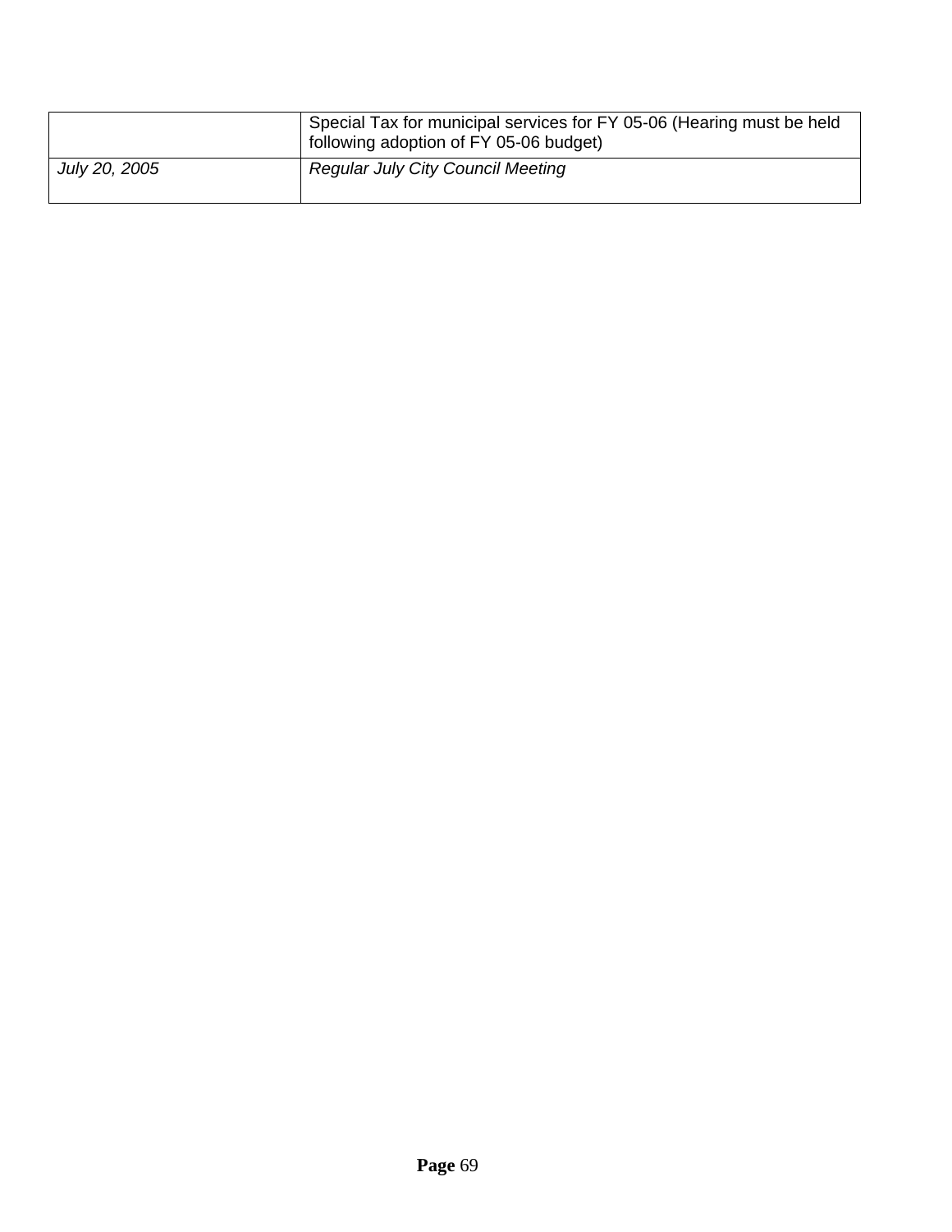|  |  |
| --- | --- |
|  | Special Tax for municipal services for FY 05-06 (Hearing must be held following adoption of FY 05-06 budget) |
| *July 20, 2005* | *Regular July City Council Meeting* |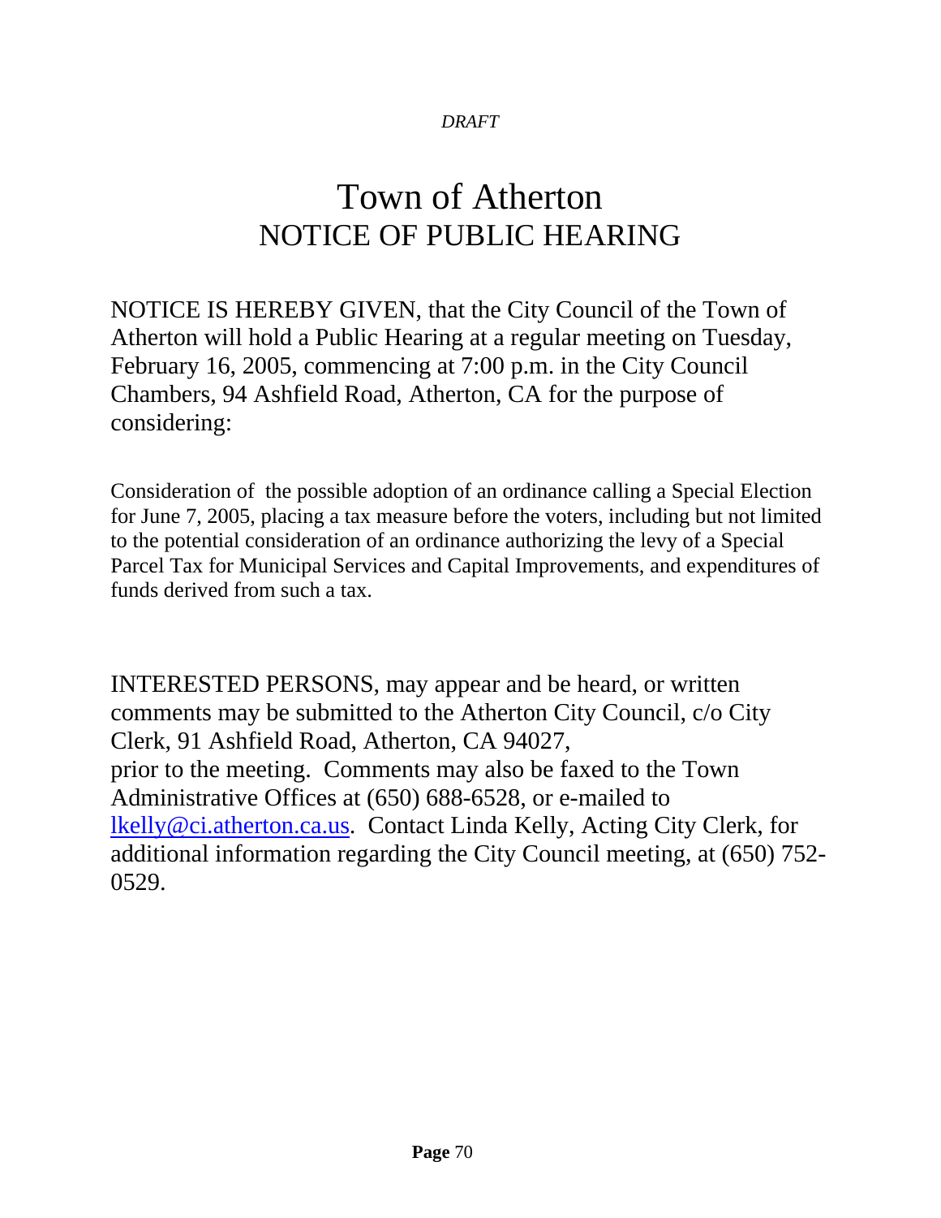*DRAFT*

# Town of Atherton

## NOTICE OF PUBLIC HEARING

NOTICE IS HEREBY GIVEN, that the City Council of the Town of Atherton will hold a Public Hearing at a regular meeting on Tuesday, February 16, 2005, commencing at 7:00 p.m. in the City Council Chambers, 94 Ashfield Road, Atherton, CA for the purpose of considering:

Consideration of the possible adoption of an ordinance calling a Special Election for June 7, 2005, placing a tax measure before the voters, including but not limited to the potential consideration of an ordinance authorizing the levy of a Special Parcel Tax for Municipal Services and Capital Improvements, and expenditures of funds derived from such a tax.

INTERESTED PERSONS, may appear and be heard, or written comments may be submitted to the Atherton City Council, c/o City Clerk, 91 Ashfield Road, Atherton, CA 94027,
prior to the meeting. Comments may also be faxed to the Town Administrative Offices at (650) 688-6528, or e-mailed to lkelly@ci.atherton.ca.us. Contact Linda Kelly, Acting City Clerk, for additional information regarding the City Council meeting, at (650) 752-0529.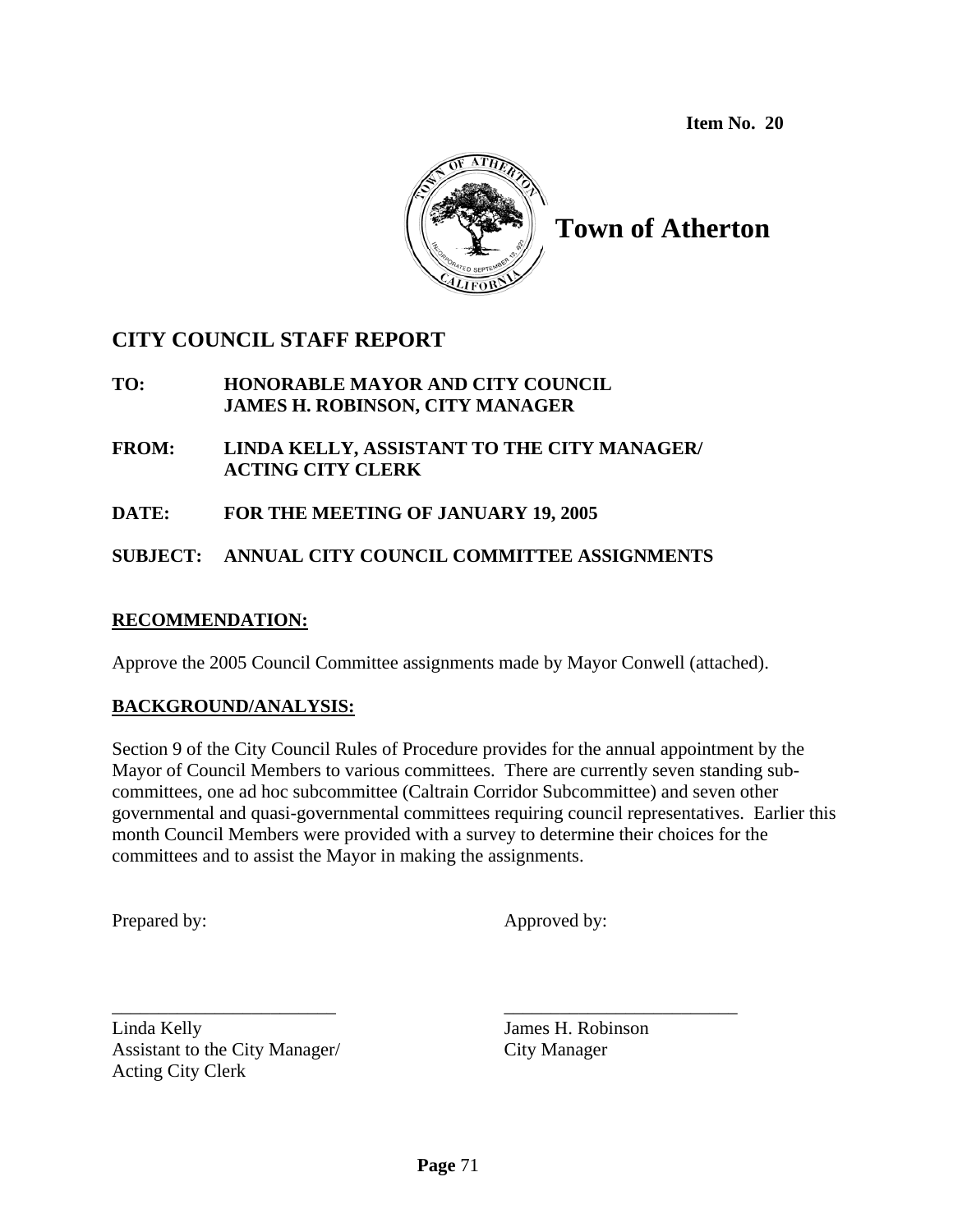**Item No. 20**

# Town of Atherton

## CITY COUNCIL STAFF REPORT

**TO:** **HONORABLE MAYOR AND CITY COUNCIL**
**JAMES H. ROBINSON, CITY MANAGER**

**FROM:** **LINDA KELLY, ASSISTANT TO THE CITY MANAGER/ ACTING CITY CLERK**

**DATE:** **FOR THE MEETING OF JANUARY 19, 2005**

**SUBJECT:** **ANNUAL CITY COUNCIL COMMITTEE ASSIGNMENTS**

**RECOMMENDATION:**

Approve the 2005 Council Committee assignments made by Mayor Conwell (attached).

**BACKGROUND/ANALYSIS:**

Section 9 of the City Council Rules of Procedure provides for the annual appointment by the Mayor of Council Members to various committees. There are currently seven standing sub-committees, one ad hoc subcommittee (Caltrain Corridor Subcommittee) and seven other governmental and quasi-governmental committees requiring council representatives. Earlier this month Council Members were provided with a survey to determine their choices for the committees and to assist the Mayor in making the assignments.

Prepared by:

\_\_\_\_\_\_\_\_\_\_\_\_\_\_\_\_\_\_\_\_\_\_\_\_

Linda Kelly
Assistant to the City Manager/
Acting City Clerk

Approved by:

\_\_\_\_\_\_\_\_\_\_\_\_\_\_\_\_\_\_\_\_\_\_\_\_

James H. Robinson
City Manager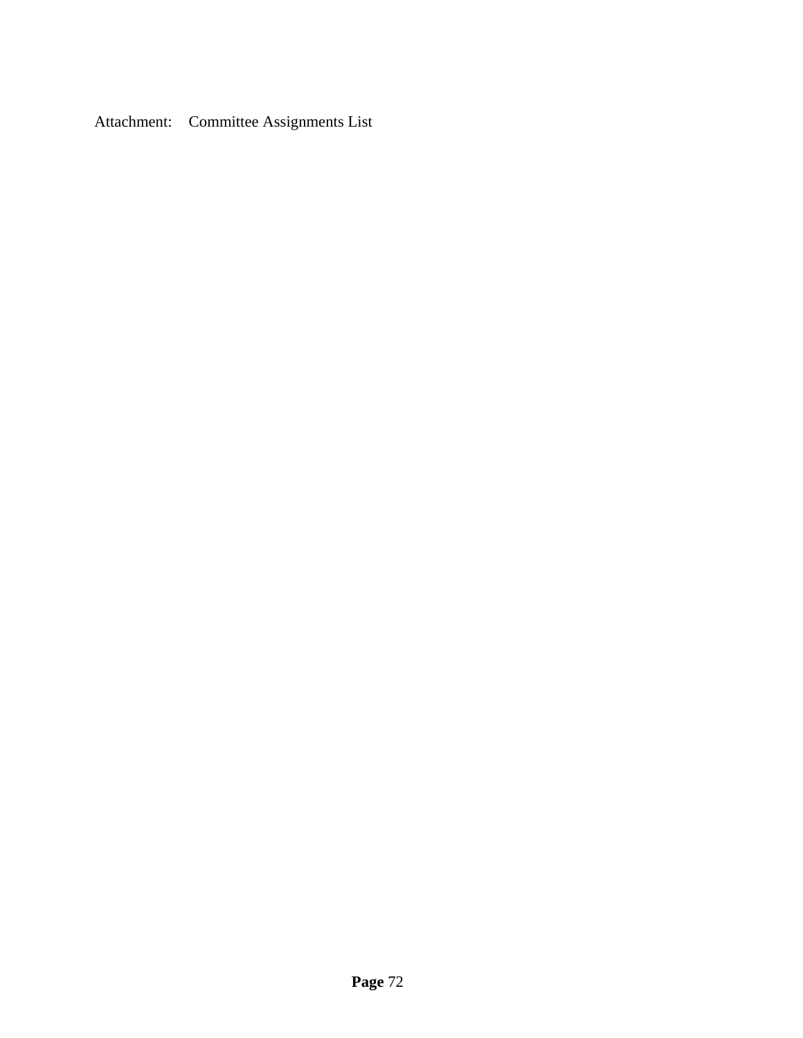Attachment: Committee Assignments List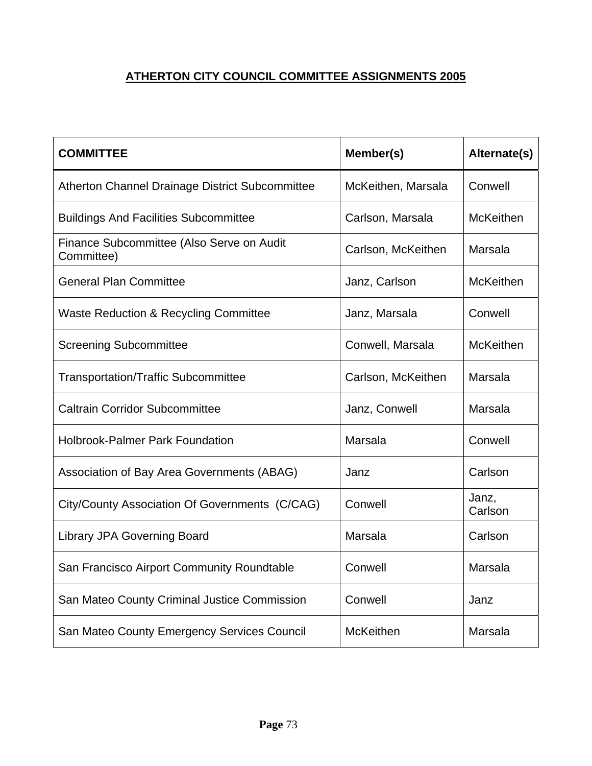# ATHERTON CITY COUNCIL COMMITTEE ASSIGNMENTS 2005

| COMMITTEE | Member(s) | Alternate(s) |
|---|---|---|
| Atherton Channel Drainage District Subcommittee | McKeithen, Marsala | Conwell |
| Buildings And Facilities Subcommittee | Carlson, Marsala | McKeithen |
| Finance Subcommittee (Also Serve on Audit Committee) | Carlson, McKeithen | Marsala |
| General Plan Committee | Janz, Carlson | McKeithen |
| Waste Reduction & Recycling Committee | Janz, Marsala | Conwell |
| Screening Subcommittee | Conwell, Marsala | McKeithen |
| Transportation/Traffic Subcommittee | Carlson, McKeithen | Marsala |
| Caltrain Corridor Subcommittee | Janz, Conwell | Marsala |
| Holbrook-Palmer Park Foundation | Marsala | Conwell |
| Association of Bay Area Governments (ABAG) | Janz | Carlson |
| City/County Association Of Governments (C/CAG) | Conwell | Janz, Carlson |
| Library JPA Governing Board | Marsala | Carlson |
| San Francisco Airport Community Roundtable | Conwell | Marsala |
| San Mateo County Criminal Justice Commission | Conwell | Janz |
| San Mateo County Emergency Services Council | McKeithen | Marsala |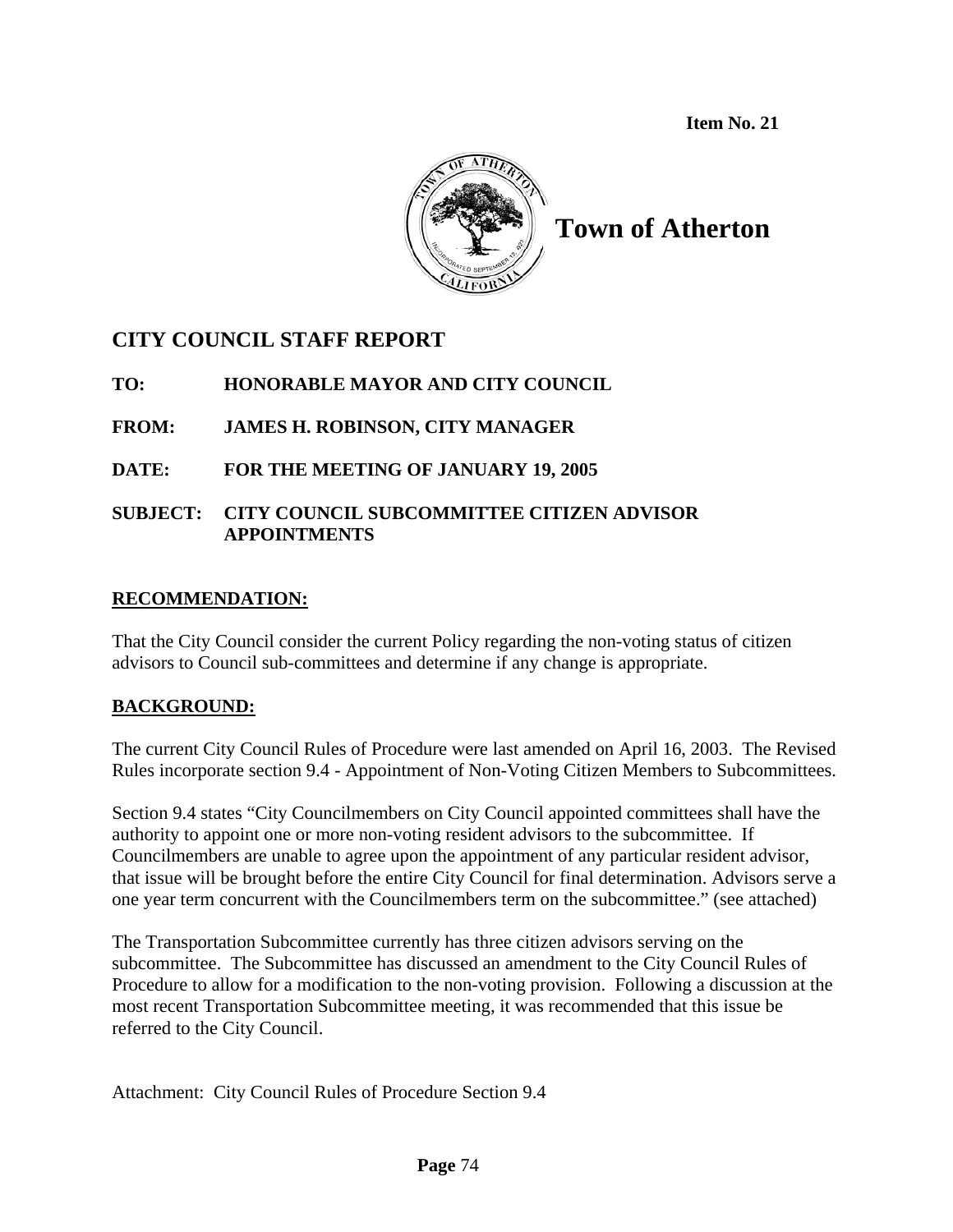Item No. 21

# Town of Atherton

## CITY COUNCIL STAFF REPORT

**TO:** HONORABLE MAYOR AND CITY COUNCIL

**FROM:** JAMES H. ROBINSON, CITY MANAGER

**DATE:** FOR THE MEETING OF JANUARY 19, 2005

**SUBJECT:** CITY COUNCIL SUBCOMMITTEE CITIZEN ADVISOR APPOINTMENTS

### RECOMMENDATION:

That the City Council consider the current Policy regarding the non-voting status of citizen advisors to Council sub-committees and determine if any change is appropriate.

### BACKGROUND:

The current City Council Rules of Procedure were last amended on April 16, 2003. The Revised Rules incorporate section 9.4 - Appointment of Non-Voting Citizen Members to Subcommittees.

Section 9.4 states "City Councilmembers on City Council appointed committees shall have the authority to appoint one or more non-voting resident advisors to the subcommittee. If Councilmembers are unable to agree upon the appointment of any particular resident advisor, that issue will be brought before the entire City Council for final determination. Advisors serve a one year term concurrent with the Councilmembers term on the subcommittee." (see attached)

The Transportation Subcommittee currently has three citizen advisors serving on the subcommittee. The Subcommittee has discussed an amendment to the City Council Rules of Procedure to allow for a modification to the non-voting provision. Following a discussion at the most recent Transportation Subcommittee meeting, it was recommended that this issue be referred to the City Council.

Attachment: City Council Rules of Procedure Section 9.4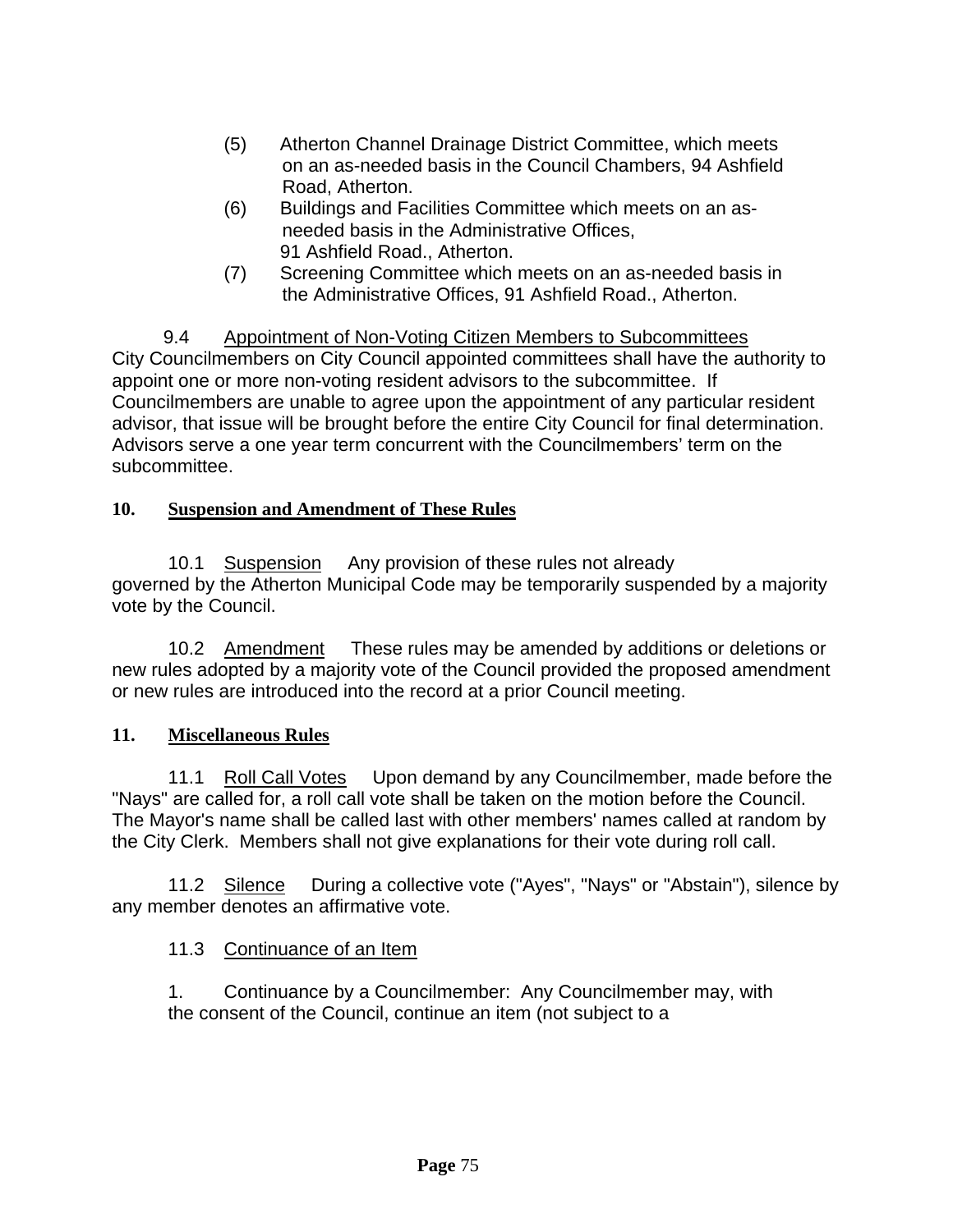(5) Atherton Channel Drainage District Committee, which meets on an as-needed basis in the Council Chambers, 94 Ashfield Road, Atherton.

(6) Buildings and Facilities Committee which meets on an as-needed basis in the Administrative Offices, 91 Ashfield Road., Atherton.

(7) Screening Committee which meets on an as-needed basis in the Administrative Offices, 91 Ashfield Road., Atherton.

9.4 Appointment of Non-Voting Citizen Members to Subcommittees
City Councilmembers on City Council appointed committees shall have the authority to appoint one or more non-voting resident advisors to the subcommittee. If Councilmembers are unable to agree upon the appointment of any particular resident advisor, that issue will be brought before the entire City Council for final determination. Advisors serve a one year term concurrent with the Councilmembers' term on the subcommittee.

## 10. Suspension and Amendment of These Rules

10.1 Suspension Any provision of these rules not already governed by the Atherton Municipal Code may be temporarily suspended by a majority vote by the Council.

10.2 Amendment These rules may be amended by additions or deletions or new rules adopted by a majority vote of the Council provided the proposed amendment or new rules are introduced into the record at a prior Council meeting.

## 11. Miscellaneous Rules

11.1 Roll Call Votes Upon demand by any Councilmember, made before the "Nays" are called for, a roll call vote shall be taken on the motion before the Council. The Mayor's name shall be called last with other members' names called at random by the City Clerk. Members shall not give explanations for their vote during roll call.

11.2 Silence During a collective vote ("Ayes", "Nays" or "Abstain"), silence by any member denotes an affirmative vote.

11.3 Continuance of an Item

1. Continuance by a Councilmember: Any Councilmember may, with the consent of the Council, continue an item (not subject to a